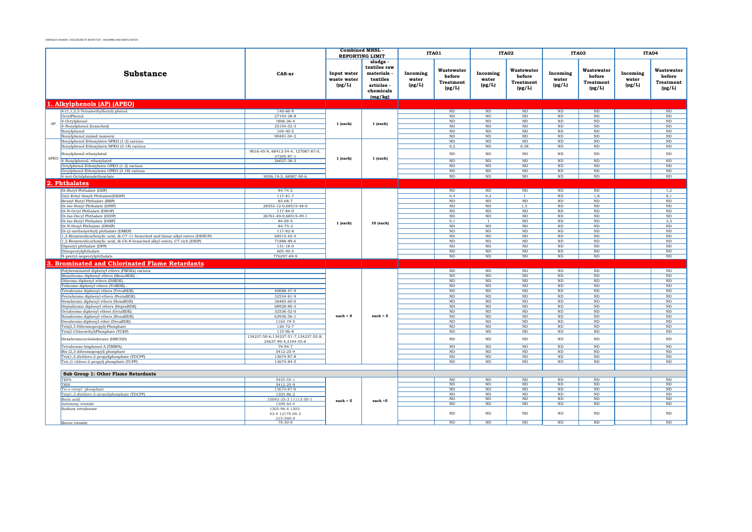| | Substance | CAS-nr | Combined MRSL - REPORTING LIMIT | | ITA01 | | ITA02 | | ITA03 | | ITA04 | |
|---|---|---|---|---|---|---|---|---|---|---|---|---|
| | | | Input water waste water (µg/L) | sludge - textiles raw materials - textiles articles - chemicals (mg/kg) | Incoming water (µg/L) | Wastewater before Treatment (µg/L) | Incoming water (µg/L) | Wastewater before Treatment (µg/L) | Incoming water (µg/L) | Wastewater before Treatment (µg/L) | Incoming water (µg/L) | Wastewater before Treatment (µg/L) |
| **1. Alkylphenols (AP) (APEO)** | | | | | | | | | | | | |
| AP | 4-(1,1,3,3-Tetramethylbutyl)-phenol | 140-66-9 | 1 (each) | 1 (each) | | ND | ND | ND | ND | ND | | ND |
| | OctylPhenol | 27193-28-8 | | | | ND | ND | ND | ND | ND | | ND |
| | 4-Octylphenol | 1806-26-4 | | | | ND | ND | ND | ND | ND | | ND |
| | 4-Nonylphenol (branched) | 25154-52-3 | | | | ND | ND | ND | ND | ND | | ND |
| | Nonylphenol | 104-40-5 | | | | ND | ND | ND | ND | ND | | ND |
| | Nonylphenol (mixed isomers) | 90481-04-2 | | | | ND | ND | ND | ND | ND | | ND |
| APEO | Nonylphenol Ethoxylates NPEO (1-2) various | | 1 (each) | 1 (each) | | ND | ND | ND | ND | ND | | ND |
| | Nonylphenol Ethoxylates NPEO (3-18) various | | | | | 0,2 | ND | 0,38 | ND | ND | | ND |
| | Nonylphenol ethoxylated | 9016-45-9, 68412-54-4, 127087-87-0, 37205-87-1 | | | | ND | ND | ND | ND | ND | | ND |
| | 4-Nonylphenol, ethoxylated | 26027-38-3 | | | | ND | ND | ND | ND | ND | | ND |
| | Octylphenol Ethoxylates OPEO (1-2) various | | | | | ND | ND | ND | ND | ND | | ND |
| | Octylphenol Ethoxylates OPEO (3-18) various | | | | | ND | ND | ND | ND | ND | | ND |
| | 4-tert-Octylphenolethoxylate | 9036-19-5, 68987-90-6 | | | | ND | ND | ND | ND | ND | | ND |
| **2. Phthalates** | | | | | | | | | | | | |
| | Di-Butyl Phthalate (DBP) | 84-74-2 | 1 (each) | 10 (each) | | ND | ND | ND | ND | ND | | 1,2 |
| | Di(2-Ethyl Hexyl) Phthalate(DEHP) | 117-81-7 | | | | 0,4 | 0,3 | 1 | ND | 1,8 | | 8,1 |
| | Benzyl Butyl Phthalate (BBP) | 85-68-7 | | | | ND | ND | ND | ND | ND | | ND |
| | Di-Iso-Nonyl Phthalate (DINP) | 28553-12-0,68515-48-0 | | | | ND | ND | 1,5 | ND | ND | | ND |
| | Di-N-Octyl Phthalate (DNOP) | 117-84-0 | | | | ND | ND | ND | ND | ND | | ND |
| | Di-Iso-Decyl Phthalate (DIDP) | 26761-40-0,68515-49-1 | | | | ND | ND | ND | ND | ND | | ND |
| | Di-Iso-Butyl Phthalate (DIBP) | 84-69-5 | | | | 0,1 | 1 | ND | ND | ND | | 3,3 |
| | Di-N-Hexyl Phthalate (DNHP) | 84-75-3 | | | | ND | ND | ND | ND | ND | | ND |
| | Di-(2-methoxyethyl) phthalate (DMEP) | 117-82-8 | | | | ND | ND | ND | ND | ND | | ND |
| | 1,2-Benzenedicarboxylic acid, di-C7-11-branched and linear alkyl esters (DHNUP) | 68515-42-4 | | | | ND | ND | ND | ND | ND | | ND |
| | 1,2-Benzenedicarboxylic acid, di-C6-8-branched alkyl esters, C7-rich (DIHP) | 71888-89-6 | | | | ND | ND | ND | ND | ND | | ND |
| | Dipentyl phthalate (DPP) | 131-18-0 | | | | ND | ND | ND | ND | ND | | ND |
| | Diisopentylphthalate | 605-50-5 | | | | ND | ND | ND | ND | ND | | ND |
| | N-pentyl-isopentylphthalate | 776297-69-9 | | | | ND | ND | ND | ND | ND | | ND |
| **3. Brominated and Chlorinated Flame Retardants** | | | | | | | | | | | | |
| | Polybrominated diphenyl ethers (PBDEs) various | | each = 5 | each = 5 | | ND | ND | ND | ND | ND | | ND |
| | Monobromo diphenyl ethers (MonoBDE) - | | | | | ND | ND | ND | ND | ND | | ND |
| | Dibromo diphenyl ethers (DiBDE) - | | | | | ND | ND | ND | ND | ND | | ND |
| | Tribromo diphenyl ethers (TriBDE) - | | | | | ND | ND | ND | ND | ND | | ND |
| | Tetrabromo diphenyl ethers (TetraBDE) | 40088-47-9 | | | | ND | ND | ND | ND | ND | | ND |
| | Pentabromo diphenyl ethers (PentaBDE) | 32534-81-9 | | | | ND | ND | ND | ND | ND | | ND |
| | Hexabromo diphenyl ethers (HexaBDE) | 36483-60-0 | | | | ND | ND | ND | ND | ND | | ND |
| | Heptabromo diphenyl ethers (HeptaBDE) | 68928-80-3 | | | | ND | ND | ND | ND | ND | | ND |
| | Octabromo diphenyl ethers (OctaBDE) | 32536-52-0 | | | | ND | ND | ND | ND | ND | | ND |
| | Nonabromo diphenyl ethers (NonaBDE) | 63936-56-1 | | | | ND | ND | ND | ND | ND | | ND |
| | Decabromo diphenyl ether (DecaBDE) | 1163-19-5 | | | | ND | ND | ND | ND | ND | | ND |
| | Tris(2,3-Dibromopropyl)-Phosphate | 126-72-7 | | | | ND | ND | ND | ND | ND | | ND |
| | Tris(2-Chloroethyl)Phosphate (TCEP) | 115-96-8 | | | | ND | ND | ND | ND | ND | | ND |
| | Hexabromocyclododecane (HBCDD) | 134237-50-6,134237-51-7,134237-52-8, 25637-99-4,3194-55-6 | | | | ND | ND | ND | ND | ND | | ND |
| | Tetrabromo-bisphenol A (TBBPA) | 79-94-7 | | | | ND | ND | ND | ND | ND | | ND |
| | Bis (2,3-dibromopropyl) phosphate | 5412-25-9 | | | | ND | ND | ND | ND | ND | | ND |
| | Tris(1,3-dichloro-2-propyl)phosphate (TDCPP) | 13674-87-8 | | | | ND | ND | ND | ND | ND | | ND |
| | Tris (1-chloro-2-propyl) phosphate (TCPP) | 13674-84-5 | | | | ND | ND | ND | ND | ND | | ND |
| **Sub Group 1: Other Flame Retardants** | | | | | | | | | | | | |
| | TEPA | 5455-55-1 | each = 5 | each =5 | | ND | ND | ND | ND | ND | | ND |
| | TRIS | 5412-25-9 | | | | ND | ND | ND | ND | ND | | ND |
| | Tri-o-cresyl phosphate | 13674-87-8 | | | | ND | ND | ND | ND | ND | | ND |
| | Tris(1,3-dichloro-2-propyl)phosphate (TDCPP) | 1303-86-2 | | | | ND | ND | ND | ND | ND | | ND |
| | Boric acid | 10043-35-3 11113-50-1 | | | | ND | ND | ND | ND | ND | | ND |
| | Antimony trioxide | 1309-64-4 | | | | ND | ND | ND | ND | ND | | ND |
| | Sodium tetraborate | 1303-96-4 1303-43-4 12179-04-3 215-540-4 | | | | ND | ND | ND | ND | ND | | ND |
| | Boron trioxide | 78-30-8 | | | | ND | ND | ND | ND | ND | | ND |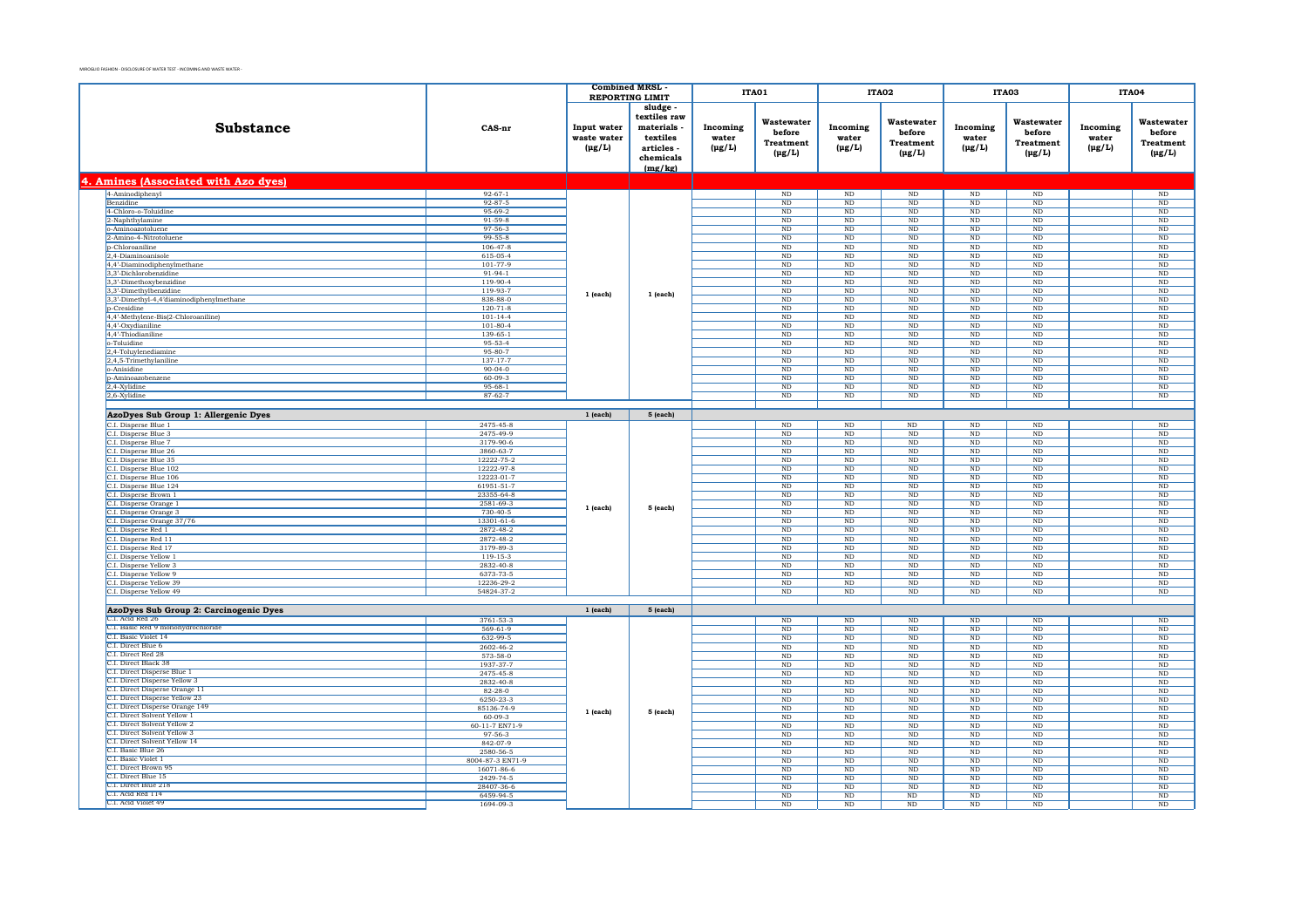MIROGLIO FASHION - DISCLOSURE OF WATER TEST - INCOMING AND WASTE WATER -

| Substance | CAS-nr | Combined MRSL - REPORTING LIMIT | | ITA01 | | ITA02 | | ITA03 | | ITA04 | |
|---|---|---|---|---|---|---|---|---|---|---|---|
| | | Input water waste water (µg/L) | sludge - textiles raw materials - textiles articles - chemicals (mg/kg) | Incoming water (µg/L) | Wastewater before Treatment (µg/L) | Incoming water (µg/L) | Wastewater before Treatment (µg/L) | Incoming water (µg/L) | Wastewater before Treatment (µg/L) | Incoming water (µg/L) | Wastewater before Treatment (µg/L) |
| **4. Amines (Associated with Azo dyes)** | | | | | | | | | | | |
| 4-Aminodiphenyl | 92-67-1 | 1 (each) | 1 (each) | | ND | ND | ND | ND | ND | | ND |
| Benzidine | 92-87-5 | | | | ND | ND | ND | ND | ND | | ND |
| 4-Chloro-o-Toluidine | 95-69-2 | | | | ND | ND | ND | ND | ND | | ND |
| 2-Naphthylamine | 91-59-8 | | | | ND | ND | ND | ND | ND | | ND |
| o-Aminoazotoluene | 97-56-3 | | | | ND | ND | ND | ND | ND | | ND |
| 2-Amino-4-Nitrotoluene | 99-55-8 | | | | ND | ND | ND | ND | ND | | ND |
| p-Chloroaniline | 106-47-8 | | | | ND | ND | ND | ND | ND | | ND |
| 2,4-Diaminoanisole | 615-05-4 | | | | ND | ND | ND | ND | ND | | ND |
| 4,4'-Diaminodiphenylmethane | 101-77-9 | | | | ND | ND | ND | ND | ND | | ND |
| 3,3'-Dichlorobenzidine | 91-94-1 | | | | ND | ND | ND | ND | ND | | ND |
| 3,3'-Dimethoxybenzidine | 119-90-4 | | | | ND | ND | ND | ND | ND | | ND |
| 3,3'-Dimethylbenzidine | 119-93-7 | | | | ND | ND | ND | ND | ND | | ND |
| 3,3'-Dimethyl-4,4'diaminodiphenylmethane | 838-88-0 | | | | ND | ND | ND | ND | ND | | ND |
| p-Cresidine | 120-71-8 | | | | ND | ND | ND | ND | ND | | ND |
| 4,4'-Methylene-Bis(2-Chloroaniline) | 101-14-4 | | | | ND | ND | ND | ND | ND | | ND |
| 4,4'-Oxydianiline | 101-80-4 | | | | ND | ND | ND | ND | ND | | ND |
| 4,4'-Thiodianiline | 139-65-1 | | | | ND | ND | ND | ND | ND | | ND |
| o-Toluidine | 95-53-4 | | | | ND | ND | ND | ND | ND | | ND |
| 2,4-Toluylenediamine | 95-80-7 | | | | ND | ND | ND | ND | ND | | ND |
| 2,4,5-Trimethylaniline | 137-17-7 | | | | ND | ND | ND | ND | ND | | ND |
| o-Anisidine | 90-04-0 | | | | ND | ND | ND | ND | ND | | ND |
| p-Aminoazobenzene | 60-09-3 | | | | ND | ND | ND | ND | ND | | ND |
| 2,4-Xylidine | 95-68-1 | | | | ND | ND | ND | ND | ND | | ND |
| 2,6-Xylidine | 87-62-7 | | | | ND | ND | ND | ND | ND | | ND |
| **AzoDyes Sub Group 1: Allergenic Dyes** | | 1 (each) | 5 (each) | | | | | | | | |
| C.I. Disperse Blue 1 | 2475-45-8 | 1 (each) | 5 (each) | | ND | ND | ND | ND | ND | | ND |
| C.I. Disperse Blue 3 | 2475-49-9 | | | | ND | ND | ND | ND | ND | | ND |
| C.I. Disperse Blue 7 | 3179-90-6 | | | | ND | ND | ND | ND | ND | | ND |
| C.I. Disperse Blue 26 | 3860-63-7 | | | | ND | ND | ND | ND | ND | | ND |
| C.I. Disperse Blue 35 | 12222-75-2 | | | | ND | ND | ND | ND | ND | | ND |
| C.I. Disperse Blue 102 | 12222-97-8 | | | | ND | ND | ND | ND | ND | | ND |
| C.I. Disperse Blue 106 | 12223-01-7 | | | | ND | ND | ND | ND | ND | | ND |
| C.I. Disperse Blue 124 | 61951-51-7 | | | | ND | ND | ND | ND | ND | | ND |
| C.I. Disperse Brown 1 | 23355-64-8 | | | | ND | ND | ND | ND | ND | | ND |
| C.I. Disperse Orange 1 | 2581-69-3 | | | | ND | ND | ND | ND | ND | | ND |
| C.I. Disperse Orange 3 | 730-40-5 | | | | ND | ND | ND | ND | ND | | ND |
| C.I. Disperse Orange 37/76 | 13301-61-6 | | | | ND | ND | ND | ND | ND | | ND |
| C.I. Disperse Red 1 | 2872-48-2 | | | | ND | ND | ND | ND | ND | | ND |
| C.I. Disperse Red 11 | 2872-48-2 | | | | ND | ND | ND | ND | ND | | ND |
| C.I. Disperse Red 17 | 3179-89-3 | | | | ND | ND | ND | ND | ND | | ND |
| C.I. Disperse Yellow 1 | 119-15-3 | | | | ND | ND | ND | ND | ND | | ND |
| C.I. Disperse Yellow 3 | 2832-40-8 | | | | ND | ND | ND | ND | ND | | ND |
| C.I. Disperse Yellow 9 | 6373-73-5 | | | | ND | ND | ND | ND | ND | | ND |
| C.I. Disperse Yellow 39 | 12236-29-2 | | | | ND | ND | ND | ND | ND | | ND |
| C.I. Disperse Yellow 49 | 54824-37-2 | | | | ND | ND | ND | ND | ND | | ND |
| **AzoDyes Sub Group 2: Carcinogenic Dyes** | | 1 (each) | 5 (each) | | | | | | | | |
| C.I. Acid Red 26 | 3761-53-3 | 1 (each) | 5 (each) | | ND | ND | ND | ND | ND | | ND |
| C.I. Basic Red 9 monohydrochloride | 569-61-9 | | | | ND | ND | ND | ND | ND | | ND |
| C.I. Basic Violet 14 | 632-99-5 | | | | ND | ND | ND | ND | ND | | ND |
| C.I. Direct Blue 6 | 2602-46-2 | | | | ND | ND | ND | ND | ND | | ND |
| C.I. Direct Red 28 | 573-58-0 | | | | ND | ND | ND | ND | ND | | ND |
| C.I. Direct Black 38 | 1937-37-7 | | | | ND | ND | ND | ND | ND | | ND |
| C.I. Direct Disperse Blue 1 | 2475-45-8 | | | | ND | ND | ND | ND | ND | | ND |
| C.I. Direct Disperse Yellow 3 | 2832-40-8 | | | | ND | ND | ND | ND | ND | | ND |
| C.I. Direct Disperse Orange 11 | 82-28-0 | | | | ND | ND | ND | ND | ND | | ND |
| C.I. Direct Disperse Yellow 23 | 6250-23-3 | | | | ND | ND | ND | ND | ND | | ND |
| C.I. Direct Disperse Orange 149 | 85136-74-9 | | | | ND | ND | ND | ND | ND | | ND |
| C.I. Direct Solvent Yellow 1 | 60-09-3 | | | | ND | ND | ND | ND | ND | | ND |
| C.I. Direct Solvent Yellow 2 | 60-11-7 EN71-9 | | | | ND | ND | ND | ND | ND | | ND |
| C.I. Direct Solvent Yellow 3 | 97-56-3 | | | | ND | ND | ND | ND | ND | | ND |
| C.I. Direct Solvent Yellow 14 | 842-07-9 | | | | ND | ND | ND | ND | ND | | ND |
| C.I. Basic Blue 26 | 2580-56-5 | | | | ND | ND | ND | ND | ND | | ND |
| C.I. Basic Violet 1 | 8004-87-3 EN71-9 | | | | ND | ND | ND | ND | ND | | ND |
| C.I. Direct Brown 95 | 16071-86-6 | | | | ND | ND | ND | ND | ND | | ND |
| C.I. Direct Blue 15 | 2429-74-5 | | | | ND | ND | ND | ND | ND | | ND |
| C.I. Direct Blue 218 | 28407-36-6 | | | | ND | ND | ND | ND | ND | | ND |
| C.I. Acid Red 114 | 6459-94-5 | | | | ND | ND | ND | ND | ND | | ND |
| C.I. Acid Violet 49 | 1694-09-3 | | | | ND | ND | ND | ND | ND | | ND |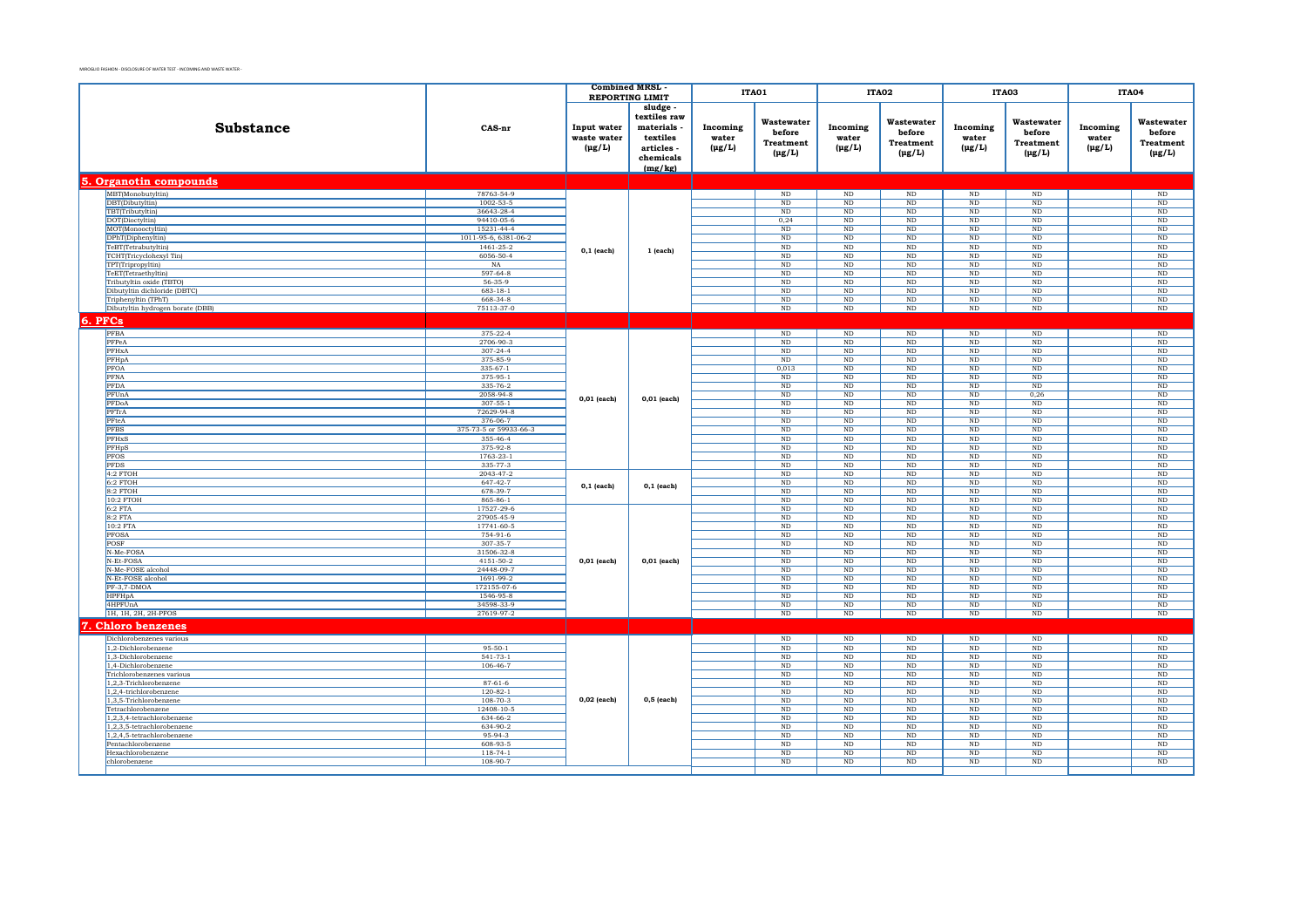| Substance | CAS-nr | Combined MRSL - REPORTING LIMIT Input water waste water (µg/L) | Combined MRSL - REPORTING LIMIT sludge - textiles raw materials - textiles articles - chemicals (mg/kg) | ITA01 Incoming water (µg/L) | ITA01 Wastewater before Treatment (µg/L) | ITA02 Incoming water (µg/L) | ITA02 Wastewater before Treatment (µg/L) | ITA03 Incoming water (µg/L) | ITA03 Wastewater before Treatment (µg/L) | ITA04 Incoming water (µg/L) | ITA04 Wastewater before Treatment (µg/L) |
|---|---|---|---|---|---|---|---|---|---|---|---|
| **5. Organotin compounds** | | | | | | | | | | | |
| MBT(Monobutyltin) | 78763-54-9 | 0,1 (each) | 1 (each) | | ND | ND | ND | ND | ND | | ND |
| DBT(Dibutyltin) | 1002-53-5 | | | | ND | ND | ND | ND | ND | | ND |
| TBT(Tributyltin) | 36643-28-4 | | | | ND | ND | ND | ND | ND | | ND |
| DOT(Dioctyltin) | 94410-05-6 | | | | 0,24 | ND | ND | ND | ND | | ND |
| MOT(Monooctyltin) | 15231-44-4 | | | | ND | ND | ND | ND | ND | | ND |
| DPhT(Diphenyltin) | 1011-95-6, 6381-06-2 | | | | ND | ND | ND | ND | ND | | ND |
| TeBT(Tetrabutyltin) | 1461-25-2 | | | | ND | ND | ND | ND | ND | | ND |
| TCHT(Tricyclohexyl Tin) | 6056-50-4 | | | | ND | ND | ND | ND | ND | | ND |
| TPT(Tripropyltin) | NA | | | | ND | ND | ND | ND | ND | | ND |
| TeET(Tetraethyltin) | 597-64-8 | | | | ND | ND | ND | ND | ND | | ND |
| Tributyltin oxide (TBTO) | 56-35-9 | | | | ND | ND | ND | ND | ND | | ND |
| Dibutyltin dichloride (DBTC) | 683-18-1 | | | | ND | ND | ND | ND | ND | | ND |
| Triphenyltin (TPhT) | 668-34-8 | | | | ND | ND | ND | ND | ND | | ND |
| Dibutyltin hydrogen borate (DBB) | 75113-37-0 | | | | ND | ND | ND | ND | ND | | ND |
| **6. PFCs** | | | | | | | | | | | |
| PFBA | 375-22-4 | 0,01 (each) | 0,01 (each) | | ND | ND | ND | ND | ND | | ND |
| PFPeA | 2706-90-3 | | | | ND | ND | ND | ND | ND | | ND |
| PFHxA | 307-24-4 | | | | ND | ND | ND | ND | ND | | ND |
| PFHpA | 375-85-9 | | | | ND | ND | ND | ND | ND | | ND |
| PFOA | 335-67-1 | | | | 0,013 | ND | ND | ND | ND | | ND |
| PFNA | 375-95-1 | | | | ND | ND | ND | ND | ND | | ND |
| PFDA | 335-76-2 | | | | ND | ND | ND | ND | ND | | ND |
| PFUnA | 2058-94-8 | | | | ND | ND | ND | ND | 0,26 | | ND |
| PFDoA | 307-55-1 | | | | ND | ND | ND | ND | ND | | ND |
| PFTrA | 72629-94-8 | | | | ND | ND | ND | ND | ND | | ND |
| PFteA | 376-06-7 | | | | ND | ND | ND | ND | ND | | ND |
| PFBS | 375-73-5 or 59933-66-3 | | | | ND | ND | ND | ND | ND | | ND |
| PFHxS | 355-46-4 | | | | ND | ND | ND | ND | ND | | ND |
| PFHpS | 375-92-8 | | | | ND | ND | ND | ND | ND | | ND |
| PFOS | 1763-23-1 | | | | ND | ND | ND | ND | ND | | ND |
| PFDS | 335-77-3 | | | | ND | ND | ND | ND | ND | | ND |
| 4:2 FTOH | 2043-47-2 | 0,1 (each) | 0,1 (each) | | ND | ND | ND | ND | ND | | ND |
| 6:2 FTOH | 647-42-7 | | | | ND | ND | ND | ND | ND | | ND |
| 8:2 FTOH | 678-39-7 | | | | ND | ND | ND | ND | ND | | ND |
| 10:2 FTOH | 865-86-1 | | | | ND | ND | ND | ND | ND | | ND |
| 6:2 FTA | 17527-29-6 | 0,01 (each) | 0,01 (each) | | ND | ND | ND | ND | ND | | ND |
| 8:2 FTA | 27905-45-9 | | | | ND | ND | ND | ND | ND | | ND |
| 10:2 FTA | 17741-60-5 | | | | ND | ND | ND | ND | ND | | ND |
| PFOSA | 754-91-6 | | | | ND | ND | ND | ND | ND | | ND |
| POSF | 307-35-7 | | | | ND | ND | ND | ND | ND | | ND |
| N-Me-FOSA | 31506-32-8 | | | | ND | ND | ND | ND | ND | | ND |
| N-Et-FOSA | 4151-50-2 | | | | ND | ND | ND | ND | ND | | ND |
| N-Me-FOSE alcohol | 24448-09-7 | | | | ND | ND | ND | ND | ND | | ND |
| N-Et-FOSE alcohol | 1691-99-2 | | | | ND | ND | ND | ND | ND | | ND |
| PF-3,7-DMOA | 172155-07-6 | | | | ND | ND | ND | ND | ND | | ND |
| HPFHpA | 1546-95-8 | | | | ND | ND | ND | ND | ND | | ND |
| 4HPFUnA | 34598-33-9 | | | | ND | ND | ND | ND | ND | | ND |
| 1H, 1H, 2H, 2H-PFOS | 27619-97-2 | | | | ND | ND | ND | ND | ND | | ND |
| **7. Chloro benzenes** | | | | | | | | | | | |
| Dichlorobenzenes various | | 0,02 (each) | 0,5 (each) | | ND | ND | ND | ND | ND | | ND |
| 1,2-Dichlorobenzene | 95-50-1 | | | | ND | ND | ND | ND | ND | | ND |
| 1,3-Dichlorobenzene | 541-73-1 | | | | ND | ND | ND | ND | ND | | ND |
| 1,4-Dichlorobenzene | 106-46-7 | | | | ND | ND | ND | ND | ND | | ND |
| Trichlorobenzenes various | | | | | ND | ND | ND | ND | ND | | ND |
| 1,2,3-Trichlorobenzene | 87-61-6 | | | | ND | ND | ND | ND | ND | | ND |
| 1,2,4-trichlorobenzene | 120-82-1 | | | | ND | ND | ND | ND | ND | | ND |
| 1,3,5-Trichlorobenzene | 108-70-3 | | | | ND | ND | ND | ND | ND | | ND |
| Tetrachlorobenzene | 12408-10-5 | | | | ND | ND | ND | ND | ND | | ND |
| 1,2,3,4-tetrachlorobenzene | 634-66-2 | | | | ND | ND | ND | ND | ND | | ND |
| 1,2,3,5-tetrachlorobenzene | 634-90-2 | | | | ND | ND | ND | ND | ND | | ND |
| 1,2,4,5-tetrachlorobenzene | 95-94-3 | | | | ND | ND | ND | ND | ND | | ND |
| Pentachlorobenzene | 608-93-5 | | | | ND | ND | ND | ND | ND | | ND |
| Hexachlorobenzene | 118-74-1 | | | | ND | ND | ND | ND | ND | | ND |
| chlorobenzene | 108-90-7 | | | | ND | ND | ND | ND | ND | | ND |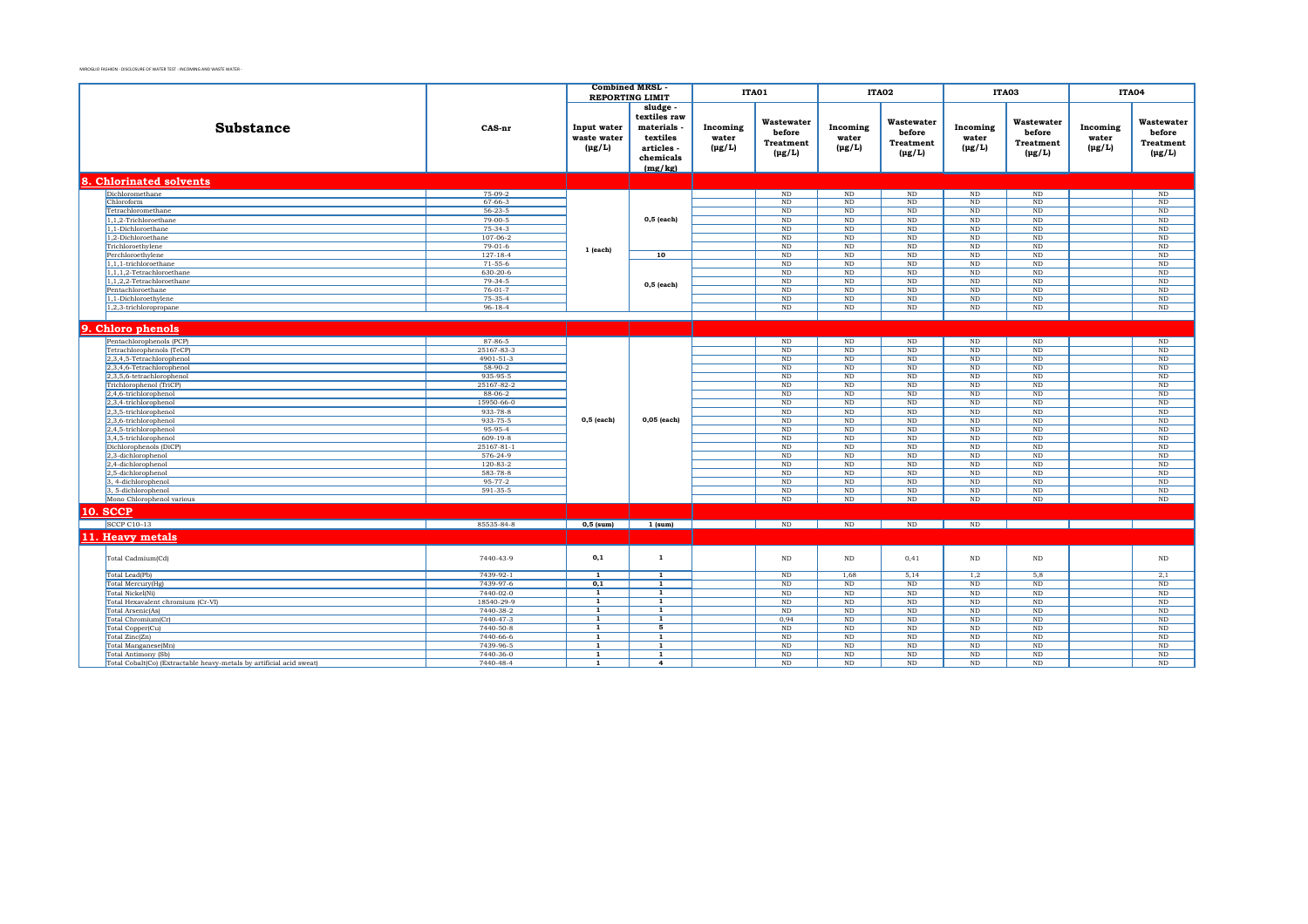| Substance | CAS-nr | Combined MRSL - REPORTING LIMIT | | ITA01 | | ITA02 | | ITA03 | | ITA04 | |
|---|---|---|---|---|---|---|---|---|---|---|---|
| | | Input water waste water (µg/L) | sludge - textiles raw materials - textiles articles - chemicals (mg/kg) | Incoming water (µg/L) | Wastewater before Treatment (µg/L) | Incoming water (µg/L) | Wastewater before Treatment (µg/L) | Incoming water (µg/L) | Wastewater before Treatment (µg/L) | Incoming water (µg/L) | Wastewater before Treatment (µg/L) |
| **8. Chlorinated solvents** | | | | | | | | | | | |
| Dichloromethane | 75-09-2 | 1 (each) | 0,5 (each) | | ND | ND | ND | ND | ND | | ND |
| Chloroform | 67-66-3 | | | | ND | ND | ND | ND | ND | | ND |
| Tetrachloromethane | 56-23-5 | | | | ND | ND | ND | ND | ND | | ND |
| 1,1,2-Trichloroethane | 79-00-5 | | | | ND | ND | ND | ND | ND | | ND |
| 1,1-Dichloroethane | 75-34-3 | | | | ND | ND | ND | ND | ND | | ND |
| 1,2-Dichloroethane | 107-06-2 | | | | ND | ND | ND | ND | ND | | ND |
| Trichloroethylene | 79-01-6 | | | | ND | ND | ND | ND | ND | | ND |
| Perchloroethylene | 127-18-4 | | 10 | | ND | ND | ND | ND | ND | | ND |
| 1,1,1-trichloroethane | 71-55-6 | | 0,5 (each) | | ND | ND | ND | ND | ND | | ND |
| 1,1,1,2-Tetrachloroethane | 630-20-6 | | | | ND | ND | ND | ND | ND | | ND |
| 1,1,2,2-Tetrachloroethane | 79-34-5 | | | | ND | ND | ND | ND | ND | | ND |
| Pentachloroethane | 76-01-7 | | | | ND | ND | ND | ND | ND | | ND |
| 1,1-Dichloroethylene | 75-35-4 | | | | ND | ND | ND | ND | ND | | ND |
| 1,2,3-trichloropropane | 96-18-4 | | | | ND | ND | ND | ND | ND | | ND |
| **9. Chloro phenols** | | | | | | | | | | | |
| Pentachlorophenols (PCP) | 87-86-5 | 0,5 (each) | 0,05 (each) | | ND | ND | ND | ND | ND | | ND |
| Tetrachlorophenols (TeCP) | 25167-83-3 | | | | ND | ND | ND | ND | ND | | ND |
| 2,3,4,5-Tetrachlorophenol | 4901-51-3 | | | | ND | ND | ND | ND | ND | | ND |
| 2,3,4,6-Tetrachlorophenol | 58-90-2 | | | | ND | ND | ND | ND | ND | | ND |
| 2,3,5,6-tetrachlorophenol | 935-95-5 | | | | ND | ND | ND | ND | ND | | ND |
| Trichlorophenol (TriCP) | 25167-82-2 | | | | ND | ND | ND | ND | ND | | ND |
| 2,4,6-trichlorophenol | 88-06-2 | | | | ND | ND | ND | ND | ND | | ND |
| 2,3,4-trichlorophenol | 15950-66-0 | | | | ND | ND | ND | ND | ND | | ND |
| 2,3,5-trichlorophenol | 933-78-8 | | | | ND | ND | ND | ND | ND | | ND |
| 2,3,6-trichlorophenol | 933-75-5 | | | | ND | ND | ND | ND | ND | | ND |
| 2,4,5-trichlorophenol | 95-95-4 | | | | ND | ND | ND | ND | ND | | ND |
| 3,4,5-trichlorophenol | 609-19-8 | | | | ND | ND | ND | ND | ND | | ND |
| Dichlorophenols (DiCP) | 25167-81-1 | | | | ND | ND | ND | ND | ND | | ND |
| 2,3-dichlorophenol | 576-24-9 | | | | ND | ND | ND | ND | ND | | ND |
| 2,4-dichlorophenol | 120-83-2 | | | | ND | ND | ND | ND | ND | | ND |
| 2,5-dichlorophenol | 583-78-8 | | | | ND | ND | ND | ND | ND | | ND |
| 3, 4-dichlorophenol | 95-77-2 | | | | ND | ND | ND | ND | ND | | ND |
| 3, 5-dichlorophenol | 591-35-5 | | | | ND | ND | ND | ND | ND | | ND |
| Mono Chlorophenol various | | | | | ND | ND | ND | ND | ND | | ND |
| **10. SCCP** | | | | | | | | | | | |
| SCCP C10-13 | 85535-84-8 | 0,5 (sum) | 1 (sum) | | ND | ND | ND | ND | | | |
| **11. Heavy metals** | | | | | | | | | | | |
| Total Cadmium(Cd) | 7440-43-9 | 0,1 | 1 | | ND | ND | 0,41 | ND | ND | | ND |
| Total Lead(Pb) | 7439-92-1 | 1 | 1 | | ND | 1,68 | 5,14 | 1,2 | 5,8 | | 2,1 |
| Total Mercury(Hg) | 7439-97-6 | 0,1 | 1 | | ND | ND | ND | ND | ND | | ND |
| Total Nickel(Ni) | 7440-02-0 | 1 | 1 | | ND | ND | ND | ND | ND | | ND |
| Total Hexavalent chromium (Cr-VI) | 18540-29-9 | 1 | 1 | | ND | ND | ND | ND | ND | | ND |
| Total Arsenic(As) | 7440-38-2 | 1 | 1 | | ND | ND | ND | ND | ND | | ND |
| Total Chromium(Cr) | 7440-47-3 | 1 | 1 | | 0,94 | ND | ND | ND | ND | | ND |
| Total Copper(Cu) | 7440-50-8 | 1 | 5 | | ND | ND | ND | ND | ND | | ND |
| Total Zinc(Zn) | 7440-66-6 | 1 | 1 | | ND | ND | ND | ND | ND | | ND |
| Total Manganese(Mn) | 7439-96-5 | 1 | 1 | | ND | ND | ND | ND | ND | | ND |
| Total Antimony (Sb) | 7440-36-0 | 1 | 1 | | ND | ND | ND | ND | ND | | ND |
| Total Cobalt(Co) (Extractable heavy-metals by artificial acid sweat) | 7440-48-4 | 1 | 4 | | ND | ND | ND | ND | ND | | ND |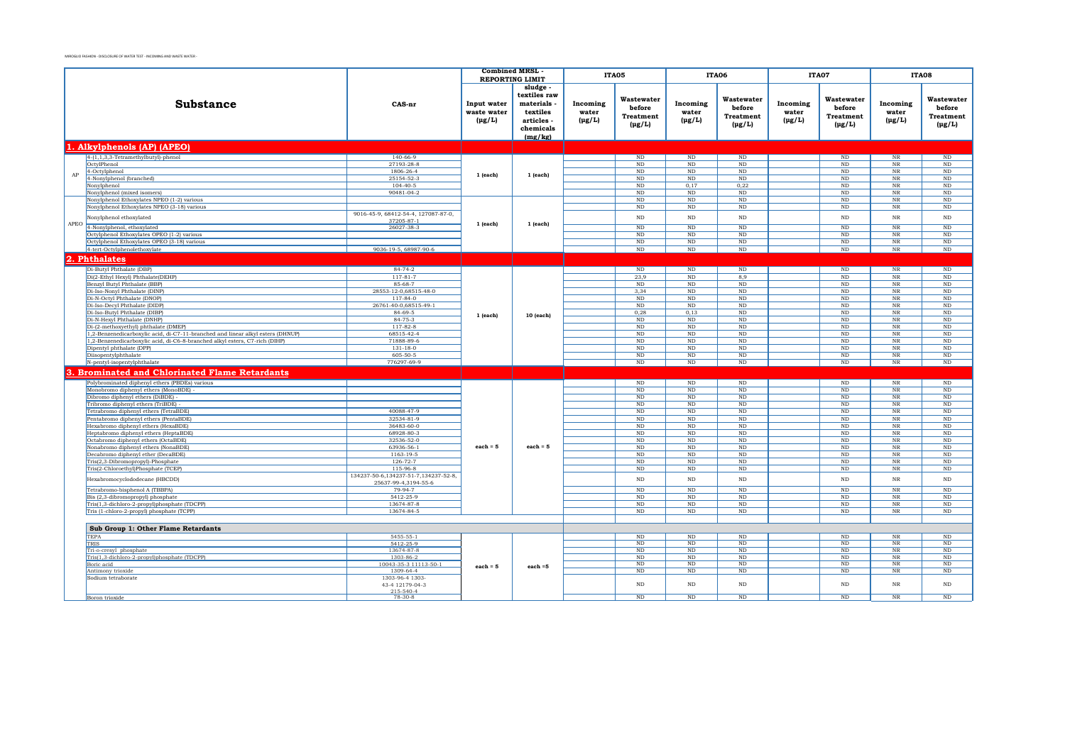| | Substance | CAS-nr | Combined MRSL - REPORTING LIMIT | | ITA05 | | ITA06 | | ITA07 | | ITA08 | |
|---|---|---|---|---|---|---|---|---|---|---|---|---|
| | | | Input water waste water (µg/L) | sludge - textiles raw materials - textiles articles - chemicals (mg/kg) | Incoming water (µg/L) | Wastewater before Treatment (µg/L) | Incoming water (µg/L) | Wastewater before Treatment (µg/L) | Incoming water (µg/L) | Wastewater before Treatment (µg/L) | Incoming water (µg/L) | Wastewater before Treatment (µg/L) |
| **1. Alkylphenols (AP) (APEO)** | | | | | | | | | | | | |
| AP | 4-(1,1,3,3-Tetramethylbutyl)-phenol | 140-66-9 | 1 (each) | 1 (each) | | ND | ND | ND | | ND | NR | ND |
| AP | OctylPhenol | 27193-28-8 | | | | ND | ND | ND | | ND | NR | ND |
| AP | 4-Octylphenol | 1806-26-4 | | | | ND | ND | ND | | ND | NR | ND |
| AP | 4-Nonylphenol (branched) | 25154-52-3 | | | | ND | ND | ND | | ND | NR | ND |
| AP | Nonylphenol | 104-40-5 | | | | ND | 0,17 | 0,22 | | ND | NR | ND |
| AP | Nonylphenol (mixed isomers) | 90481-04-2 | | | | ND | ND | ND | | ND | NR | ND |
| APEO | Nonylphenol Ethoxylates NPEO (1-2) various | | 1 (each) | 1 (each) | | ND | ND | ND | | ND | NR | ND |
| APEO | Nonylphenol Ethoxylates NPEO (3-18) various | | | | | ND | ND | ND | | ND | NR | ND |
| APEO | Nonylphenol ethoxylated | 9016-45-9, 68412-54-4, 127087-87-0, 37205-87-1 | | | | ND | ND | ND | | ND | NR | ND |
| APEO | 4-Nonylphenol, ethoxylated | 26027-38-3 | | | | ND | ND | ND | | ND | NR | ND |
| APEO | Octylphenol Ethoxylates OPEO (1-2) various | | | | | ND | ND | ND | | ND | NR | ND |
| APEO | Octylphenol Ethoxylates OPEO (3-18) various | | | | | ND | ND | ND | | ND | NR | ND |
| APEO | 4-tert-Octylphenolethoxylate | 9036-19-5, 68987-90-6 | | | | ND | ND | ND | | ND | NR | ND |
| **2. Phthalates** | | | | | | | | | | | | |
| | Di-Butyl Phthalate (DBP) | 84-74-2 | 1 (each) | 10 (each) | | ND | ND | ND | | ND | NR | ND |
| | Di(2-Ethyl Hexyl) Phthalate(DEHP) | 117-81-7 | | | | 23,9 | ND | 8,9 | | ND | NR | ND |
| | Benzyl Butyl Phthalate (BBP) | 85-68-7 | | | | ND | ND | ND | | ND | NR | ND |
| | Di-Iso-Nonyl Phthalate (DINP) | 28553-12-0,68515-48-0 | | | | 3,34 | ND | ND | | ND | NR | ND |
| | Di-N-Octyl Phthalate (DNOP) | 117-84-0 | | | | ND | ND | ND | | ND | NR | ND |
| | Di-Iso-Decyl Phthalate (DIDP) | 26761-40-0,68515-49-1 | | | | ND | ND | ND | | ND | NR | ND |
| | Di-Iso-Butyl Phthalate (DIBP) | 84-69-5 | | | | 0,28 | 0,13 | ND | | ND | NR | ND |
| | Di-N-Hexyl Phthalate (DNHP) | 84-75-3 | | | | ND | ND | ND | | ND | NR | ND |
| | Di-(2-methoxyethyl) phthalate (DMEP) | 117-82-8 | | | | ND | ND | ND | | ND | NR | ND |
| | 1,2-Benzenedicarboxylic acid, di-C7-11-branched and linear alkyl esters (DHNUP) | 68515-42-4 | | | | ND | ND | ND | | ND | NR | ND |
| | 1,2-Benzenedicarboxylic acid, di-C6-8-branched alkyl esters, C7-rich (DIHP) | 71888-89-6 | | | | ND | ND | ND | | ND | NR | ND |
| | Dipentyl phthalate (DPP) | 131-18-0 | | | | ND | ND | ND | | ND | NR | ND |
| | Diisopentylphthalate | 605-50-5 | | | | ND | ND | ND | | ND | NR | ND |
| | N-pentyl-isopentylphthalate | 776297-69-9 | | | | ND | ND | ND | | ND | NR | ND |
| **3. Brominated and Chlorinated Flame Retardants** | | | | | | | | | | | | |
| | Polybrominated diphenyl ethers (PBDEs) various | | each = 5 | each = 5 | | ND | ND | ND | | ND | NR | ND |
| | Monobromo diphenyl ethers (MonoBDE) - | | | | | ND | ND | ND | | ND | NR | ND |
| | Dibromo diphenyl ethers (DiBDE) - | | | | | ND | ND | ND | | ND | NR | ND |
| | Tribromo diphenyl ethers (TriBDE) - | | | | | ND | ND | ND | | ND | NR | ND |
| | Tetrabromo diphenyl ethers (TetraBDE) | 40088-47-9 | | | | ND | ND | ND | | ND | NR | ND |
| | Pentabromo diphenyl ethers (PentaBDE) | 32534-81-9 | | | | ND | ND | ND | | ND | NR | ND |
| | Hexabromo diphenyl ethers (HexaBDE) | 36483-60-0 | | | | ND | ND | ND | | ND | NR | ND |
| | Heptabromo diphenyl ethers (HeptaBDE) | 68928-80-3 | | | | ND | ND | ND | | ND | NR | ND |
| | Octabromo diphenyl ethers (OctaBDE) | 32536-52-0 | | | | ND | ND | ND | | ND | NR | ND |
| | Nonabromo diphenyl ethers (NonaBDE) | 63936-56-1 | | | | ND | ND | ND | | ND | NR | ND |
| | Decabromo diphenyl ether (DecaBDE) | 1163-19-5 | | | | ND | ND | ND | | ND | NR | ND |
| | Tris(2,3-Dibromopropyl)-Phosphate | 126-72-7 | | | | ND | ND | ND | | ND | NR | ND |
| | Tris(2-Chloroethyl)Phosphate (TCEP) | 115-96-8 | | | | ND | ND | ND | | ND | NR | ND |
| | Hexabromocyclododecane (HBCDD) | 134237-50-6,134237-51-7,134237-52-8, 25637-99-4,3194-55-6 | | | | ND | ND | ND | | ND | NR | ND |
| | Tetrabromo-bisphenol A (TBBPA) | 79-94-7 | | | | ND | ND | ND | | ND | NR | ND |
| | Bis (2,3-dibromopropyl) phosphate | 5412-25-9 | | | | ND | ND | ND | | ND | NR | ND |
| | Tris(1,3-dichloro-2-propyl)phosphate (TDCPP) | 13674-87-8 | | | | ND | ND | ND | | ND | NR | ND |
| | Tris (1-chloro-2-propyl) phosphate (TCPP) | 13674-84-5 | | | | ND | ND | ND | | ND | NR | ND |
| **Sub Group 1: Other Flame Retardants** | | | | | | | | | | | | |
| | TEPA | 5455-55-1 | each = 5 | each =5 | | ND | ND | ND | | ND | NR | ND |
| | TRIS | 5412-25-9 | | | | ND | ND | ND | | ND | NR | ND |
| | Tri-o-cresyl phosphate | 13674-87-8 | | | | ND | ND | ND | | ND | NR | ND |
| | Tris(1,3-dichloro-2-propyl)phosphate (TDCPP) | 1303-86-2 | | | | ND | ND | ND | | ND | NR | ND |
| | Boric acid | 10043-35-3 11113-50-1 | | | | ND | ND | ND | | ND | NR | ND |
| | Antimony trioxide | 1309-64-4 | | | | ND | ND | ND | | ND | NR | ND |
| | Sodium tetraborate | 1303-96-4 1303-43-4 12179-04-3 215-540-4 | | | | ND | ND | ND | | ND | NR | ND |
| | Boron trioxide | 78-30-8 | | | | ND | ND | ND | | ND | NR | ND |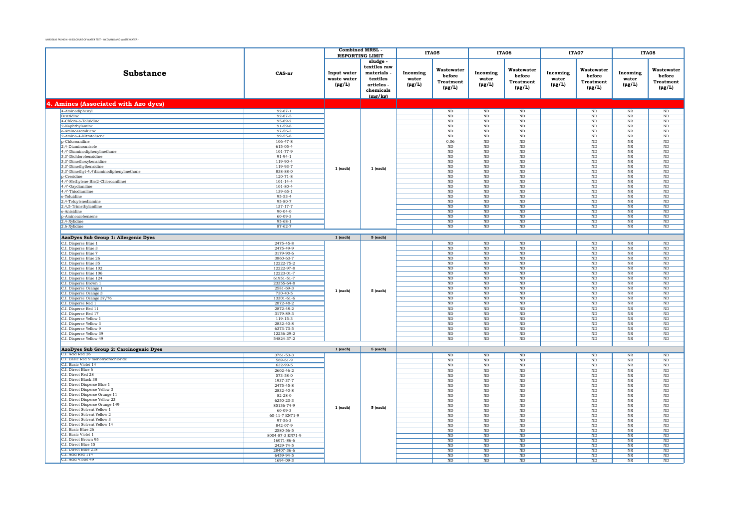MIROGLIO FASHION - DISCLOSURE OF WATER TEST - INCOMING AND WASTE WATER -

| Substance | CAS-nr | Combined MRSL - REPORTING LIMIT | | ITA05 | | ITA06 | | ITA07 | | ITA08 | |
|---|---|---|---|---|---|---|---|---|---|---|---|
| | | Input water waste water (µg/L) | sludge - textiles raw materials - textiles articles - chemicals (mg/kg) | Incoming water (µg/L) | Wastewater before Treatment (µg/L) | Incoming water (µg/L) | Wastewater before Treatment (µg/L) | Incoming water (µg/L) | Wastewater before Treatment (µg/L) | Incoming water (µg/L) | Wastewater before Treatment (µg/L) |
| **4. Amines (Associated with Azo dyes)** | | | | | | | | | | | |
| 4-Aminodiphenyl | 92-67-1 | 1 (each) | 1 (each) | | ND | ND | ND | | ND | NR | ND |
| Benzidine | 92-87-5 | | | | ND | ND | ND | | ND | NR | ND |
| 4-Chloro-o-Toluidine | 95-69-2 | | | | ND | ND | ND | | ND | NR | ND |
| 2-Naphthylamine | 91-59-8 | | | | ND | ND | ND | | ND | NR | ND |
| o-Aminoazotoluene | 97-56-3 | | | | ND | ND | ND | | ND | NR | ND |
| 2-Amino-4-Nitrotoluene | 99-55-8 | | | | ND | ND | ND | | ND | NR | ND |
| p-Chloroaniline | 106-47-8 | | | | 0,06 | ND | ND | | ND | NR | ND |
| 2,4-Diaminoanisole | 615-05-4 | | | | ND | ND | ND | | ND | NR | ND |
| 4,4'-Diaminodiphenylmethane | 101-77-9 | | | | ND | ND | ND | | ND | NR | ND |
| 3,3'-Dichlorobenzidine | 91-94-1 | | | | ND | ND | ND | | ND | NR | ND |
| 3,3'-Dimethoxybenzidine | 119-90-4 | | | | ND | ND | ND | | ND | NR | ND |
| 3,3'-Dimethylbenzidine | 119-93-7 | | | | ND | ND | ND | | ND | NR | ND |
| 3,3'-Dimethyl-4,4'diaminodiphenylmethane | 838-88-0 | | | | ND | ND | ND | | ND | NR | ND |
| p-Cresidine | 120-71-8 | | | | ND | ND | ND | | ND | NR | ND |
| 4,4'-Methylene-Bis(2-Chloroaniline) | 101-14-4 | | | | ND | ND | ND | | ND | NR | ND |
| 4,4'-Oxydianiline | 101-80-4 | | | | ND | ND | ND | | ND | NR | ND |
| 4,4'-Thiodianiline | 139-65-1 | | | | ND | ND | ND | | ND | NR | ND |
| o-Toluidine | 95-53-4 | | | | ND | ND | ND | | ND | NR | ND |
| 2,4-Toluylenediamine | 95-80-7 | | | | ND | ND | ND | | ND | NR | ND |
| 2,4,5-Trimethylaniline | 137-17-7 | | | | ND | ND | ND | | ND | NR | ND |
| o-Anisidine | 90-04-0 | | | | ND | ND | ND | | ND | NR | ND |
| p-Aminoazobenzene | 60-09-3 | | | | ND | ND | ND | | ND | NR | ND |
| 2,4-Xylidine | 95-68-1 | | | | ND | ND | ND | | ND | NR | ND |
| 2,6-Xylidine | 87-62-7 | | | | ND | ND | ND | | ND | NR | ND |
| **AzoDyes Sub Group 1: Allergenic Dyes** | | 1 (each) | 5 (each) | | | | | | | | |
| C.I. Disperse Blue 1 | 2475-45-8 | 1 (each) | 5 (each) | | ND | ND | ND | | ND | NR | ND |
| C.I. Disperse Blue 3 | 2475-49-9 | | | | ND | ND | ND | | ND | NR | ND |
| C.I. Disperse Blue 7 | 3179-90-6 | | | | ND | ND | ND | | ND | NR | ND |
| C.I. Disperse Blue 26 | 3860-63-7 | | | | ND | ND | ND | | ND | NR | ND |
| C.I. Disperse Blue 35 | 12222-75-2 | | | | ND | ND | ND | | ND | NR | ND |
| C.I. Disperse Blue 102 | 12222-97-8 | | | | ND | ND | ND | | ND | NR | ND |
| C.I. Disperse Blue 106 | 12223-01-7 | | | | ND | ND | ND | | ND | NR | ND |
| C.I. Disperse Blue 124 | 61951-51-7 | | | | ND | ND | ND | | ND | NR | ND |
| C.I. Disperse Brown 1 | 23355-64-8 | | | | ND | ND | ND | | ND | NR | ND |
| C.I. Disperse Orange 1 | 2581-69-3 | | | | ND | ND | ND | | ND | NR | ND |
| C.I. Disperse Orange 3 | 730-40-5 | | | | ND | ND | ND | | ND | NR | ND |
| C.I. Disperse Orange 37/76 | 13301-61-6 | | | | ND | ND | ND | | ND | NR | ND |
| C.I. Disperse Red 1 | 2872-48-2 | | | | ND | ND | ND | | ND | NR | ND |
| C.I. Disperse Red 11 | 2872-48-2 | | | | ND | ND | ND | | ND | NR | ND |
| C.I. Disperse Red 17 | 3179-89-3 | | | | ND | ND | ND | | ND | NR | ND |
| C.I. Disperse Yellow 1 | 119-15-3 | | | | ND | ND | ND | | ND | NR | ND |
| C.I. Disperse Yellow 3 | 2832-40-8 | | | | ND | ND | ND | | ND | NR | ND |
| C.I. Disperse Yellow 9 | 6373-73-5 | | | | ND | ND | ND | | ND | NR | ND |
| C.I. Disperse Yellow 39 | 12236-29-2 | | | | ND | ND | ND | | ND | NR | ND |
| C.I. Disperse Yellow 49 | 54824-37-2 | | | | ND | ND | ND | | ND | NR | ND |
| **AzoDyes Sub Group 2: Carcinogenic Dyes** | | 1 (each) | 5 (each) | | | | | | | | |
| C.I. Acid Red 26 | 3761-53-3 | 1 (each) | 5 (each) | | ND | ND | ND | | ND | NR | ND |
| C.I. Basic Red 9 monohydrochloride | 569-61-9 | | | | ND | ND | ND | | ND | NR | ND |
| C.I. Basic Violet 14 | 632-99-5 | | | | ND | ND | ND | | ND | NR | ND |
| C.I. Direct Blue 6 | 2602-46-2 | | | | ND | ND | ND | | ND | NR | ND |
| C.I. Direct Red 28 | 573-58-0 | | | | ND | ND | ND | | ND | NR | ND |
| C.I. Direct Black 38 | 1937-37-7 | | | | ND | ND | ND | | ND | NR | ND |
| C.I. Direct Disperse Blue 1 | 2475-45-8 | | | | ND | ND | ND | | ND | NR | ND |
| C.I. Direct Disperse Yellow 3 | 2832-40-8 | | | | ND | ND | ND | | ND | NR | ND |
| C.I. Direct Disperse Orange 11 | 82-28-0 | | | | ND | ND | ND | | ND | NR | ND |
| C.I. Direct Disperse Yellow 23 | 6250-23-3 | | | | ND | ND | ND | | ND | NR | ND |
| C.I. Direct Disperse Orange 149 | 85136-74-9 | | | | ND | ND | ND | | ND | NR | ND |
| C.I. Direct Solvent Yellow 1 | 60-09-3 | | | | ND | ND | ND | | ND | NR | ND |
| C.I. Direct Solvent Yellow 2 | 60-11-7 EN71-9 | | | | ND | ND | ND | | ND | NR | ND |
| C.I. Direct Solvent Yellow 3 | 97-56-3 | | | | ND | ND | ND | | ND | NR | ND |
| C.I. Direct Solvent Yellow 14 | 842-07-9 | | | | ND | ND | ND | | ND | NR | ND |
| C.I. Basic Blue 26 | 2580-56-5 | | | | ND | ND | ND | | ND | NR | ND |
| C.I. Basic Violet 1 | 8004-87-3 EN71-9 | | | | ND | ND | ND | | ND | NR | ND |
| C.I. Direct Brown 95 | 16071-86-6 | | | | ND | ND | ND | | ND | NR | ND |
| C.I. Direct Blue 15 | 2429-74-5 | | | | ND | ND | ND | | ND | NR | ND |
| C.I. Direct Blue 218 | 28407-36-6 | | | | ND | ND | ND | | ND | NR | ND |
| C.I. Acid Red 114 | 6459-94-5 | | | | ND | ND | ND | | ND | NR | ND |
| C.I. Acid Violet 49 | 1694-09-3 | | | | ND | ND | ND | | ND | NR | ND |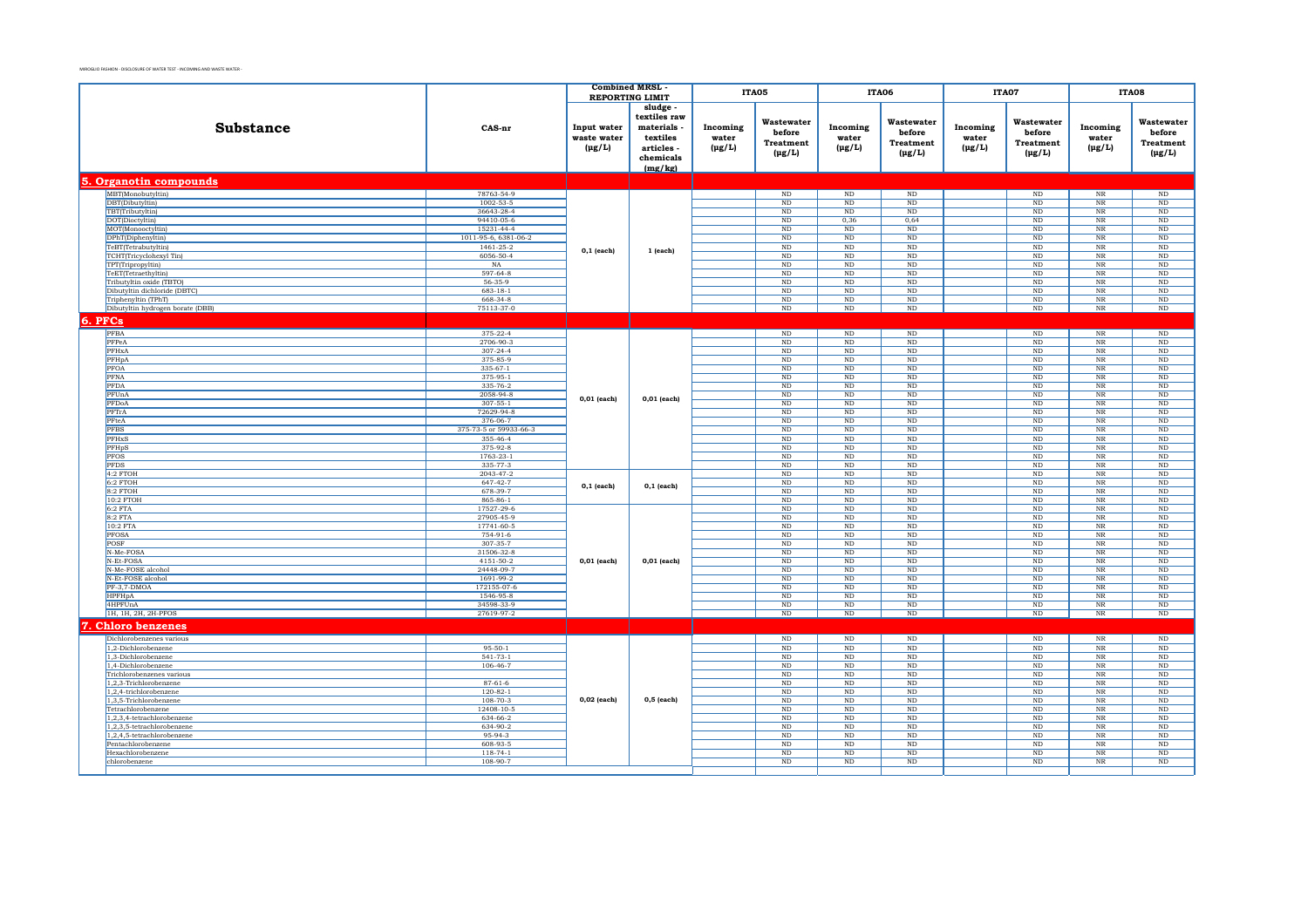MIROGLIO FASHION - DISCLOSURE OF WATER TEST - INCOMING AND WASTE WATER -

| Substance | CAS-nr | Combined MRSL - REPORTING LIMIT | | ITA05 | | ITA06 | | ITA07 | | ITA08 | |
|---|---|---|---|---|---|---|---|---|---|---|---|
| | | Input water waste water (μg/L) | sludge - textiles raw materials - textiles articles - chemicals (mg/kg) | Incoming water (μg/L) | Wastewater before Treatment (μg/L) | Incoming water (μg/L) | Wastewater before Treatment (μg/L) | Incoming water (μg/L) | Wastewater before Treatment (μg/L) | Incoming water (μg/L) | Wastewater before Treatment (μg/L) |
| **5. Organotin compounds** | | | | | | | | | | | |
| MBT(Monobutyltin) | 78763-54-9 | 0,1 (each) | 1 (each) | | ND | ND | ND | | ND | NR | ND |
| DBT(Dibutyltin) | 1002-53-5 | | | | ND | ND | ND | | ND | NR | ND |
| TBT(Tributyltin) | 36643-28-4 | | | | ND | ND | ND | | ND | NR | ND |
| DOT(Dioctyltin) | 94410-05-6 | | | | ND | 0,36 | 0,64 | | ND | NR | ND |
| MOT(Monooctyltin) | 15231-44-4 | | | | ND | ND | ND | | ND | NR | ND |
| DPhT(Diphenyltin) | 1011-95-6, 6381-06-2 | | | | ND | ND | ND | | ND | NR | ND |
| TeBT(Tetrabutyltin) | 1461-25-2 | | | | ND | ND | ND | | ND | NR | ND |
| TCHT(Tricyclohexyl Tin) | 6056-50-4 | | | | ND | ND | ND | | ND | NR | ND |
| TPT(Tripropyltin) | NA | | | | ND | ND | ND | | ND | NR | ND |
| TeET(Tetraethyltin) | 597-64-8 | | | | ND | ND | ND | | ND | NR | ND |
| Tributyltin oxide (TBTO) | 56-35-9 | | | | ND | ND | ND | | ND | NR | ND |
| Dibutyltin dichloride (DBTC) | 683-18-1 | | | | ND | ND | ND | | ND | NR | ND |
| Triphenyltin (TPhT) | 668-34-8 | | | | ND | ND | ND | | ND | NR | ND |
| Dibutyltin hydrogen borate (DBB) | 75113-37-0 | | | | ND | ND | ND | | ND | NR | ND |
| **6. PFCs** | | | | | | | | | | | |
| PFBA | 375-22-4 | 0,01 (each) | 0,01 (each) | | ND | ND | ND | | ND | NR | ND |
| PFPeA | 2706-90-3 | | | | ND | ND | ND | | ND | NR | ND |
| PFHxA | 307-24-4 | | | | ND | ND | ND | | ND | NR | ND |
| PFHpA | 375-85-9 | | | | ND | ND | ND | | ND | NR | ND |
| PFOA | 335-67-1 | | | | ND | ND | ND | | ND | NR | ND |
| PFNA | 375-95-1 | | | | ND | ND | ND | | ND | NR | ND |
| PFDA | 335-76-2 | | | | ND | ND | ND | | ND | NR | ND |
| PFUnA | 2058-94-8 | | | | ND | ND | ND | | ND | NR | ND |
| PFDoA | 307-55-1 | | | | ND | ND | ND | | ND | NR | ND |
| PFTrA | 72629-94-8 | | | | ND | ND | ND | | ND | NR | ND |
| PFteA | 376-06-7 | | | | ND | ND | ND | | ND | NR | ND |
| PFBS | 375-73-5 or 59933-66-3 | | | | ND | ND | ND | | ND | NR | ND |
| PFHxS | 355-46-4 | | | | ND | ND | ND | | ND | NR | ND |
| PFHpS | 375-92-8 | | | | ND | ND | ND | | ND | NR | ND |
| PFOS | 1763-23-1 | | | | ND | ND | ND | | ND | NR | ND |
| PFDS | 335-77-3 | | | | ND | ND | ND | | ND | NR | ND |
| 4:2 FTOH | 2043-47-2 | 0,1 (each) | 0,1 (each) | | ND | ND | ND | | ND | NR | ND |
| 6:2 FTOH | 647-42-7 | | | | ND | ND | ND | | ND | NR | ND |
| 8:2 FTOH | 678-39-7 | | | | ND | ND | ND | | ND | NR | ND |
| 10:2 FTOH | 865-86-1 | | | | ND | ND | ND | | ND | NR | ND |
| 6:2 FTA | 17527-29-6 | 0,01 (each) | 0,01 (each) | | ND | ND | ND | | ND | NR | ND |
| 8:2 FTA | 27905-45-9 | | | | ND | ND | ND | | ND | NR | ND |
| 10:2 FTA | 17741-60-5 | | | | ND | ND | ND | | ND | NR | ND |
| PFOSA | 754-91-6 | | | | ND | ND | ND | | ND | NR | ND |
| POSF | 307-35-7 | | | | ND | ND | ND | | ND | NR | ND |
| N-Me-FOSA | 31506-32-8 | | | | ND | ND | ND | | ND | NR | ND |
| N-Et-FOSA | 4151-50-2 | | | | ND | ND | ND | | ND | NR | ND |
| N-Me-FOSE alcohol | 24448-09-7 | | | | ND | ND | ND | | ND | NR | ND |
| N-Et-FOSE alcohol | 1691-99-2 | | | | ND | ND | ND | | ND | NR | ND |
| PF-3,7-DMOA | 172155-07-6 | | | | ND | ND | ND | | ND | NR | ND |
| HPFHpA | 1546-95-8 | | | | ND | ND | ND | | ND | NR | ND |
| 4HPFUnA | 34598-33-9 | | | | ND | ND | ND | | ND | NR | ND |
| 1H, 1H, 2H, 2H-PFOS | 27619-97-2 | | | | ND | ND | ND | | ND | NR | ND |
| **7. Chloro benzenes** | | | | | | | | | | | |
| Dichlorobenzenes various | | 0,02 (each) | 0,5 (each) | | ND | ND | ND | | ND | NR | ND |
| 1,2-Dichlorobenzene | 95-50-1 | | | | ND | ND | ND | | ND | NR | ND |
| 1,3-Dichlorobenzene | 541-73-1 | | | | ND | ND | ND | | ND | NR | ND |
| 1,4-Dichlorobenzene | 106-46-7 | | | | ND | ND | ND | | ND | NR | ND |
| Trichlorobenzenes various | | | | | ND | ND | ND | | ND | NR | ND |
| 1,2,3-Trichlorobenzene | 87-61-6 | | | | ND | ND | ND | | ND | NR | ND |
| 1,2,4-trichlorobenzene | 120-82-1 | | | | ND | ND | ND | | ND | NR | ND |
| 1,3,5-Trichlorobenzene | 108-70-3 | | | | ND | ND | ND | | ND | NR | ND |
| Tetrachlorobenzene | 12408-10-5 | | | | ND | ND | ND | | ND | NR | ND |
| 1,2,3,4-tetrachlorobenzene | 634-66-2 | | | | ND | ND | ND | | ND | NR | ND |
| 1,2,3,5-tetrachlorobenzene | 634-90-2 | | | | ND | ND | ND | | ND | NR | ND |
| 1,2,4,5-tetrachlorobenzene | 95-94-3 | | | | ND | ND | ND | | ND | NR | ND |
| Pentachlorobenzene | 608-93-5 | | | | ND | ND | ND | | ND | NR | ND |
| Hexachlorobenzene | 118-74-1 | | | | ND | ND | ND | | ND | NR | ND |
| chlorobenzene | 108-90-7 | | | | ND | ND | ND | | ND | NR | ND |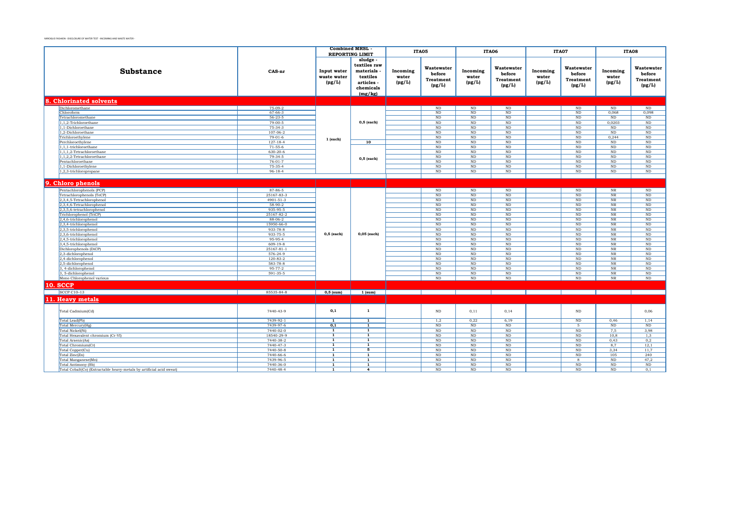MIROGLIO FASHION - DISCLOSURE OF WATER TEST - INCOMING AND WASTE WATER -

| Substance | CAS-nr | Combined MRSL - REPORTING LIMIT | | ITA05 | | ITA06 | | ITA07 | | ITA08 | |
|---|---|---|---|---|---|---|---|---|---|---|---|
| | | Input water waste water (µg/L) | sludge - textiles raw materials - textiles articles - chemicals (mg/kg) | Incoming water (µg/L) | Wastewater before Treatment (µg/L) | Incoming water (µg/L) | Wastewater before Treatment (µg/L) | Incoming water (µg/L) | Wastewater before Treatment (µg/L) | Incoming water (µg/L) | Wastewater before Treatment (µg/L) |
| **8. Chlorinated solvents** | | | | | | | | | | | |
| Dichloromethane | 75-09-2 | 1 (each) | 0,5 (each) | | ND | ND | ND | | ND | ND | ND |
| Chloroform | 67-66-3 | | | | ND | ND | ND | | ND | 0,068 | 0,098 |
| Tetrachloromethane | 56-23-5 | | | | ND | ND | ND | | ND | ND | ND |
| 1,1,2-Trichloroethane | 79-00-5 | | | | ND | ND | ND | | ND | 0,0203 | ND |
| 1,1-Dichloroethane | 75-34-3 | | | | ND | ND | ND | | ND | ND | ND |
| 1,2-Dichloroethane | 107-06-2 | | | | ND | ND | ND | | ND | ND | ND |
| Trichloroethylene | 79-01-6 | | | | ND | ND | ND | | ND | 0,244 | ND |
| Perchloroethylene | 127-18-4 | | 10 | | ND | ND | ND | | ND | ND | ND |
| 1,1,1-trichloroethane | 71-55-6 | | 0,5 (each) | | ND | ND | ND | | ND | ND | ND |
| 1,1,1,2-Tetrachloroethane | 630-20-6 | | | | ND | ND | ND | | ND | ND | ND |
| 1,1,2,2-Tetrachloroethane | 79-34-5 | | | | ND | ND | ND | | ND | ND | ND |
| Pentachloroethane | 76-01-7 | | | | ND | ND | ND | | ND | ND | ND |
| 1,1-Dichloroethylene | 75-35-4 | | | | ND | ND | ND | | ND | ND | ND |
| 1,2,3-trichloropropane | 96-18-4 | | | | ND | ND | ND | | ND | ND | ND |
| **9. Chloro phenols** | | | | | | | | | | | |
| Pentachlorophenols (PCP) | 87-86-5 | 0,5 (each) | 0,05 (each) | | ND | ND | ND | | ND | NR | ND |
| Tetrachlorophenols (TeCP) | 25167-83-3 | | | | ND | ND | ND | | ND | NR | ND |
| 2,3,4,5-Tetrachlorophenol | 4901-51-3 | | | | ND | ND | ND | | ND | NR | ND |
| 2,3,4,6-Tetrachlorophenol | 58-90-2 | | | | ND | ND | ND | | ND | NR | ND |
| 2,3,5,6-tetrachlorophenol | 935-95-5 | | | | ND | ND | ND | | ND | NR | ND |
| Trichlorophenol (TriCP) | 25167-82-2 | | | | ND | ND | ND | | ND | NR | ND |
| 2,4,6-trichlorophenol | 88-06-2 | | | | ND | ND | ND | | ND | NR | ND |
| 2,3,4-trichlorophenol | 15950-66-0 | | | | ND | ND | ND | | ND | NR | ND |
| 2,3,5-trichlorophenol | 933-78-8 | | | | ND | ND | ND | | ND | NR | ND |
| 2,3,6-trichlorophenol | 933-75-5 | | | | ND | ND | ND | | ND | NR | ND |
| 2,4,5-trichlorophenol | 95-95-4 | | | | ND | ND | ND | | ND | NR | ND |
| 3,4,5-trichlorophenol | 609-19-8 | | | | ND | ND | ND | | ND | NR | ND |
| Dichlorophenols (DiCP) | 25167-81-1 | | | | ND | ND | ND | | ND | NR | ND |
| 2,3-dichlorophenol | 576-24-9 | | | | ND | ND | ND | | ND | NR | ND |
| 2,4-dichlorophenol | 120-83-2 | | | | ND | ND | ND | | ND | NR | ND |
| 2,5-dichlorophenol | 583-78-8 | | | | ND | ND | ND | | ND | NR | ND |
| 3, 4-dichlorophenol | 95-77-2 | | | | ND | ND | ND | | ND | NR | ND |
| 3, 5-dichlorophenol | 591-35-5 | | | | ND | ND | ND | | ND | NR | ND |
| Mono Chlorophenol various | | | | | ND | ND | ND | | ND | NR | ND |
| **10. SCCP** | | | | | | | | | | | |
| SCCP C10-13 | 85535-84-8 | 0,5 (sum) | 1 (sum) | | | | | | | | |
| **11. Heavy metals** | | | | | | | | | | | |
| Total Cadmium(Cd) | 7440-43-9 | 0,1 | 1 | | ND | 0,11 | 0,14 | | ND | | 0,06 |
| Total Lead(Pb) | 7439-92-1 | 1 | 1 | | 1,2 | 0,22 | 6,19 | | ND | 0,46 | 1,14 |
| Total Mercury(Hg) | 7439-97-6 | 0,1 | 1 | | ND | ND | ND | | 5 | ND | ND |
| Total Nickel(Ni) | 7440-02-0 | 1 | 1 | | ND | ND | ND | | ND | 7,5 | 3,98 |
| Total Hexavalent chromium (Cr-VI) | 18540-29-9 | 1 | 1 | | ND | ND | ND | | ND | 10,8 | 1,3 |
| Total Arsenic(As) | 7440-38-2 | 1 | 1 | | ND | ND | ND | | ND | 0,43 | 0,2 |
| Total Chromium(Cr) | 7440-47-3 | 1 | 1 | | ND | ND | ND | | ND | 8,7 | 12,1 |
| Total Copper(Cu) | 7440-50-8 | 1 | 5 | | ND | ND | ND | | ND | 3,34 | 11,7 |
| Total Zinc(Zn) | 7440-66-6 | 1 | 1 | | ND | ND | ND | | ND | 105 | 240 |
| Total Manganese(Mn) | 7439-96-5 | 1 | 1 | | ND | ND | ND | | 8 | ND | 47,2 |
| Total Antimony (Sb) | 7440-36-0 | 1 | 1 | | ND | ND | ND | | ND | ND | ND |
| Total Cobalt(Co) (Extractable heavy-metals by artificial acid sweat) | 7440-48-4 | 1 | 4 | | ND | ND | ND | | ND | ND | 0,1 |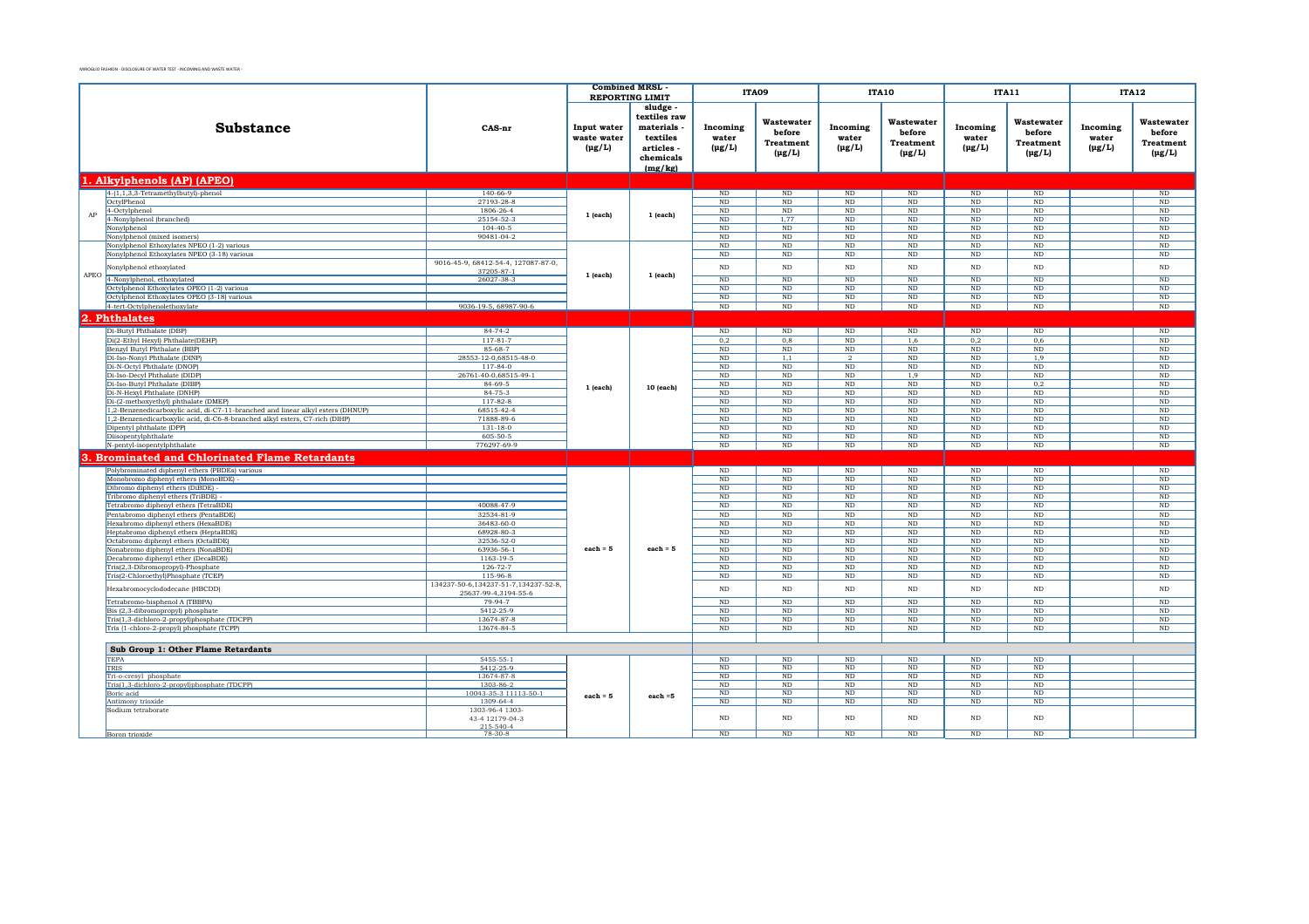| | Substance | CAS-nr | Combined MRSL - REPORTING LIMIT | | ITA09 | | ITA10 | | ITA11 | | ITA12 | |
|---|---|---|---|---|---|---|---|---|---|---|---|---|
| | | | Input water waste water (µg/L) | sludge - textiles raw materials - textiles articles - chemicals (mg/kg) | Incoming water (µg/L) | Wastewater before Treatment (µg/L) | Incoming water (µg/L) | Wastewater before Treatment (µg/L) | Incoming water (µg/L) | Wastewater before Treatment (µg/L) | Incoming water (µg/L) | Wastewater before Treatment (µg/L) |
| **1. Alkylphenols (AP) (APEO)** | | | | | | | | | | | | |
| AP | 4-(1,1,3,3-Tetramethylbutyl)-phenol | 140-66-9 | 1 (each) | 1 (each) | ND | ND | ND | ND | ND | ND | | ND |
| | OctylPhenol | 27193-28-8 | | | ND | ND | ND | ND | ND | ND | | ND |
| | 4-Octylphenol | 1806-26-4 | | | ND | ND | ND | ND | ND | ND | | ND |
| | 4-Nonylphenol (branched) | 25154-52-3 | | | ND | 1,77 | ND | ND | ND | ND | | ND |
| | Nonylphenol | 104-40-5 | | | ND | ND | ND | ND | ND | ND | | ND |
| | Nonylphenol (mixed isomers) | 90481-04-2 | | | ND | ND | ND | ND | ND | ND | | ND |
| APEO | Nonylphenol Ethoxylates NPEO (1-2) various | | 1 (each) | 1 (each) | ND | ND | ND | ND | ND | ND | | ND |
| | Nonylphenol Ethoxylates NPEO (3-18) various | | | | ND | ND | ND | ND | ND | ND | | ND |
| | Nonylphenol ethoxylated | 9016-45-9, 68412-54-4, 127087-87-0, 37205-87-1 | | | ND | ND | ND | ND | ND | ND | | ND |
| | 4-Nonylphenol, ethoxylated | 26027-38-3 | | | ND | ND | ND | ND | ND | ND | | ND |
| | Octylphenol Ethoxylates OPEO (1-2) various | | | | ND | ND | ND | ND | ND | ND | | ND |
| | Octylphenol Ethoxylates OPEO (3-18) various | | | | ND | ND | ND | ND | ND | ND | | ND |
| | 4-tert-Octylphenolethoxylate | 9036-19-5, 68987-90-6 | | | ND | ND | ND | ND | ND | ND | | ND |
| **2. Phthalates** | | | | | | | | | | | | |
| | Di-Butyl Phthalate (DBP) | 84-74-2 | 1 (each) | 10 (each) | ND | ND | ND | ND | ND | ND | | ND |
| | Di(2-Ethyl Hexyl) Phthalate(DEHP) | 117-81-7 | | | 0,2 | 0,8 | ND | 1,6 | 0,2 | 0,6 | | ND |
| | Benzyl Butyl Phthalate (BBP) | 85-68-7 | | | ND | ND | ND | ND | ND | ND | | ND |
| | Di-Iso-Nonyl Phthalate (DINP) | 28553-12-0,68515-48-0 | | | ND | 1,1 | 2 | ND | ND | 1,9 | | ND |
| | Di-N-Octyl Phthalate (DNOP) | 117-84-0 | | | ND | ND | ND | ND | ND | ND | | ND |
| | Di-Iso-Decyl Phthalate (DIDP) | 26761-40-0,68515-49-1 | | | ND | ND | ND | 1,9 | ND | ND | | ND |
| | Di-Iso-Butyl Phthalate (DIBP) | 84-69-5 | | | ND | ND | ND | ND | ND | 0,2 | | ND |
| | Di-N-Hexyl Phthalate (DNHP) | 84-75-3 | | | ND | ND | ND | ND | ND | ND | | ND |
| | Di-(2-methoxyethyl) phthalate (DMEP) | 117-82-8 | | | ND | ND | ND | ND | ND | ND | | ND |
| | 1,2-Benzenedicarboxylic acid, di-C7-11-branched and linear alkyl esters (DHNUP) | 68515-42-4 | | | ND | ND | ND | ND | ND | ND | | ND |
| | 1,2-Benzenedicarboxylic acid, di-C6-8-branched alkyl esters, C7-rich (DIHP) | 71888-89-6 | | | ND | ND | ND | ND | ND | ND | | ND |
| | Dipentyl phthalate (DPP) | 131-18-0 | | | ND | ND | ND | ND | ND | ND | | ND |
| | Diisopentylphthalate | 605-50-5 | | | ND | ND | ND | ND | ND | ND | | ND |
| | N-pentyl-isopentylphthalate | 776297-69-9 | | | ND | ND | ND | ND | ND | ND | | ND |
| **3. Brominated and Chlorinated Flame Retardants** | | | | | | | | | | | | |
| | Polybrominated diphenyl ethers (PBDEs) various | | each = 5 | each = 5 | ND | ND | ND | ND | ND | ND | | ND |
| | Monobromo diphenyl ethers (MonoBDE) - | | | | ND | ND | ND | ND | ND | ND | | ND |
| | Dibromo diphenyl ethers (DiBDE) - | | | | ND | ND | ND | ND | ND | ND | | ND |
| | Tribromo diphenyl ethers (TriBDE) - | | | | ND | ND | ND | ND | ND | ND | | ND |
| | Tetrabromo diphenyl ethers (TetraBDE) | 40088-47-9 | | | ND | ND | ND | ND | ND | ND | | ND |
| | Pentabromo diphenyl ethers (PentaBDE) | 32534-81-9 | | | ND | ND | ND | ND | ND | ND | | ND |
| | Hexabromo diphenyl ethers (HexaBDE) | 36483-60-0 | | | ND | ND | ND | ND | ND | ND | | ND |
| | Heptabromo diphenyl ethers (HeptaBDE) | 68928-80-3 | | | ND | ND | ND | ND | ND | ND | | ND |
| | Octabromo diphenyl ethers (OctaBDE) | 32536-52-0 | | | ND | ND | ND | ND | ND | ND | | ND |
| | Nonabromo diphenyl ethers (NonaBDE) | 63936-56-1 | | | ND | ND | ND | ND | ND | ND | | ND |
| | Decabromo diphenyl ether (DecaBDE) | 1163-19-5 | | | ND | ND | ND | ND | ND | ND | | ND |
| | Tris(2,3-Dibromopropyl)-Phosphate | 126-72-7 | | | ND | ND | ND | ND | ND | ND | | ND |
| | Tris(2-Chloroethyl)Phosphate (TCEP) | 115-96-8 | | | ND | ND | ND | ND | ND | ND | | ND |
| | Hexabromocyclododecane (HBCDD) | 134237-50-6,134237-51-7,134237-52-8, 25637-99-4,3194-55-6 | | | ND | ND | ND | ND | ND | ND | | ND |
| | Tetrabromo-bisphenol A (TBBPA) | 79-94-7 | | | ND | ND | ND | ND | ND | ND | | ND |
| | Bis (2,3-dibromopropyl) phosphate | 5412-25-9 | | | ND | ND | ND | ND | ND | ND | | ND |
| | Tris(1,3-dichloro-2-propyl)phosphate (TDCPP) | 13674-87-8 | | | ND | ND | ND | ND | ND | ND | | ND |
| | Tris (1-chloro-2-propyl) phosphate (TCPP) | 13674-84-5 | | | ND | ND | ND | ND | ND | ND | | ND |
| **Sub Group 1: Other Flame Retardants** | | | | | | | | | | | | |
| | TEPA | 5455-55-1 | each = 5 | each =5 | ND | ND | ND | ND | ND | ND | | |
| | TRIS | 5412-25-9 | | | ND | ND | ND | ND | ND | ND | | |
| | Tri-o-cresyl phosphate | 13674-87-8 | | | ND | ND | ND | ND | ND | ND | | |
| | Tris(1,3-dichloro-2-propyl)phosphate (TDCPP) | 1303-86-2 | | | ND | ND | ND | ND | ND | ND | | |
| | Boric acid | 10043-35-3 11113-50-1 | | | ND | ND | ND | ND | ND | ND | | |
| | Antimony trioxide | 1309-64-4 | | | ND | ND | ND | ND | ND | ND | | |
| | Sodium tetraborate | 1303-96-4 1303-43-4 12179-04-3 215-540-4 | | | ND | ND | ND | ND | ND | ND | | |
| | Boron trioxide | 78-30-8 | | | ND | ND | ND | ND | ND | ND | | |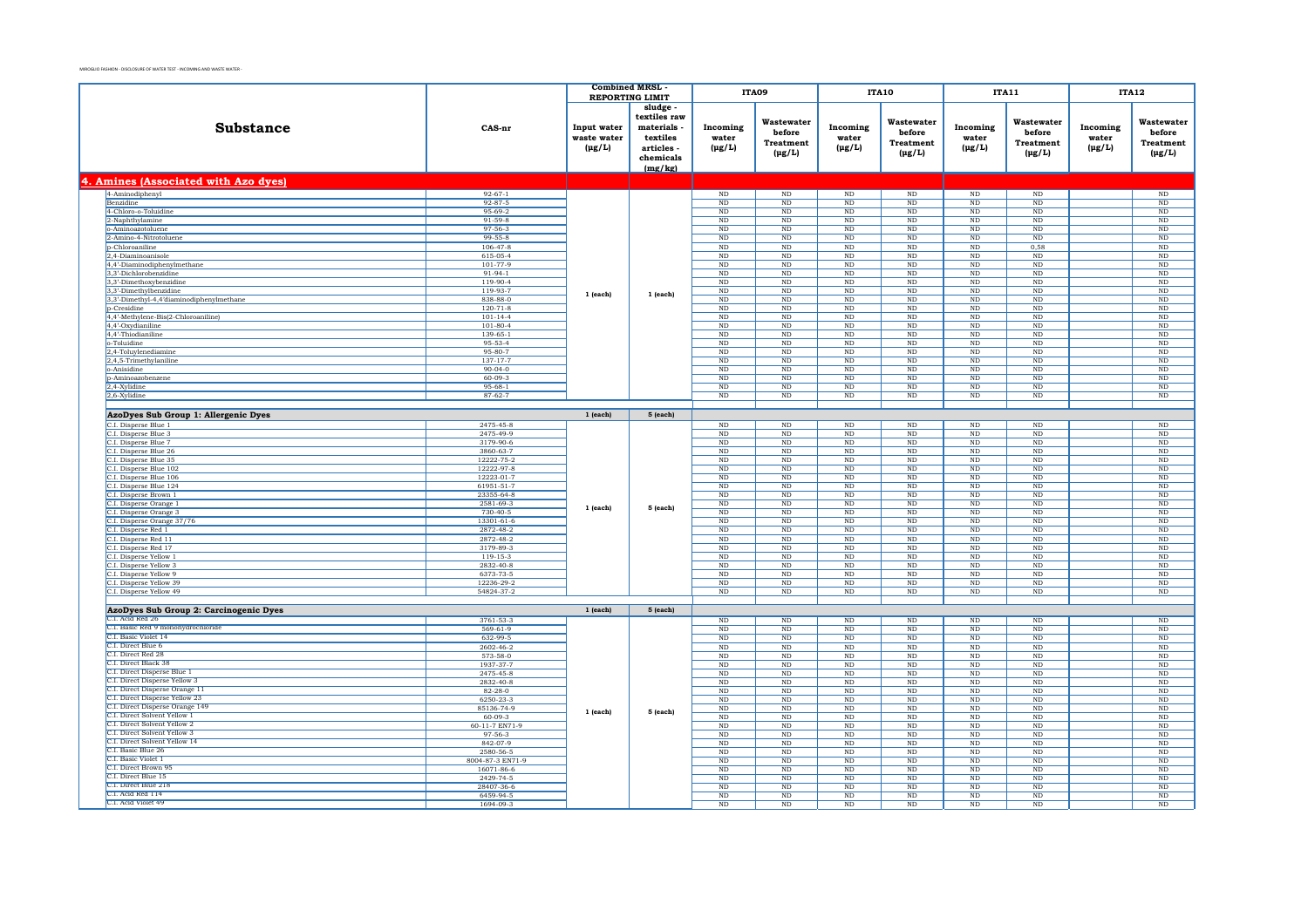| Substance | CAS-nr | Combined MRSL - REPORTING LIMIT | | ITA09 | | ITA10 | | ITA11 | | ITA12 | |
|---|---|---|---|---|---|---|---|---|---|---|---|
| | | Input water waste water (µg/L) | sludge - textiles raw materials - textiles articles - chemicals (mg/kg) | Incoming water (µg/L) | Wastewater before Treatment (µg/L) | Incoming water (µg/L) | Wastewater before Treatment (µg/L) | Incoming water (µg/L) | Wastewater before Treatment (µg/L) | Incoming water (µg/L) | Wastewater before Treatment (µg/L) |
| **4. Amines (Associated with Azo dyes)** | | | | | | | | | | | |
| 4-Aminodiphenyl | 92-67-1 | 1 (each) | 1 (each) | ND | ND | ND | ND | ND | ND | | ND |
| Benzidine | 92-87-5 | | | ND | ND | ND | ND | ND | ND | | ND |
| 4-Chloro-o-Toluidine | 95-69-2 | | | ND | ND | ND | ND | ND | ND | | ND |
| 2-Naphthylamine | 91-59-8 | | | ND | ND | ND | ND | ND | ND | | ND |
| o-Aminoazotoluene | 97-56-3 | | | ND | ND | ND | ND | ND | ND | | ND |
| 2-Amino-4-Nitrotoluene | 99-55-8 | | | ND | ND | ND | ND | ND | ND | | ND |
| p-Chloroaniline | 106-47-8 | | | ND | ND | ND | ND | ND | 0,58 | | ND |
| 2,4-Diaminoanisole | 615-05-4 | | | ND | ND | ND | ND | ND | ND | | ND |
| 4,4'-Diaminodiphenylmethane | 101-77-9 | | | ND | ND | ND | ND | ND | ND | | ND |
| 3,3'-Dichlorobenzidine | 91-94-1 | | | ND | ND | ND | ND | ND | ND | | ND |
| 3,3'-Dimethoxybenzidine | 119-90-4 | | | ND | ND | ND | ND | ND | ND | | ND |
| 3,3'-Dimethylbenzidine | 119-93-7 | | | ND | ND | ND | ND | ND | ND | | ND |
| 3,3'-Dimethyl-4,4'diaminodiphenylmethane | 838-88-0 | | | ND | ND | ND | ND | ND | ND | | ND |
| p-Cresidine | 120-71-8 | | | ND | ND | ND | ND | ND | ND | | ND |
| 4,4'-Methylene-Bis(2-Chloroaniline) | 101-14-4 | | | ND | ND | ND | ND | ND | ND | | ND |
| 4,4'-Oxydianiline | 101-80-4 | | | ND | ND | ND | ND | ND | ND | | ND |
| 4,4'-Thiodianiline | 139-65-1 | | | ND | ND | ND | ND | ND | ND | | ND |
| o-Toluidine | 95-53-4 | | | ND | ND | ND | ND | ND | ND | | ND |
| 2,4-Toluylenediamine | 95-80-7 | | | ND | ND | ND | ND | ND | ND | | ND |
| 2,4,5-Trimethylaniline | 137-17-7 | | | ND | ND | ND | ND | ND | ND | | ND |
| o-Anisidine | 90-04-0 | | | ND | ND | ND | ND | ND | ND | | ND |
| p-Aminoazobenzene | 60-09-3 | | | ND | ND | ND | ND | ND | ND | | ND |
| 2,4-Xylidine | 95-68-1 | | | ND | ND | ND | ND | ND | ND | | ND |
| 2,6-Xylidine | 87-62-7 | | | ND | ND | ND | ND | ND | ND | | ND |
| **AzoDyes Sub Group 1: Allergenic Dyes** | | 1 (each) | 5 (each) | | | | | | | | |
| C.I. Disperse Blue 1 | 2475-45-8 | 1 (each) | 5 (each) | ND | ND | ND | ND | ND | ND | | ND |
| C.I. Disperse Blue 3 | 2475-49-9 | | | ND | ND | ND | ND | ND | ND | | ND |
| C.I. Disperse Blue 7 | 3179-90-6 | | | ND | ND | ND | ND | ND | ND | | ND |
| C.I. Disperse Blue 26 | 3860-63-7 | | | ND | ND | ND | ND | ND | ND | | ND |
| C.I. Disperse Blue 35 | 12222-75-2 | | | ND | ND | ND | ND | ND | ND | | ND |
| C.I. Disperse Blue 102 | 12222-97-8 | | | ND | ND | ND | ND | ND | ND | | ND |
| C.I. Disperse Blue 106 | 12223-01-7 | | | ND | ND | ND | ND | ND | ND | | ND |
| C.I. Disperse Blue 124 | 61951-51-7 | | | ND | ND | ND | ND | ND | ND | | ND |
| C.I. Disperse Brown 1 | 23355-64-8 | | | ND | ND | ND | ND | ND | ND | | ND |
| C.I. Disperse Orange 1 | 2581-69-3 | | | ND | ND | ND | ND | ND | ND | | ND |
| C.I. Disperse Orange 3 | 730-40-5 | | | ND | ND | ND | ND | ND | ND | | ND |
| C.I. Disperse Orange 37/76 | 13301-61-6 | | | ND | ND | ND | ND | ND | ND | | ND |
| C.I. Disperse Red 1 | 2872-48-2 | | | ND | ND | ND | ND | ND | ND | | ND |
| C.I. Disperse Red 11 | 2872-48-2 | | | ND | ND | ND | ND | ND | ND | | ND |
| C.I. Disperse Red 17 | 3179-89-3 | | | ND | ND | ND | ND | ND | ND | | ND |
| C.I. Disperse Yellow 1 | 119-15-3 | | | ND | ND | ND | ND | ND | ND | | ND |
| C.I. Disperse Yellow 3 | 2832-40-8 | | | ND | ND | ND | ND | ND | ND | | ND |
| C.I. Disperse Yellow 9 | 6373-73-5 | | | ND | ND | ND | ND | ND | ND | | ND |
| C.I. Disperse Yellow 39 | 12236-29-2 | | | ND | ND | ND | ND | ND | ND | | ND |
| C.I. Disperse Yellow 49 | 54824-37-2 | | | ND | ND | ND | ND | ND | ND | | ND |
| **AzoDyes Sub Group 2: Carcinogenic Dyes** | | 1 (each) | 5 (each) | | | | | | | | |
| C.I. Acid Red 26 | 3761-53-3 | 1 (each) | 5 (each) | ND | ND | ND | ND | ND | ND | | ND |
| C.I. Basic Red 9 monohydrochloride | 569-61-9 | | | ND | ND | ND | ND | ND | ND | | ND |
| C.I. Basic Violet 14 | 632-99-5 | | | ND | ND | ND | ND | ND | ND | | ND |
| C.I. Direct Blue 6 | 2602-46-2 | | | ND | ND | ND | ND | ND | ND | | ND |
| C.I. Direct Red 28 | 573-58-0 | | | ND | ND | ND | ND | ND | ND | | ND |
| C.I. Direct Black 38 | 1937-37-7 | | | ND | ND | ND | ND | ND | ND | | ND |
| C.I. Direct Disperse Blue 1 | 2475-45-8 | | | ND | ND | ND | ND | ND | ND | | ND |
| C.I. Direct Disperse Yellow 3 | 2832-40-8 | | | ND | ND | ND | ND | ND | ND | | ND |
| C.I. Direct Disperse Orange 11 | 82-28-0 | | | ND | ND | ND | ND | ND | ND | | ND |
| C.I. Direct Disperse Yellow 23 | 6250-23-3 | | | ND | ND | ND | ND | ND | ND | | ND |
| C.I. Direct Disperse Orange 149 | 85136-74-9 | | | ND | ND | ND | ND | ND | ND | | ND |
| C.I. Direct Solvent Yellow 1 | 60-09-3 | | | ND | ND | ND | ND | ND | ND | | ND |
| C.I. Direct Solvent Yellow 2 | 60-11-7 EN71-9 | | | ND | ND | ND | ND | ND | ND | | ND |
| C.I. Direct Solvent Yellow 3 | 97-56-3 | | | ND | ND | ND | ND | ND | ND | | ND |
| C.I. Direct Solvent Yellow 14 | 842-07-9 | | | ND | ND | ND | ND | ND | ND | | ND |
| C.I. Basic Blue 26 | 2580-56-5 | | | ND | ND | ND | ND | ND | ND | | ND |
| C.I. Basic Violet 1 | 8004-87-3 EN71-9 | | | ND | ND | ND | ND | ND | ND | | ND |
| C.I. Direct Brown 95 | 16071-86-6 | | | ND | ND | ND | ND | ND | ND | | ND |
| C.I. Direct Blue 15 | 2429-74-5 | | | ND | ND | ND | ND | ND | ND | | ND |
| C.I. Direct Blue 218 | 28407-36-6 | | | ND | ND | ND | ND | ND | ND | | ND |
| C.I. Acid Red 114 | 6459-94-5 | | | ND | ND | ND | ND | ND | ND | | ND |
| C.I. Acid Violet 49 | 1694-09-3 | | | ND | ND | ND | ND | ND | ND | | ND |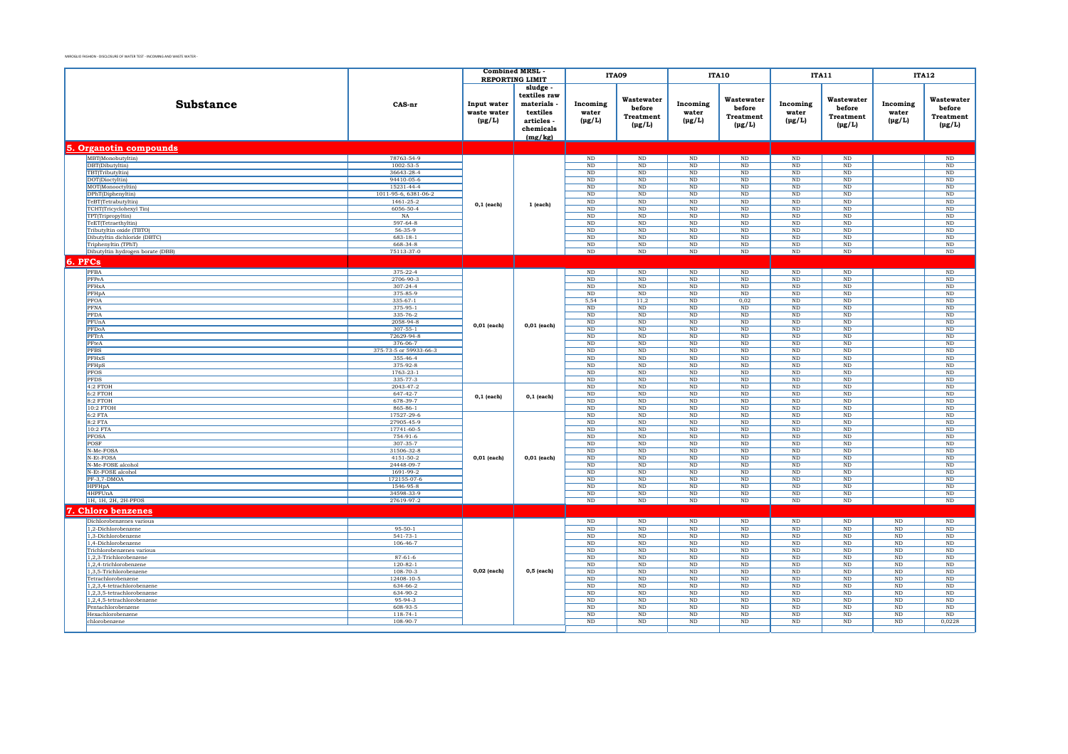| Substance | CAS-nr | Combined MRSL - REPORTING LIMIT | | ITA09 | | ITA10 | | ITA11 | | ITA12 | |
|---|---|---|---|---|---|---|---|---|---|---|---|
| | | Input water waste water (µg/L) | sludge - textiles raw materials - textiles articles - chemicals (mg/kg) | Incoming water (µg/L) | Wastewater before Treatment (µg/L) | Incoming water (µg/L) | Wastewater before Treatment (µg/L) | Incoming water (µg/L) | Wastewater before Treatment (µg/L) | Incoming water (µg/L) | Wastewater before Treatment (µg/L) |
| **5. Organotin compounds** | | | | | | | | | | | |
| MBT(Monobutyltin) | 78763-54-9 | 0,1 (each) | 1 (each) | ND | ND | ND | ND | ND | ND | | ND |
| DBT(Dibutyltin) | 1002-53-5 | | | ND | ND | ND | ND | ND | ND | | ND |
| TBT(Tributyltin) | 36643-28-4 | | | ND | ND | ND | ND | ND | ND | | ND |
| DOT(Dioctyltin) | 94410-05-6 | | | ND | ND | ND | ND | ND | ND | | ND |
| MOT(Monooctyltin) | 15231-44-4 | | | ND | ND | ND | ND | ND | ND | | ND |
| DPhT(Diphenyltin) | 1011-95-6, 6381-06-2 | | | ND | ND | ND | ND | ND | ND | | ND |
| TeBT(Tetrabutyltin) | 1461-25-2 | | | ND | ND | ND | ND | ND | ND | | ND |
| TCHT(Tricyclohexyl Tin) | 6056-50-4 | | | ND | ND | ND | ND | ND | ND | | ND |
| TPT(Tripropyltin) | NA | | | ND | ND | ND | ND | ND | ND | | ND |
| TeET(Tetraethyltin) | 597-64-8 | | | ND | ND | ND | ND | ND | ND | | ND |
| Tributyltin oxide (TBTO) | 56-35-9 | | | ND | ND | ND | ND | ND | ND | | ND |
| Dibutyltin dichloride (DBTC) | 683-18-1 | | | ND | ND | ND | ND | ND | ND | | ND |
| Triphenyltin (TPhT) | 668-34-8 | | | ND | ND | ND | ND | ND | ND | | ND |
| Dibutyltin hydrogen borate (DBB) | 75113-37-0 | | | ND | ND | ND | ND | ND | ND | | ND |
| **6. PFCs** | | | | | | | | | | | |
| PFBA | 375-22-4 | 0,01 (each) | 0,01 (each) | ND | ND | ND | ND | ND | ND | | ND |
| PFPeA | 2706-90-3 | | | ND | ND | ND | ND | ND | ND | | ND |
| PFHxA | 307-24-4 | | | ND | ND | ND | ND | ND | ND | | ND |
| PFHpA | 375-85-9 | | | ND | ND | ND | ND | ND | ND | | ND |
| PFOA | 335-67-1 | | | 5,54 | 11,2 | ND | 0,02 | ND | ND | | ND |
| PFNA | 375-95-1 | | | ND | ND | ND | ND | ND | ND | | ND |
| PFDA | 335-76-2 | | | ND | ND | ND | ND | ND | ND | | ND |
| PFUnA | 2058-94-8 | | | ND | ND | ND | ND | ND | ND | | ND |
| PFDoA | 307-55-1 | | | ND | ND | ND | ND | ND | ND | | ND |
| PFTrA | 72629-94-8 | | | ND | ND | ND | ND | ND | ND | | ND |
| PFteA | 376-06-7 | | | ND | ND | ND | ND | ND | ND | | ND |
| PFBS | 375-73-5 or 59933-66-3 | | | ND | ND | ND | ND | ND | ND | | ND |
| PFHxS | 355-46-4 | | | ND | ND | ND | ND | ND | ND | | ND |
| PFHpS | 375-92-8 | | | ND | ND | ND | ND | ND | ND | | ND |
| PFOS | 1763-23-1 | | | ND | ND | ND | ND | ND | ND | | ND |
| PFDS | 335-77-3 | | | ND | ND | ND | ND | ND | ND | | ND |
| 4:2 FTOH | 2043-47-2 | 0,1 (each) | 0,1 (each) | ND | ND | ND | ND | ND | ND | | ND |
| 6:2 FTOH | 647-42-7 | | | ND | ND | ND | ND | ND | ND | | ND |
| 8:2 FTOH | 678-39-7 | | | ND | ND | ND | ND | ND | ND | | ND |
| 10:2 FTOH | 865-86-1 | | | ND | ND | ND | ND | ND | ND | | ND |
| 6:2 FTA | 17527-29-6 | 0,01 (each) | 0,01 (each) | ND | ND | ND | ND | ND | ND | | ND |
| 8:2 FTA | 27905-45-9 | | | ND | ND | ND | ND | ND | ND | | ND |
| 10:2 FTA | 17741-60-5 | | | ND | ND | ND | ND | ND | ND | | ND |
| PFOSA | 754-91-6 | | | ND | ND | ND | ND | ND | ND | | ND |
| POSF | 307-35-7 | | | ND | ND | ND | ND | ND | ND | | ND |
| N-Me-FOSA | 31506-32-8 | | | ND | ND | ND | ND | ND | ND | | ND |
| N-Et-FOSA | 4151-50-2 | | | ND | ND | ND | ND | ND | ND | | ND |
| N-Me-FOSE alcohol | 24448-09-7 | | | ND | ND | ND | ND | ND | ND | | ND |
| N-Et-FOSE alcohol | 1691-99-2 | | | ND | ND | ND | ND | ND | ND | | ND |
| PF-3,7-DMOA | 172155-07-6 | | | ND | ND | ND | ND | ND | ND | | ND |
| HPFHpA | 1546-95-8 | | | ND | ND | ND | ND | ND | ND | | ND |
| 4HPFUnA | 34598-33-9 | | | ND | ND | ND | ND | ND | ND | | ND |
| 1H, 1H, 2H, 2H-PFOS | 27619-97-2 | | | ND | ND | ND | ND | ND | ND | | ND |
| **7. Chloro benzenes** | | | | | | | | | | | |
| Dichlorobenzenes various | | 0,02 (each) | 0,5 (each) | ND | ND | ND | ND | ND | ND | ND | ND |
| 1,2-Dichlorobenzene | 95-50-1 | | | ND | ND | ND | ND | ND | ND | ND | ND |
| 1,3-Dichlorobenzene | 541-73-1 | | | ND | ND | ND | ND | ND | ND | ND | ND |
| 1,4-Dichlorobenzene | 106-46-7 | | | ND | ND | ND | ND | ND | ND | ND | ND |
| Trichlorobenzenes various | | | | ND | ND | ND | ND | ND | ND | ND | ND |
| 1,2,3-Trichlorobenzene | 87-61-6 | | | ND | ND | ND | ND | ND | ND | ND | ND |
| 1,2,4-trichlorobenzene | 120-82-1 | | | ND | ND | ND | ND | ND | ND | ND | ND |
| 1,3,5-Trichlorobenzene | 108-70-3 | | | ND | ND | ND | ND | ND | ND | ND | ND |
| Tetrachlorobenzene | 12408-10-5 | | | ND | ND | ND | ND | ND | ND | ND | ND |
| 1,2,3,4-tetrachlorobenzene | 634-66-2 | | | ND | ND | ND | ND | ND | ND | ND | ND |
| 1,2,3,5-tetrachlorobenzene | 634-90-2 | | | ND | ND | ND | ND | ND | ND | ND | ND |
| 1,2,4,5-tetrachlorobenzene | 95-94-3 | | | ND | ND | ND | ND | ND | ND | ND | ND |
| Pentachlorobenzene | 608-93-5 | | | ND | ND | ND | ND | ND | ND | ND | ND |
| Hexachlorobenzene | 118-74-1 | | | ND | ND | ND | ND | ND | ND | ND | ND |
| chlorobenzene | 108-90-7 | | | ND | ND | ND | ND | ND | ND | ND | 0,0228 |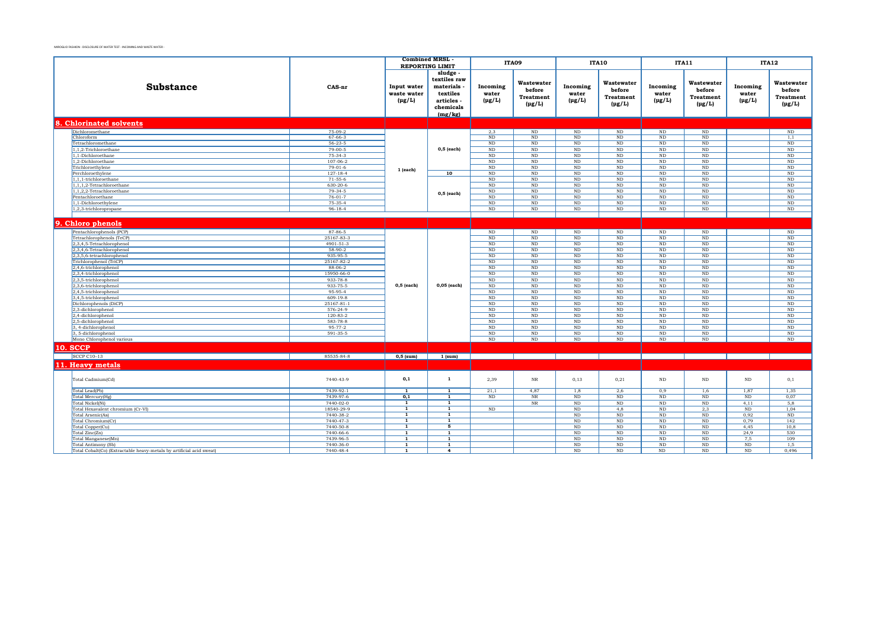MIROGLIO FASHION - DISCLOSURE OF WATER TEST - INCOMING AND WASTE WATER -

| Substance | CAS-nr | Combined MRSL - REPORTING LIMIT | | ITA09 | | ITA10 | | ITA11 | | ITA12 | |
|---|---|---|---|---|---|---|---|---|---|---|---|
| | | Input water waste water (µg/L) | sludge - textiles raw materials - textiles articles - chemicals (mg/kg) | Incoming water (µg/L) | Wastewater before Treatment (µg/L) | Incoming water (µg/L) | Wastewater before Treatment (µg/L) | Incoming water (µg/L) | Wastewater before Treatment (µg/L) | Incoming water (µg/L) | Wastewater before Treatment (µg/L) |
| **8. Chlorinated solvents** | | | | | | | | | | | |
| Dichloromethane | 75-09-2 | 1 (each) | 0,5 (each) | 2,3 | ND | ND | ND | ND | ND | | ND |
| Chloroform | 67-66-3 | | | ND | ND | ND | ND | ND | ND | | 1,1 |
| Tetrachloromethane | 56-23-5 | | | ND | ND | ND | ND | ND | ND | | ND |
| 1,1,2-Trichloroethane | 79-00-5 | | | ND | ND | ND | ND | ND | ND | | ND |
| 1,1-Dichloroethane | 75-34-3 | | | ND | ND | ND | ND | ND | ND | | ND |
| 1,2-Dichloroethane | 107-06-2 | | | ND | ND | ND | ND | ND | ND | | ND |
| Trichloroethylene | 79-01-6 | | | ND | ND | ND | ND | ND | ND | | ND |
| Perchloroethylene | 127-18-4 | | 10 | ND | ND | ND | ND | ND | ND | | ND |
| 1,1,1-trichloroethane | 71-55-6 | | 0,5 (each) | ND | ND | ND | ND | ND | ND | | ND |
| 1,1,1,2-Tetrachloroethane | 630-20-6 | | | ND | ND | ND | ND | ND | ND | | ND |
| 1,1,2,2-Tetrachloroethane | 79-34-5 | | | ND | ND | ND | ND | ND | ND | | ND |
| Pentachloroethane | 76-01-7 | | | ND | ND | ND | ND | ND | ND | | ND |
| 1,1-Dichloroethylene | 75-35-4 | | | ND | ND | ND | ND | ND | ND | | ND |
| 1,2,3-trichloropropane | 96-18-4 | | | ND | ND | ND | ND | ND | ND | | ND |
| **9. Chloro phenols** | | | | | | | | | | | |
| Pentachlorophenols (PCP) | 87-86-5 | 0,5 (each) | 0,05 (each) | ND | ND | ND | ND | ND | ND | | ND |
| Tetrachlorophenols (TeCP) | 25167-83-3 | | | ND | ND | ND | ND | ND | ND | | ND |
| 2,3,4,5-Tetrachlorophenol | 4901-51-3 | | | ND | ND | ND | ND | ND | ND | | ND |
| 2,3,4,6-Tetrachlorophenol | 58-90-2 | | | ND | ND | ND | ND | ND | ND | | ND |
| 2,3,5,6-tetrachlorophenol | 935-95-5 | | | ND | ND | ND | ND | ND | ND | | ND |
| Trichlorophenol (TriCP) | 25167-82-2 | | | ND | ND | ND | ND | ND | ND | | ND |
| 2,4,6-trichlorophenol | 88-06-2 | | | ND | ND | ND | ND | ND | ND | | ND |
| 2,3,4-trichlorophenol | 15950-66-0 | | | ND | ND | ND | ND | ND | ND | | ND |
| 2,3,5-trichlorophenol | 933-78-8 | | | ND | ND | ND | ND | ND | ND | | ND |
| 2,3,6-trichlorophenol | 933-75-5 | | | ND | ND | ND | ND | ND | ND | | ND |
| 2,4,5-trichlorophenol | 95-95-4 | | | ND | ND | ND | ND | ND | ND | | ND |
| 3,4,5-trichlorophenol | 609-19-8 | | | ND | ND | ND | ND | ND | ND | | ND |
| Dichlorophenols (DiCP) | 25167-81-1 | | | ND | ND | ND | ND | ND | ND | | ND |
| 2,3-dichlorophenol | 576-24-9 | | | ND | ND | ND | ND | ND | ND | | ND |
| 2,4-dichlorophenol | 120-83-2 | | | ND | ND | ND | ND | ND | ND | | ND |
| 2,5-dichlorophenol | 583-78-8 | | | ND | ND | ND | ND | ND | ND | | ND |
| 3, 4-dichlorophenol | 95-77-2 | | | ND | ND | ND | ND | ND | ND | | ND |
| 3, 5-dichlorophenol | 591-35-5 | | | ND | ND | ND | ND | ND | ND | | ND |
| Mono Chlorophenol various | | | | ND | ND | ND | ND | ND | ND | | ND |
| **10. SCCP** | | | | | | | | | | | |
| SCCP C10-13 | 85535-84-8 | 0,5 (sum) | 1 (sum) | | | | | | | | |
| **11. Heavy metals** | | | | | | | | | | | |
| Total Cadmium(Cd) | 7440-43-9 | 0,1 | 1 | 2,39 | NR | 0,13 | 0,21 | ND | ND | ND | 0,1 |
| Total Lead(Pb) | 7439-92-1 | 1 | 1 | 21,1 | 4,87 | 1,8 | 2,6 | 0,9 | 1,6 | 1,87 | 1,35 |
| Total Mercury(Hg) | 7439-97-6 | 0,1 | 1 | ND | NR | ND | ND | ND | ND | ND | 0,07 |
| Total Nickel(Ni) | 7440-02-0 | 1 | 1 | | NR | ND | ND | ND | ND | 4,11 | 5,8 |
| Total Hexavalent chromium (Cr-VI) | 18540-29-9 | 1 | 1 | ND | | ND | 4,8 | ND | 2,3 | ND | 1,04 |
| Total Arsenic(As) | 7440-38-2 | 1 | 1 | | | ND | ND | ND | ND | 0,92 | ND |
| Total Chromium(Cr) | 7440-47-3 | 1 | 1 | | | ND | ND | ND | ND | 0,79 | 142 |
| Total Copper(Cu) | 7440-50-8 | 1 | 5 | | | ND | ND | ND | ND | 4,45 | 10,8 |
| Total Zinc(Zn) | 7440-66-6 | 1 | 1 | | | ND | ND | ND | ND | 24,9 | 530 |
| Total Manganese(Mn) | 7439-96-5 | 1 | 1 | | | ND | ND | ND | ND | 7,5 | 109 |
| Total Antimony (Sb) | 7440-36-0 | 1 | 1 | | | ND | ND | ND | ND | ND | 1,5 |
| Total Cobalt(Co) (Extractable heavy-metals by artificial acid sweat) | 7440-48-4 | 1 | 4 | | | ND | ND | ND | ND | ND | 0,496 |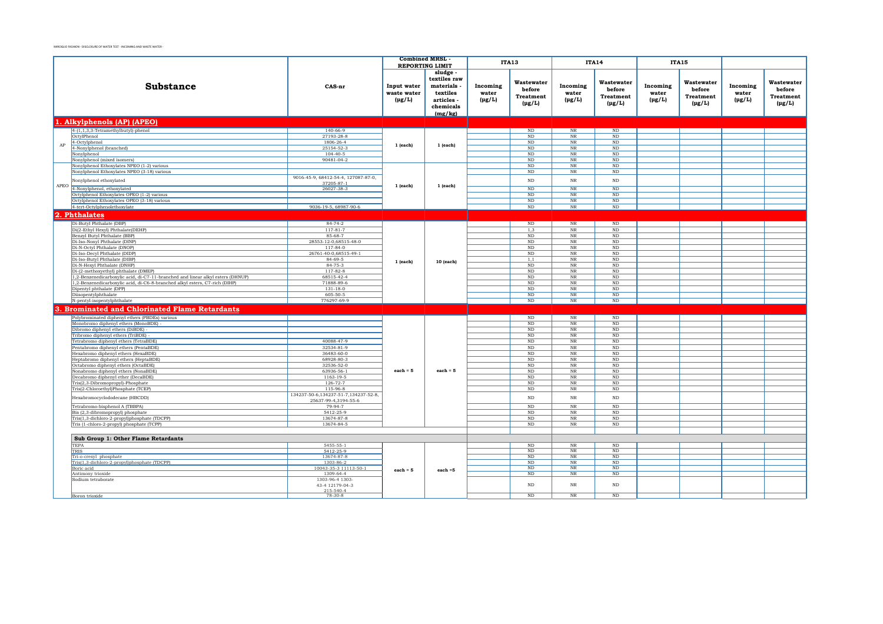| | Substance | CAS-nr | Combined MRSL - REPORTING LIMIT | | ITA13 | | ITA14 | | ITA15 | | | |
|---|---|---|---|---|---|---|---|---|---|---|---|---|
| | | | Input water waste water (µg/L) | sludge - textiles raw materials - textiles articles - chemicals (mg/kg) | Incoming water (µg/L) | Wastewater before Treatment (µg/L) | Incoming water (µg/L) | Wastewater before Treatment (µg/L) | Incoming water (µg/L) | Wastewater before Treatment (µg/L) | Incoming water (µg/L) | Wastewater before Treatment (µg/L) |
| **1. Alkylphenols (AP) (APEO)** | | | | | | | | | | | | |
| AP | 4-(1,1,3,3-Tetramethylbutyl)-phenol | 140-66-9 | 1 (each) | 1 (each) | | ND | NR | ND | | | | |
| | OctylPhenol | 27193-28-8 | | | | ND | NR | ND | | | | |
| | 4-Octylphenol | 1806-26-4 | | | | ND | NR | ND | | | | |
| | 4-Nonylphenol (branched) | 25154-52-3 | | | | ND | NR | ND | | | | |
| | Nonylphenol | 104-40-5 | | | | ND | NR | ND | | | | |
| | Nonylphenol (mixed isomers) | 90481-04-2 | | | | ND | NR | ND | | | | |
| APEO | Nonylphenol Ethoxylates NPEO (1-2) various | | 1 (each) | 1 (each) | | ND | NR | ND | | | | |
| | Nonylphenol Ethoxylates NPEO (3-18) various | | | | | ND | NR | ND | | | | |
| | Nonylphenol ethoxylated | 9016-45-9, 68412-54-4, 127087-87-0, 37205-87-1 | | | | ND | NR | ND | | | | |
| | 4-Nonylphenol, ethoxylated | 26027-38-3 | | | | ND | NR | ND | | | | |
| | Octylphenol Ethoxylates OPEO (1-2) various | | | | | ND | NR | ND | | | | |
| | Octylphenol Ethoxylates OPEO (3-18) various | | | | | ND | NR | ND | | | | |
| | 4-tert-Octylphenolethoxylate | 9036-19-5, 68987-90-6 | | | | ND | NR | ND | | | | |
| **2. Phthalates** | | | | | | | | | | | | |
| | Di-Butyl Phthalate (DBP) | 84-74-2 | 1 (each) | 10 (each) | | ND | NR | ND | | | | |
| | Di(2-Ethyl Hexyl) Phthalate(DEHP) | 117-81-7 | | | | 1,3 | NR | ND | | | | |
| | Benzyl Butyl Phthalate (BBP) | 85-68-7 | | | | ND | NR | ND | | | | |
| | Di-Iso-Nonyl Phthalate (DINP) | 28553-12-0,68515-48-0 | | | | ND | NR | ND | | | | |
| | Di-N-Octyl Phthalate (DNOP) | 117-84-0 | | | | ND | NR | ND | | | | |
| | Di-Iso-Decyl Phthalate (DIDP) | 26761-40-0,68515-49-1 | | | | ND | NR | ND | | | | |
| | Di-Iso-Butyl Phthalate (DIBP) | 84-69-5 | | | | 1,1 | NR | ND | | | | |
| | Di-N-Hexyl Phthalate (DNHP) | 84-75-3 | | | | ND | NR | ND | | | | |
| | Di-(2-methoxyethyl) phthalate (DMEP) | 117-82-8 | | | | ND | NR | ND | | | | |
| | 1,2-Benzenedicarboxylic acid, di-C7-11-branched and linear alkyl esters (DHNUP) | 68515-42-4 | | | | ND | NR | ND | | | | |
| | 1,2-Benzenedicarboxylic acid, di-C6-8-branched alkyl esters, C7-rich (DIHP) | 71888-89-6 | | | | ND | NR | ND | | | | |
| | Dipentyl phthalate (DPP) | 131-18-0 | | | | ND | NR | ND | | | | |
| | Diisopentylphthalate | 605-50-5 | | | | ND | NR | ND | | | | |
| | N-pentyl-isopentylphthalate | 776297-69-9 | | | | ND | NR | ND | | | | |
| **3. Brominated and Chlorinated Flame Retardants** | | | | | | | | | | | | |
| | Polybrominated diphenyl ethers (PBDEs) various | | each = 5 | each = 5 | | ND | NR | ND | | | | |
| | Monobromo diphenyl ethers (MonoBDE) - | | | | | ND | NR | ND | | | | |
| | Dibromo diphenyl ethers (DiBDE) - | | | | | ND | NR | ND | | | | |
| | Tribromo diphenyl ethers (TriBDE) - | | | | | ND | NR | ND | | | | |
| | Tetrabromo diphenyl ethers (TetraBDE) | 40088-47-9 | | | | ND | NR | ND | | | | |
| | Pentabromo diphenyl ethers (PentaBDE) | 32534-81-9 | | | | ND | NR | ND | | | | |
| | Hexabromo diphenyl ethers (HexaBDE) | 36483-60-0 | | | | ND | NR | ND | | | | |
| | Heptabromo diphenyl ethers (HeptaBDE) | 68928-80-3 | | | | ND | NR | ND | | | | |
| | Octabromo diphenyl ethers (OctaBDE) | 32536-52-0 | | | | ND | NR | ND | | | | |
| | Nonabromo diphenyl ethers (NonaBDE) | 63936-56-1 | | | | ND | NR | ND | | | | |
| | Decabromo diphenyl ether (DecaBDE) | 1163-19-5 | | | | ND | NR | ND | | | | |
| | Tris(2,3-Dibromopropyl)-Phosphate | 126-72-7 | | | | ND | NR | ND | | | | |
| | Tris(2-Chloroethyl)Phosphate (TCEP) | 115-96-8 | | | | ND | NR | ND | | | | |
| | Hexabromocyclododecane (HBCDD) | 134237-50-6,134237-51-7,134237-52-8, 25637-99-4,3194-55-6 | | | | ND | NR | ND | | | | |
| | Tetrabromo-bisphenol A (TBBPA) | 79-94-7 | | | | ND | NR | ND | | | | |
| | Bis (2,3-dibromopropyl) phosphate | 5412-25-9 | | | | ND | NR | ND | | | | |
| | Tris(1,3-dichloro-2-propyl)phosphate (TDCPP) | 13674-87-8 | | | | ND | NR | ND | | | | |
| | Tris (1-chloro-2-propyl) phosphate (TCPP) | 13674-84-5 | | | | ND | NR | ND | | | | |
| **Sub Group 1: Other Flame Retardants** | | | | | | | | | | | | |
| | TEPA | 5455-55-1 | each = 5 | each =5 | | ND | NR | ND | | | | |
| | TRIS | 5412-25-9 | | | | ND | NR | ND | | | | |
| | Tri-o-cresyl phosphate | 13674-87-8 | | | | ND | NR | ND | | | | |
| | Tris(1,3-dichloro-2-propyl)phosphate (TDCPP) | 1303-86-2 | | | | ND | NR | ND | | | | |
| | Boric acid | 10043-35-3 11113-50-1 | | | | ND | NR | ND | | | | |
| | Antimony trioxide | 1309-64-4 | | | | ND | NR | ND | | | | |
| | Sodium tetraborate | 1303-96-4 1303-43-4 12179-04-3 215-540-4 | | | | ND | NR | ND | | | | |
| | Boron trioxide | 78-30-8 | | | | ND | NR | ND | | | | |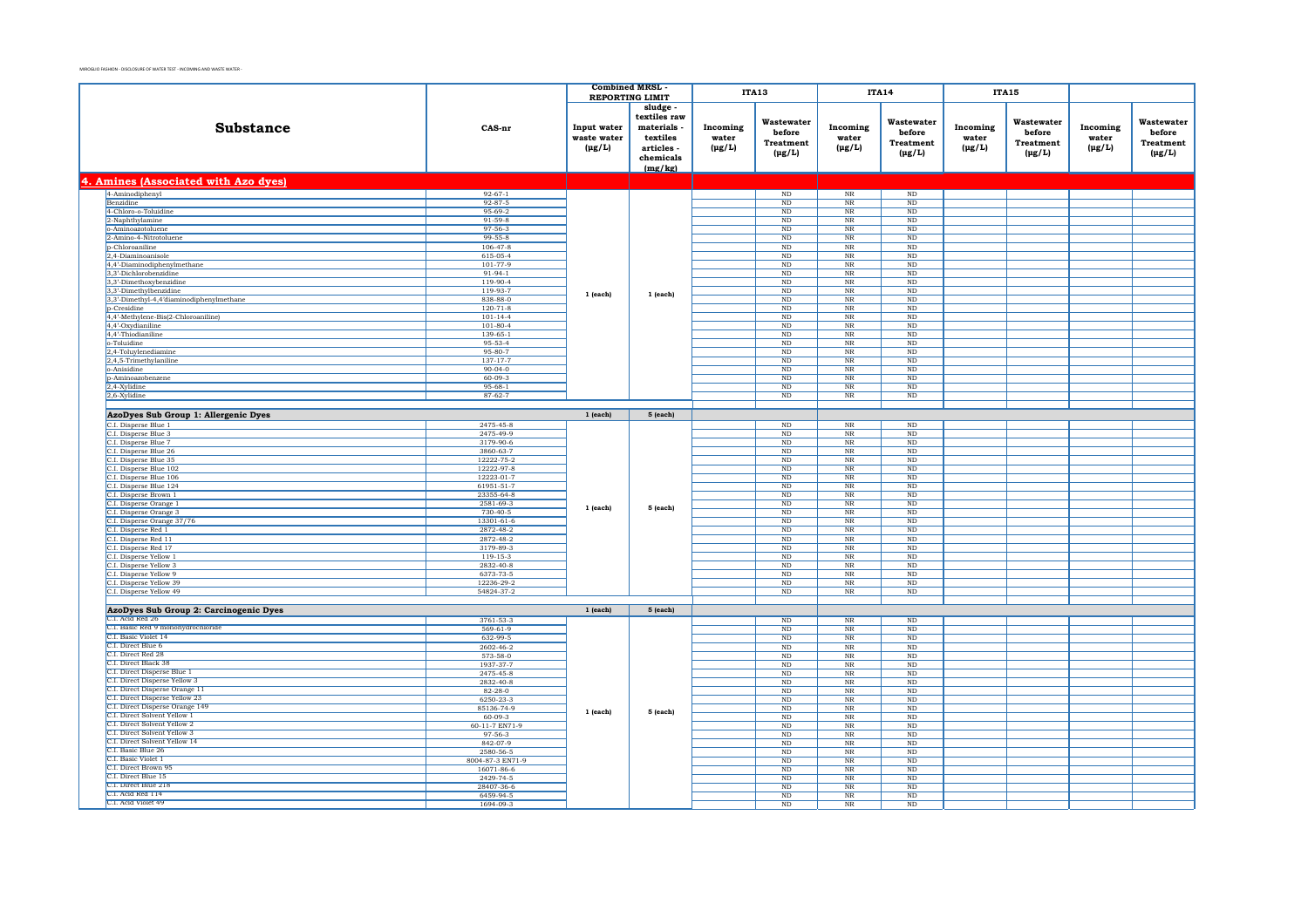MIROGLIO FASHION - DISCLOSURE OF WATER TEST - INCOMING AND WASTE WATER -

| Substance | CAS-nr | Combined MRSL - REPORTING LIMIT | | ITA13 | | ITA14 | | ITA15 | | | |
|---|---|---|---|---|---|---|---|---|---|---|---|
| | | Input water waste water (µg/L) | sludge - textiles raw materials - textiles articles - chemicals (mg/kg) | Incoming water (µg/L) | Wastewater before Treatment (µg/L) | Incoming water (µg/L) | Wastewater before Treatment (µg/L) | Incoming water (µg/L) | Wastewater before Treatment (µg/L) | Incoming water (µg/L) | Wastewater before Treatment (µg/L) |
| **4. Amines (Associated with Azo dyes)** | | | | | | | | | | | |
| 4-Aminodiphenyl | 92-67-1 | 1 (each) | 1 (each) | | ND | NR | ND | | | | |
| Benzidine | 92-87-5 | | | | ND | NR | ND | | | | |
| 4-Chloro-o-Toluidine | 95-69-2 | | | | ND | NR | ND | | | | |
| 2-Naphthylamine | 91-59-8 | | | | ND | NR | ND | | | | |
| o-Aminoazotoluene | 97-56-3 | | | | ND | NR | ND | | | | |
| 2-Amino-4-Nitrotoluene | 99-55-8 | | | | ND | NR | ND | | | | |
| p-Chloroaniline | 106-47-8 | | | | ND | NR | ND | | | | |
| 2,4-Diaminoanisole | 615-05-4 | | | | ND | NR | ND | | | | |
| 4,4'-Diaminodiphenylmethane | 101-77-9 | | | | ND | NR | ND | | | | |
| 3,3'-Dichlorobenzidine | 91-94-1 | | | | ND | NR | ND | | | | |
| 3,3'-Dimethoxybenzidine | 119-90-4 | | | | ND | NR | ND | | | | |
| 3,3'-Dimethylbenzidine | 119-93-7 | | | | ND | NR | ND | | | | |
| 3,3'-Dimethyl-4,4'diaminodiphenylmethane | 838-88-0 | | | | ND | NR | ND | | | | |
| p-Cresidine | 120-71-8 | | | | ND | NR | ND | | | | |
| 4,4'-Methylene-Bis(2-Chloroaniline) | 101-14-4 | | | | ND | NR | ND | | | | |
| 4,4'-Oxydianiline | 101-80-4 | | | | ND | NR | ND | | | | |
| 4,4'-Thiodianiline | 139-65-1 | | | | ND | NR | ND | | | | |
| o-Toluidine | 95-53-4 | | | | ND | NR | ND | | | | |
| 2,4-Toluylenediamine | 95-80-7 | | | | ND | NR | ND | | | | |
| 2,4,5-Trimethylaniline | 137-17-7 | | | | ND | NR | ND | | | | |
| o-Anisidine | 90-04-0 | | | | ND | NR | ND | | | | |
| p-Aminoazobenzene | 60-09-3 | | | | ND | NR | ND | | | | |
| 2,4-Xylidine | 95-68-1 | | | | ND | NR | ND | | | | |
| 2,6-Xylidine | 87-62-7 | | | | ND | NR | ND | | | | |
| **AzoDyes Sub Group 1: Allergenic Dyes** | | 1 (each) | 5 (each) | | | | | | | | |
| C.I. Disperse Blue 1 | 2475-45-8 | 1 (each) | 5 (each) | | ND | NR | ND | | | | |
| C.I. Disperse Blue 3 | 2475-49-9 | | | | ND | NR | ND | | | | |
| C.I. Disperse Blue 7 | 3179-90-6 | | | | ND | NR | ND | | | | |
| C.I. Disperse Blue 26 | 3860-63-7 | | | | ND | NR | ND | | | | |
| C.I. Disperse Blue 35 | 12222-75-2 | | | | ND | NR | ND | | | | |
| C.I. Disperse Blue 102 | 12222-97-8 | | | | ND | NR | ND | | | | |
| C.I. Disperse Blue 106 | 12223-01-7 | | | | ND | NR | ND | | | | |
| C.I. Disperse Blue 124 | 61951-51-7 | | | | ND | NR | ND | | | | |
| C.I. Disperse Brown 1 | 23355-64-8 | | | | ND | NR | ND | | | | |
| C.I. Disperse Orange 1 | 2581-69-3 | | | | ND | NR | ND | | | | |
| C.I. Disperse Orange 3 | 730-40-5 | | | | ND | NR | ND | | | | |
| C.I. Disperse Orange 37/76 | 13301-61-6 | | | | ND | NR | ND | | | | |
| C.I. Disperse Red 1 | 2872-48-2 | | | | ND | NR | ND | | | | |
| C.I. Disperse Red 11 | 2872-48-2 | | | | ND | NR | ND | | | | |
| C.I. Disperse Red 17 | 3179-89-3 | | | | ND | NR | ND | | | | |
| C.I. Disperse Yellow 1 | 119-15-3 | | | | ND | NR | ND | | | | |
| C.I. Disperse Yellow 3 | 2832-40-8 | | | | ND | NR | ND | | | | |
| C.I. Disperse Yellow 9 | 6373-73-5 | | | | ND | NR | ND | | | | |
| C.I. Disperse Yellow 39 | 12236-29-2 | | | | ND | NR | ND | | | | |
| C.I. Disperse Yellow 49 | 54824-37-2 | | | | ND | NR | ND | | | | |
| **AzoDyes Sub Group 2: Carcinogenic Dyes** | | 1 (each) | 5 (each) | | | | | | | | |
| C.I. Acid Red 26 | 3761-53-3 | 1 (each) | 5 (each) | | ND | NR | ND | | | | |
| C.I. Basic Red 9 monohydrochloride | 569-61-9 | | | | ND | NR | ND | | | | |
| C.I. Basic Violet 14 | 632-99-5 | | | | ND | NR | ND | | | | |
| C.I. Direct Blue 6 | 2602-46-2 | | | | ND | NR | ND | | | | |
| C.I. Direct Red 28 | 573-58-0 | | | | ND | NR | ND | | | | |
| C.I. Direct Black 38 | 1937-37-7 | | | | ND | NR | ND | | | | |
| C.I. Direct Disperse Blue 1 | 2475-45-8 | | | | ND | NR | ND | | | | |
| C.I. Direct Disperse Yellow 3 | 2832-40-8 | | | | ND | NR | ND | | | | |
| C.I. Direct Disperse Orange 11 | 82-28-0 | | | | ND | NR | ND | | | | |
| C.I. Direct Disperse Yellow 23 | 6250-23-3 | | | | ND | NR | ND | | | | |
| C.I. Direct Disperse Orange 149 | 85136-74-9 | | | | ND | NR | ND | | | | |
| C.I. Direct Solvent Yellow 1 | 60-09-3 | | | | ND | NR | ND | | | | |
| C.I. Direct Solvent Yellow 2 | 60-11-7 EN71-9 | | | | ND | NR | ND | | | | |
| C.I. Direct Solvent Yellow 3 | 97-56-3 | | | | ND | NR | ND | | | | |
| C.I. Direct Solvent Yellow 14 | 842-07-9 | | | | ND | NR | ND | | | | |
| C.I. Basic Blue 26 | 2580-56-5 | | | | ND | NR | ND | | | | |
| C.I. Basic Violet 1 | 8004-87-3 EN71-9 | | | | ND | NR | ND | | | | |
| C.I. Direct Brown 95 | 16071-86-6 | | | | ND | NR | ND | | | | |
| C.I. Direct Blue 15 | 2429-74-5 | | | | ND | NR | ND | | | | |
| C.I. Direct Blue 218 | 28407-36-6 | | | | ND | NR | ND | | | | |
| C.I. Acid Red 114 | 6459-94-5 | | | | ND | NR | ND | | | | |
| C.I. Acid Violet 49 | 1694-09-3 | | | | ND | NR | ND | | | | |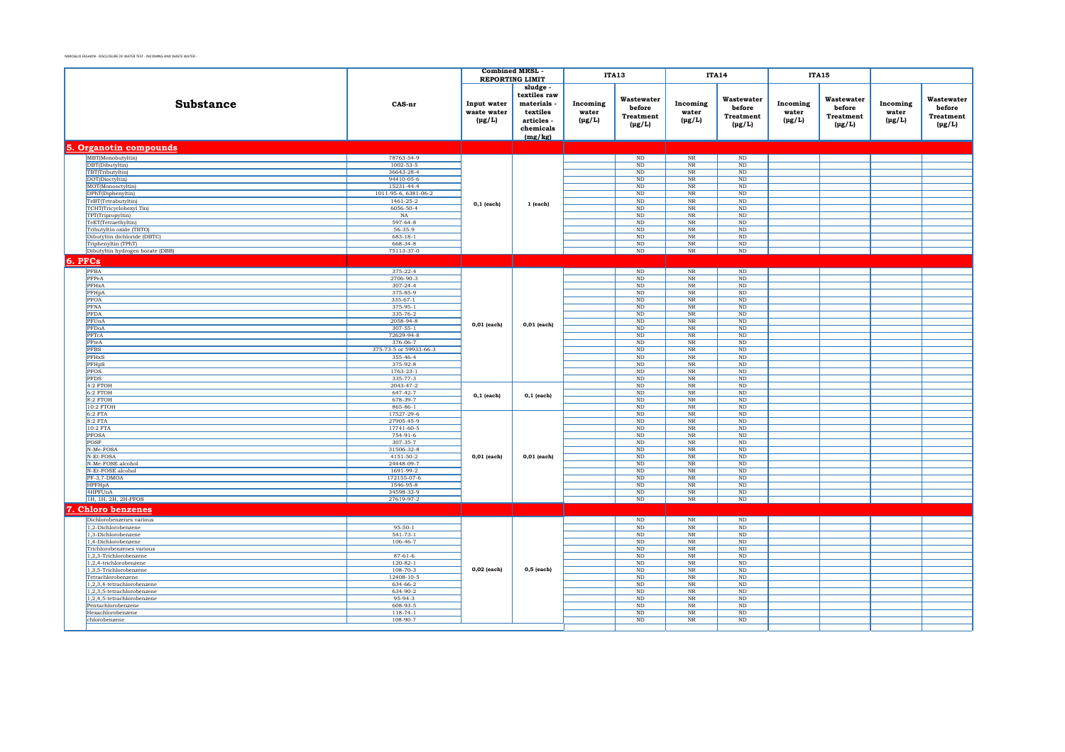MIROGLIO FASHION - DISCLOSURE OF WATER TEST - INCOMING AND WASTE WATER -

| Substance | CAS-nr | Combined MRSL - REPORTING LIMIT | | ITA13 | | ITA14 | | ITA15 | | | |
|---|---|---|---|---|---|---|---|---|---|---|---|
| | | Input water waste water (µg/L) | sludge - textiles raw materials - textiles articles - chemicals (mg/kg) | Incoming water (µg/L) | Wastewater before Treatment (µg/L) | Incoming water (µg/L) | Wastewater before Treatment (µg/L) | Incoming water (µg/L) | Wastewater before Treatment (µg/L) | Incoming water (µg/L) | Wastewater before Treatment (µg/L) |
| **5. Organotin compounds** | | | | | | | | | | | |
| MBT(Monobutyltin) | 78763-54-9 | 0,1 (each) | 1 (each) | | ND | NR | ND | | | | |
| DBT(Dibutyltin) | 1002-53-5 | | | | ND | NR | ND | | | | |
| TBT(Tributyltin) | 36643-28-4 | | | | ND | NR | ND | | | | |
| DOT(Dioctyltin) | 94410-05-6 | | | | ND | NR | ND | | | | |
| MOT(Monooctyltin) | 15231-44-4 | | | | ND | NR | ND | | | | |
| DPhT(Diphenyltin) | 1011-95-6, 6381-06-2 | | | | ND | NR | ND | | | | |
| TeBT(Tetrabutyltin) | 1461-25-2 | | | | ND | NR | ND | | | | |
| TCHT(Tricyclohexyl Tin) | 6056-50-4 | | | | ND | NR | ND | | | | |
| TPT(Tripropyltin) | NA | | | | ND | NR | ND | | | | |
| TeET(Tetraethyltin) | 597-64-8 | | | | ND | NR | ND | | | | |
| Tributyltin oxide (TBTO) | 56-35-9 | | | | ND | NR | ND | | | | |
| Dibutyltin dichloride (DBTC) | 683-18-1 | | | | ND | NR | ND | | | | |
| Triphenyltin (TPhT) | 668-34-8 | | | | ND | NR | ND | | | | |
| Dibutyltin hydrogen borate (DBB) | 75113-37-0 | | | | ND | NR | ND | | | | |
| **6. PFCs** | | | | | | | | | | | |
| PFBA | 375-22-4 | 0,01 (each) | 0,01 (each) | | ND | NR | ND | | | | |
| PFPeA | 2706-90-3 | | | | ND | NR | ND | | | | |
| PFHxA | 307-24-4 | | | | ND | NR | ND | | | | |
| PFHpA | 375-85-9 | | | | ND | NR | ND | | | | |
| PFOA | 335-67-1 | | | | ND | NR | ND | | | | |
| PFNA | 375-95-1 | | | | ND | NR | ND | | | | |
| PFDA | 335-76-2 | | | | ND | NR | ND | | | | |
| PFUnA | 2058-94-8 | | | | ND | NR | ND | | | | |
| PFDoA | 307-55-1 | | | | ND | NR | ND | | | | |
| PFTrA | 72629-94-8 | | | | ND | NR | ND | | | | |
| PFteA | 376-06-7 | | | | ND | NR | ND | | | | |
| PFBS | 375-73-5 or 59933-66-3 | | | | ND | NR | ND | | | | |
| PFHxS | 355-46-4 | | | | ND | NR | ND | | | | |
| PFHpS | 375-92-8 | | | | ND | NR | ND | | | | |
| PFOS | 1763-23-1 | | | | ND | NR | ND | | | | |
| PFDS | 335-77-3 | | | | ND | NR | ND | | | | |
| 4:2 FTOH | 2043-47-2 | 0,1 (each) | 0,1 (each) | | ND | NR | ND | | | | |
| 6:2 FTOH | 647-42-7 | | | | ND | NR | ND | | | | |
| 8:2 FTOH | 678-39-7 | | | | ND | NR | ND | | | | |
| 10:2 FTOH | 865-86-1 | | | | ND | NR | ND | | | | |
| 6:2 FTA | 17527-29-6 | 0,01 (each) | 0,01 (each) | | ND | NR | ND | | | | |
| 8:2 FTA | 27905-45-9 | | | | ND | NR | ND | | | | |
| 10:2 FTA | 17741-60-5 | | | | ND | NR | ND | | | | |
| PFOSA | 754-91-6 | | | | ND | NR | ND | | | | |
| POSF | 307-35-7 | | | | ND | NR | ND | | | | |
| N-Me-FOSA | 31506-32-8 | | | | ND | NR | ND | | | | |
| N-Et-FOSA | 4151-50-2 | | | | ND | NR | ND | | | | |
| N-Me-FOSE alcohol | 24448-09-7 | | | | ND | NR | ND | | | | |
| N-Et-FOSE alcohol | 1691-99-2 | | | | ND | NR | ND | | | | |
| PF-3,7-DMOA | 172155-07-6 | | | | ND | NR | ND | | | | |
| HPFHpA | 1546-95-8 | | | | ND | NR | ND | | | | |
| 4HPFUnA | 34598-33-9 | | | | ND | NR | ND | | | | |
| 1H, 1H, 2H, 2H-PFOS | 27619-97-2 | | | | ND | NR | ND | | | | |
| **7. Chloro benzenes** | | | | | | | | | | | |
| Dichlorobenzenes various | | 0,02 (each) | 0,5 (each) | | ND | NR | ND | | | | |
| 1,2-Dichlorobenzene | 95-50-1 | | | | ND | NR | ND | | | | |
| 1,3-Dichlorobenzene | 541-73-1 | | | | ND | NR | ND | | | | |
| 1,4-Dichlorobenzene | 106-46-7 | | | | ND | NR | ND | | | | |
| Trichlorobenzenes various | | | | | ND | NR | ND | | | | |
| 1,2,3-Trichlorobenzene | 87-61-6 | | | | ND | NR | ND | | | | |
| 1,2,4-trichlorobenzene | 120-82-1 | | | | ND | NR | ND | | | | |
| 1,3,5-Trichlorobenzene | 108-70-3 | | | | ND | NR | ND | | | | |
| Tetrachlorobenzene | 12408-10-5 | | | | ND | NR | ND | | | | |
| 1,2,3,4-tetrachlorobenzene | 634-66-2 | | | | ND | NR | ND | | | | |
| 1,2,3,5-tetrachlorobenzene | 634-90-2 | | | | ND | NR | ND | | | | |
| 1,2,4,5-tetrachlorobenzene | 95-94-3 | | | | ND | NR | ND | | | | |
| Pentachlorobenzene | 608-93-5 | | | | ND | NR | ND | | | | |
| Hexachlorobenzene | 118-74-1 | | | | ND | NR | ND | | | | |
| chlorobenzene | 108-90-7 | | | | ND | NR | ND | | | | |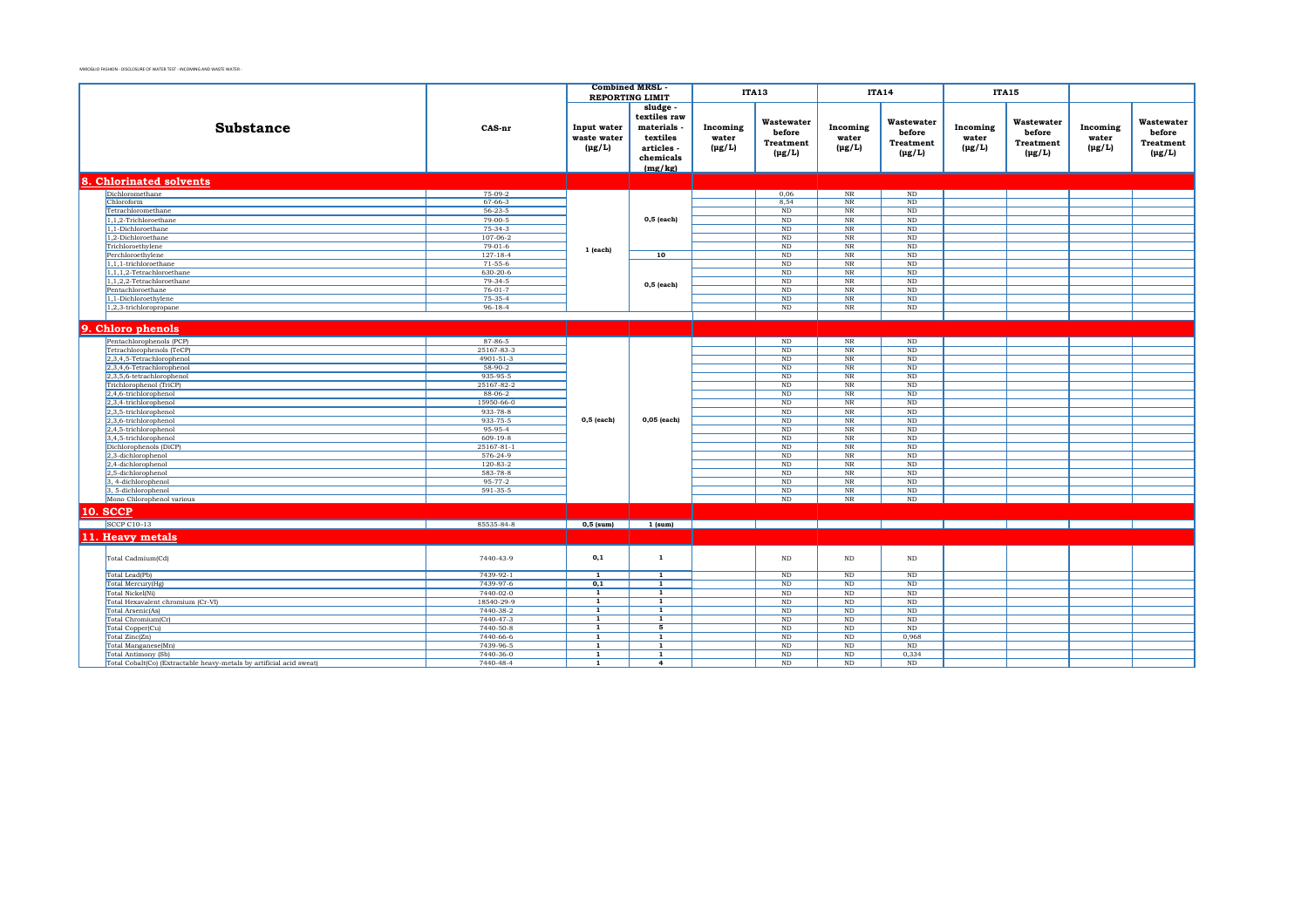MIROGLIO FASHION - DISCLOSURE OF WATER TEST - INCOMING AND WASTE WATER -

| Substance | CAS-nr | Combined MRSL - REPORTING LIMIT | | ITA13 | | ITA14 | | ITA15 | | | |
|---|---|---|---|---|---|---|---|---|---|---|---|
| | | Input water waste water (μg/L) | sludge - textiles raw materials - textiles articles - chemicals (mg/kg) | Incoming water (μg/L) | Wastewater before Treatment (μg/L) | Incoming water (μg/L) | Wastewater before Treatment (μg/L) | Incoming water (μg/L) | Wastewater before Treatment (μg/L) | Incoming water (μg/L) | Wastewater before Treatment (μg/L) |
| **8. Chlorinated solvents** | | | | | | | | | | | |
| Dichloromethane | 75-09-2 | 1 (each) | 0,5 (each) | | 0,06 | NR | ND | | | | |
| Chloroform | 67-66-3 | | | | 8,54 | NR | ND | | | | |
| Tetrachloromethane | 56-23-5 | | | | ND | NR | ND | | | | |
| 1,1,2-Trichloroethane | 79-00-5 | | | | ND | NR | ND | | | | |
| 1,1-Dichloroethane | 75-34-3 | | | | ND | NR | ND | | | | |
| 1,2-Dichloroethane | 107-06-2 | | | | ND | NR | ND | | | | |
| Trichloroethylene | 79-01-6 | | | | ND | NR | ND | | | | |
| Perchloroethylene | 127-18-4 | | 10 | | ND | NR | ND | | | | |
| 1,1,1-trichloroethane | 71-55-6 | | 0,5 (each) | | ND | NR | ND | | | | |
| 1,1,1,2-Tetrachloroethane | 630-20-6 | | | | ND | NR | ND | | | | |
| 1,1,2,2-Tetrachloroethane | 79-34-5 | | | | ND | NR | ND | | | | |
| Pentachloroethane | 76-01-7 | | | | ND | NR | ND | | | | |
| 1,1-Dichloroethylene | 75-35-4 | | | | ND | NR | ND | | | | |
| 1,2,3-trichloropropane | 96-18-4 | | | | ND | NR | ND | | | | |
| **9. Chloro phenols** | | | | | | | | | | | |
| Pentachlorophenols (PCP) | 87-86-5 | 0,5 (each) | 0,05 (each) | | ND | NR | ND | | | | |
| Tetrachlorophenols (TeCP) | 25167-83-3 | | | | ND | NR | ND | | | | |
| 2,3,4,5-Tetrachlorophenol | 4901-51-3 | | | | ND | NR | ND | | | | |
| 2,3,4,6-Tetrachlorophenol | 58-90-2 | | | | ND | NR | ND | | | | |
| 2,3,5,6-tetrachlorophenol | 935-95-5 | | | | ND | NR | ND | | | | |
| Trichlorophenol (TriCP) | 25167-82-2 | | | | ND | NR | ND | | | | |
| 2,4,6-trichlorophenol | 88-06-2 | | | | ND | NR | ND | | | | |
| 2,3,4-trichlorophenol | 15950-66-0 | | | | ND | NR | ND | | | | |
| 2,3,5-trichlorophenol | 933-78-8 | | | | ND | NR | ND | | | | |
| 2,3,6-trichlorophenol | 933-75-5 | | | | ND | NR | ND | | | | |
| 2,4,5-trichlorophenol | 95-95-4 | | | | ND | NR | ND | | | | |
| 3,4,5-trichlorophenol | 609-19-8 | | | | ND | NR | ND | | | | |
| Dichlorophenols (DiCP) | 25167-81-1 | | | | ND | NR | ND | | | | |
| 2,3-dichlorophenol | 576-24-9 | | | | ND | NR | ND | | | | |
| 2,4-dichlorophenol | 120-83-2 | | | | ND | NR | ND | | | | |
| 2,5-dichlorophenol | 583-78-8 | | | | ND | NR | ND | | | | |
| 3, 4-dichlorophenol | 95-77-2 | | | | ND | NR | ND | | | | |
| 3, 5-dichlorophenol | 591-35-5 | | | | ND | NR | ND | | | | |
| Mono Chlorophenol various | | | | | ND | NR | ND | | | | |
| **10. SCCP** | | | | | | | | | | | |
| SCCP C10-13 | 85535-84-8 | 0,5 (sum) | 1 (sum) | | | | | | | | |
| **11. Heavy metals** | | | | | | | | | | | |
| Total Cadmium(Cd) | 7440-43-9 | 0,1 | 1 | | ND | ND | ND | | | | |
| Total Lead(Pb) | 7439-92-1 | 1 | 1 | | ND | ND | ND | | | | |
| Total Mercury(Hg) | 7439-97-6 | 0,1 | 1 | | ND | ND | ND | | | | |
| Total Nickel(Ni) | 7440-02-0 | 1 | 1 | | ND | ND | ND | | | | |
| Total Hexavalent chromium (Cr-VI) | 18540-29-9 | 1 | 1 | | ND | ND | ND | | | | |
| Total Arsenic(As) | 7440-38-2 | 1 | 1 | | ND | ND | ND | | | | |
| Total Chromium(Cr) | 7440-47-3 | 1 | 1 | | ND | ND | ND | | | | |
| Total Copper(Cu) | 7440-50-8 | 1 | 5 | | ND | ND | ND | | | | |
| Total Zinc(Zn) | 7440-66-6 | 1 | 1 | | ND | ND | 0,968 | | | | |
| Total Manganese(Mn) | 7439-96-5 | 1 | 1 | | ND | ND | ND | | | | |
| Total Antimony (Sb) | 7440-36-0 | 1 | 1 | | ND | ND | 0,334 | | | | |
| Total Cobalt(Co) (Extractable heavy-metals by artificial acid sweat) | 7440-48-4 | 1 | 4 | | ND | ND | ND | | | | |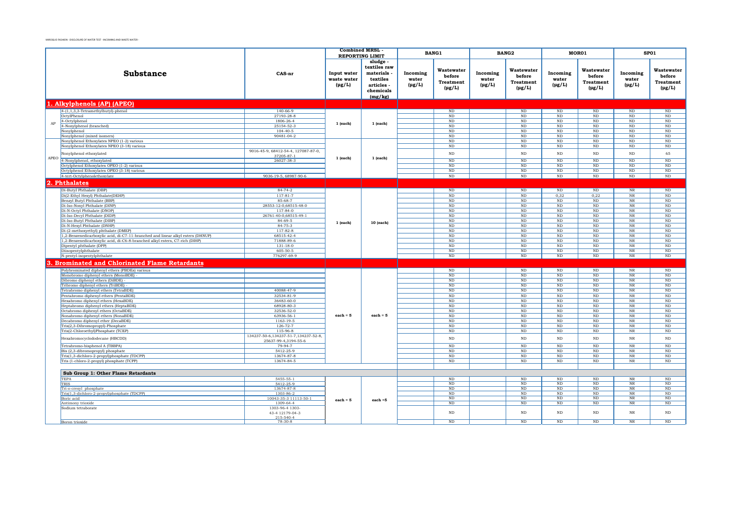MIROGLIO FASHION - DISCLOSURE OF WATER TEST - INCOMING AND WASTE WATER -

| | Substance | CAS-nr | Combined MRSL - REPORTING LIMIT | | BANG1 | | BANG2 | | MOR01 | | SP01 | |
|---|---|---|---|---|---|---|---|---|---|---|---|---|
| | | | Input water waste water (µg/L) | sludge - textiles raw materials - textiles articles - chemicals (mg/kg) | Incoming water (µg/L) | Wastewater before Treatment (µg/L) | Incoming water (µg/L) | Wastewater before Treatment (µg/L) | Incoming water (µg/L) | Wastewater before Treatment (µg/L) | Incoming water (µg/L) | Wastewater before Treatment (µg/L) |
| **1. Alkylphenols (AP) (APEO)** | | | | | | | | | | | | |
| AP | 4-(1,1,3,3-Tetramethylbutyl)-phenol | 140-66-9 | 1 (each) | 1 (each) | | ND | | ND | ND | ND | ND | ND |
| | OctylPhenol | 27193-28-8 | | | | ND | | ND | ND | ND | ND | ND |
| | 4-Octylphenol | 1806-26-4 | | | | ND | | ND | ND | ND | ND | ND |
| | 4-Nonylphenol (branched) | 25154-52-3 | | | | ND | | ND | ND | ND | ND | ND |
| | Nonylphenol | 104-40-5 | | | | ND | | ND | ND | ND | ND | ND |
| | Nonylphenol (mixed isomers) | 90481-04-2 | | | | ND | | ND | ND | ND | ND | ND |
| APEO | Nonylphenol Ethoxylates NPEO (1-2) various | | 1 (each) | 1 (each) | | ND | | ND | ND | ND | ND | ND |
| | Nonylphenol Ethoxylates NPEO (3-18) various | | | | | ND | | ND | ND | ND | ND | ND |
| | Nonylphenol ethoxylated | 9016-45-9, 68412-54-4, 127087-87-0, 37205-87-1 | | | | ND | | ND | ND | ND | ND | 65 |
| | 4-Nonylphenol, ethoxylated | 26027-38-3 | | | | ND | | ND | ND | ND | ND | ND |
| | Octylphenol Ethoxylates OPEO (1-2) various | | | | | ND | | ND | ND | ND | ND | ND |
| | Octylphenol Ethoxylates OPEO (3-18) various | | | | | ND | | ND | ND | ND | ND | ND |
| | 4-tert-Octylphenolethoxylate | 9036-19-5, 68987-90-6 | | | | ND | | ND | ND | ND | ND | ND |
| **2. Phthalates** | | | | | | | | | | | | |
| | Di-Butyl Phthalate (DBP) | 84-74-2 | 1 (each) | 10 (each) | | ND | | ND | ND | ND | NR | ND |
| | Di(2-Ethyl Hexyl) Phthalate(DEHP) | 117-81-7 | | | | ND | | ND | 0,32 | 0,22 | NR | ND |
| | Benzyl Butyl Phthalate (BBP) | 85-68-7 | | | | ND | | ND | ND | ND | NR | ND |
| | Di-Iso-Nonyl Phthalate (DINP) | 28553-12-0,68515-48-0 | | | | ND | | ND | ND | ND | NR | ND |
| | Di-N-Octyl Phthalate (DNOP) | 117-84-0 | | | | ND | | ND | ND | ND | NR | ND |
| | Di-Iso-Decyl Phthalate (DIDP) | 26761-40-0,68515-49-1 | | | | ND | | ND | ND | ND | NR | ND |
| | Di-Iso-Butyl Phthalate (DIBP) | 84-69-5 | | | | ND | | ND | ND | ND | NR | ND |
| | Di-N-Hexyl Phthalate (DNHP) | 84-75-3 | | | | ND | | ND | ND | ND | NR | ND |
| | Di-(2-methoxyethyl) phthalate (DMEP) | 117-82-8 | | | | ND | | ND | ND | ND | NR | ND |
| | 1,2-Benzenedicarboxylic acid, di-C7-11-branched and linear alkyl esters (DHNUP) | 68515-42-4 | | | | ND | | ND | ND | ND | NR | ND |
| | 1,2-Benzenedicarboxylic acid, di-C6-8-branched alkyl esters, C7-rich (DIHP) | 71888-89-6 | | | | ND | | ND | ND | ND | NR | ND |
| | Dipentyl phthalate (DPP) | 131-18-0 | | | | ND | | ND | ND | ND | NR | ND |
| | Diisopentylphthalate | 605-50-5 | | | | ND | | ND | ND | ND | NR | ND |
| | N-pentyl-isopentylphthalate | 776297-69-9 | | | | ND | | ND | ND | ND | NR | ND |
| **3. Brominated and Chlorinated Flame Retardants** | | | | | | | | | | | | |
| | Polybrominated diphenyl ethers (PBDEs) various | | each = 5 | each = 5 | | ND | | ND | ND | ND | NR | ND |
| | Monobromo diphenyl ethers (MonoBDE) - | | | | | ND | | ND | ND | ND | NR | ND |
| | Dibromo diphenyl ethers (DiBDE) - | | | | | ND | | ND | ND | ND | NR | ND |
| | Tribromo diphenyl ethers (TriBDE) - | | | | | ND | | ND | ND | ND | NR | ND |
| | Tetrabromo diphenyl ethers (TetraBDE) | 40088-47-9 | | | | ND | | ND | ND | ND | NR | ND |
| | Pentabromo diphenyl ethers (PentaBDE) | 32534-81-9 | | | | ND | | ND | ND | ND | NR | ND |
| | Hexabromo diphenyl ethers (HexaBDE) | 36483-60-0 | | | | ND | | ND | ND | ND | NR | ND |
| | Heptabromo diphenyl ethers (HeptaBDE) | 68928-80-3 | | | | ND | | ND | ND | ND | NR | ND |
| | Octabromo diphenyl ethers (OctaBDE) | 32536-52-0 | | | | ND | | ND | ND | ND | NR | ND |
| | Nonabromo diphenyl ethers (NonaBDE) | 63936-56-1 | | | | ND | | ND | ND | ND | NR | ND |
| | Decabromo diphenyl ether (DecaBDE) | 1163-19-5 | | | | ND | | ND | ND | ND | NR | ND |
| | Tris(2,3-Dibromopropyl)-Phosphate | 126-72-7 | | | | ND | | ND | ND | ND | NR | ND |
| | Tris(2-Chloroethyl)Phosphate (TCEP) | 115-96-8 | | | | ND | | ND | ND | ND | NR | ND |
| | Hexabromocyclododecane (HBCDD) | 134237-50-6,134237-51-7,134237-52-8, 25637-99-4,3194-55-6 | | | | ND | | ND | ND | ND | NR | ND |
| | Tetrabromo-bisphenol A (TBBPA) | 79-94-7 | | | | ND | | ND | ND | ND | NR | ND |
| | Bis (2,3-dibromopropyl) phosphate | 5412-25-9 | | | | ND | | ND | ND | ND | NR | ND |
| | Tris(1,3-dichloro-2-propyl)phosphate (TDCPP) | 13674-87-8 | | | | ND | | ND | ND | ND | NR | ND |
| | Tris (1-chloro-2-propyl) phosphate (TCPP) | 13674-84-5 | | | | ND | | ND | ND | ND | NR | ND |
| **Sub Group 1: Other Flame Retardants** | | | | | | | | | | | | |
| | TEPA | 5455-55-1 | each = 5 | each =5 | | ND | | ND | ND | ND | NR | ND |
| | TRIS | 5412-25-9 | | | | ND | | ND | ND | ND | NR | ND |
| | Tri-o-cresyl phosphate | 13674-87-8 | | | | ND | | ND | ND | ND | NR | ND |
| | Tris(1,3-dichloro-2-propyl)phosphate (TDCPP) | 1303-86-2 | | | | ND | | ND | ND | ND | NR | ND |
| | Boric acid | 10043-35-3 11113-50-1 | | | | ND | | ND | ND | ND | NR | ND |
| | Antimony trioxide | 1309-64-4 | | | | ND | | ND | ND | ND | NR | ND |
| | Sodium tetraborate | 1303-96-4 1303-43-4 12179-04-3 215-540-4 | | | | ND | | ND | ND | ND | NR | ND |
| | Boron trioxide | 78-30-8 | | | | ND | | ND | ND | ND | NR | ND |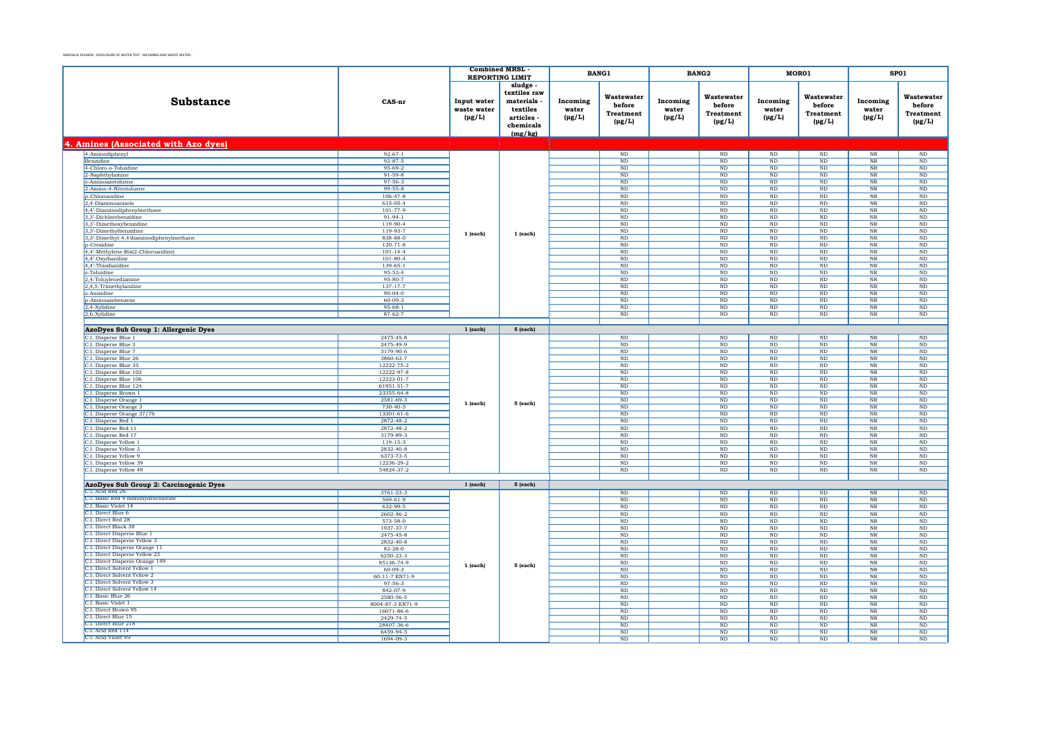MIROGLIO FASHION - DISCLOSURE OF WATER TEST - INCOMING AND WASTE WATER -

| Substance | CAS-nr | Combined MRSL - REPORTING LIMIT | | BANG1 | | BANG2 | | MOR01 | | SP01 | |
|---|---|---|---|---|---|---|---|---|---|---|---|
| | | Input water waste water (µg/L) | sludge - textiles raw materials - textiles articles - chemicals (mg/kg) | Incoming water (µg/L) | Wastewater before Treatment (µg/L) | Incoming water (µg/L) | Wastewater before Treatment (µg/L) | Incoming water (µg/L) | Wastewater before Treatment (µg/L) | Incoming water (µg/L) | Wastewater before Treatment (µg/L) |
| **4. Amines (Associated with Azo dyes)** | | | | | | | | | | | |
| 4-Aminodiphenyl | 92-67-1 | 1 (each) | 1 (each) | | ND | | ND | ND | ND | NR | ND |
| Benzidine | 92-87-5 | | | | ND | | ND | ND | ND | NR | ND |
| 4-Chloro-o-Toluidine | 95-69-2 | | | | ND | | ND | ND | ND | NR | ND |
| 2-Naphthylamine | 91-59-8 | | | | ND | | ND | ND | ND | NR | ND |
| o-Aminoazotoluene | 97-56-3 | | | | ND | | ND | ND | ND | NR | ND |
| 2-Amino-4-Nitrotoluene | 99-55-8 | | | | ND | | ND | ND | ND | NR | ND |
| p-Chloroaniline | 106-47-8 | | | | ND | | ND | ND | ND | NR | ND |
| 2,4-Diaminoanisole | 615-05-4 | | | | ND | | ND | ND | ND | NR | ND |
| 4,4'-Diaminodiphenylmethane | 101-77-9 | | | | ND | | ND | ND | ND | NR | ND |
| 3,3'-Dichlorobenzidine | 91-94-1 | | | | ND | | ND | ND | ND | NR | ND |
| 3,3'-Dimethoxybenzidine | 119-90-4 | | | | ND | | ND | ND | ND | NR | ND |
| 3,3'-Dimethylbenzidine | 119-93-7 | | | | ND | | ND | ND | ND | NR | ND |
| 3,3'-Dimethyl-4,4'diaminodiphenylmethane | 838-88-0 | | | | ND | | ND | ND | ND | NR | ND |
| p-Cresidine | 120-71-8 | | | | ND | | ND | ND | ND | NR | ND |
| 4,4'-Methylene-Bis(2-Chloroaniline) | 101-14-4 | | | | ND | | ND | ND | ND | NR | ND |
| 4,4'-Oxydianiline | 101-80-4 | | | | ND | | ND | ND | ND | NR | ND |
| 4,4'-Thiodianiline | 139-65-1 | | | | ND | | ND | ND | ND | NR | ND |
| o-Toluidine | 95-53-4 | | | | ND | | ND | ND | ND | NR | ND |
| 2,4-Toluylenediamine | 95-80-7 | | | | ND | | ND | ND | ND | NR | ND |
| 2,4,5-Trimethylaniline | 137-17-7 | | | | ND | | ND | ND | ND | NR | ND |
| o-Anisidine | 90-04-0 | | | | ND | | ND | ND | ND | NR | ND |
| p-Aminoazobenzene | 60-09-3 | | | | ND | | ND | ND | ND | NR | ND |
| 2,4-Xylidine | 95-68-1 | | | | ND | | ND | ND | ND | NR | ND |
| 2,6-Xylidine | 87-62-7 | | | | ND | | ND | ND | ND | NR | ND |
| **AzoDyes Sub Group 1: Allergenic Dyes** | | 1 (each) | 5 (each) | | | | | | | | |
| C.I. Disperse Blue 1 | 2475-45-8 | 1 (each) | 5 (each) | | ND | | ND | ND | ND | NR | ND |
| C.I. Disperse Blue 3 | 2475-49-9 | | | | ND | | ND | ND | ND | NR | ND |
| C.I. Disperse Blue 7 | 3179-90-6 | | | | ND | | ND | ND | ND | NR | ND |
| C.I. Disperse Blue 26 | 3860-63-7 | | | | ND | | ND | ND | ND | NR | ND |
| C.I. Disperse Blue 35 | 12222-75-2 | | | | ND | | ND | ND | ND | NR | ND |
| C.I. Disperse Blue 102 | 12222-97-8 | | | | ND | | ND | ND | ND | NR | ND |
| C.I. Disperse Blue 106 | 12223-01-7 | | | | ND | | ND | ND | ND | NR | ND |
| C.I. Disperse Blue 124 | 61951-51-7 | | | | ND | | ND | ND | ND | NR | ND |
| C.I. Disperse Brown 1 | 23355-64-8 | | | | ND | | ND | ND | ND | NR | ND |
| C.I. Disperse Orange 1 | 2581-69-3 | | | | ND | | ND | ND | ND | NR | ND |
| C.I. Disperse Orange 3 | 730-40-5 | | | | ND | | ND | ND | ND | NR | ND |
| C.I. Disperse Orange 37/76 | 13301-61-6 | | | | ND | | ND | ND | ND | NR | ND |
| C.I. Disperse Red 1 | 2872-48-2 | | | | ND | | ND | ND | ND | NR | ND |
| C.I. Disperse Red 11 | 2872-48-2 | | | | ND | | ND | ND | ND | NR | ND |
| C.I. Disperse Red 17 | 3179-89-3 | | | | ND | | ND | ND | ND | NR | ND |
| C.I. Disperse Yellow 1 | 119-15-3 | | | | ND | | ND | ND | ND | NR | ND |
| C.I. Disperse Yellow 3 | 2832-40-8 | | | | ND | | ND | ND | ND | NR | ND |
| C.I. Disperse Yellow 9 | 6373-73-5 | | | | ND | | ND | ND | ND | NR | ND |
| C.I. Disperse Yellow 39 | 12236-29-2 | | | | ND | | ND | ND | ND | NR | ND |
| C.I. Disperse Yellow 49 | 54824-37-2 | | | | ND | | ND | ND | ND | NR | ND |
| **AzoDyes Sub Group 2: Carcinogenic Dyes** | | 1 (each) | 5 (each) | | | | | | | | |
| C.I. Acid Red 26 | 3761-53-3 | 1 (each) | 5 (each) | | ND | | ND | ND | ND | NR | ND |
| C.I. Basic Red 9 monohydrochloride | 569-61-9 | | | | ND | | ND | ND | ND | NR | ND |
| C.I. Basic Violet 14 | 632-99-5 | | | | ND | | ND | ND | ND | NR | ND |
| C.I. Direct Blue 6 | 2602-46-2 | | | | ND | | ND | ND | ND | NR | ND |
| C.I. Direct Red 28 | 573-58-0 | | | | ND | | ND | ND | ND | NR | ND |
| C.I. Direct Black 38 | 1937-37-7 | | | | ND | | ND | ND | ND | NR | ND |
| C.I. Direct Disperse Blue 1 | 2475-45-8 | | | | ND | | ND | ND | ND | NR | ND |
| C.I. Direct Disperse Yellow 3 | 2832-40-8 | | | | ND | | ND | ND | ND | NR | ND |
| C.I. Direct Disperse Orange 11 | 82-28-0 | | | | ND | | ND | ND | ND | NR | ND |
| C.I. Direct Disperse Yellow 23 | 6250-23-3 | | | | ND | | ND | ND | ND | NR | ND |
| C.I. Direct Disperse Orange 149 | 85136-74-9 | | | | ND | | ND | ND | ND | NR | ND |
| C.I. Direct Solvent Yellow 1 | 60-09-3 | | | | ND | | ND | ND | ND | NR | ND |
| C.I. Direct Solvent Yellow 2 | 60-11-7 EN71-9 | | | | ND | | ND | ND | ND | NR | ND |
| C.I. Direct Solvent Yellow 3 | 97-56-3 | | | | ND | | ND | ND | ND | NR | ND |
| C.I. Direct Solvent Yellow 14 | 842-07-9 | | | | ND | | ND | ND | ND | NR | ND |
| C.I. Basic Blue 26 | 2580-56-5 | | | | ND | | ND | ND | ND | NR | ND |
| C.I. Basic Violet 1 | 8004-87-3 EN71-9 | | | | ND | | ND | ND | ND | NR | ND |
| C.I. Direct Brown 95 | 16071-86-6 | | | | ND | | ND | ND | ND | NR | ND |
| C.I. Direct Blue 15 | 2429-74-5 | | | | ND | | ND | ND | ND | NR | ND |
| C.I. Direct Blue 218 | 28407-36-6 | | | | ND | | ND | ND | ND | NR | ND |
| C.I. Acid Red 114 | 6459-94-5 | | | | ND | | ND | ND | ND | NR | ND |
| C.I. Acid Violet 49 | 1694-09-3 | | | | ND | | ND | ND | ND | NR | ND |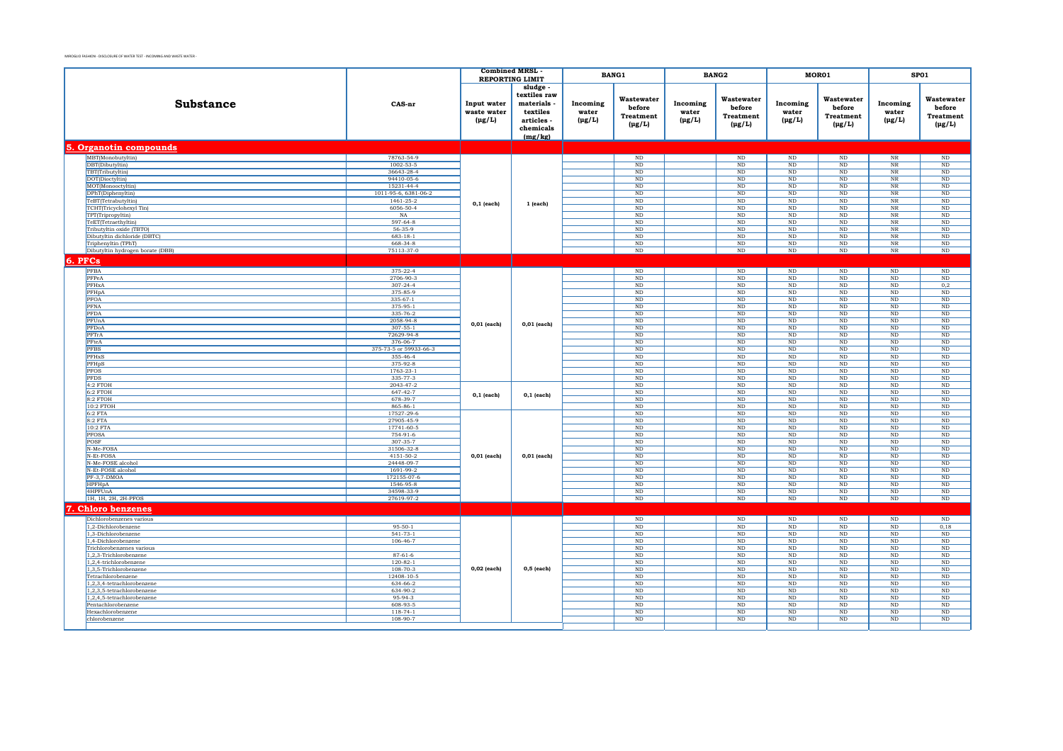MIROGLIO FASHION - DISCLOSURE OF WATER TEST - INCOMING AND WASTE WATER -

| Substance | CAS-nr | Combined MRSL - REPORTING LIMIT | | BANG1 | | BANG2 | | MOR01 | | SP01 | |
|---|---|---|---|---|---|---|---|---|---|---|---|
| | | Input water waste water (µg/L) | sludge - textiles raw materials - textiles articles - chemicals (mg/kg) | Incoming water (µg/L) | Wastewater before Treatment (µg/L) | Incoming water (µg/L) | Wastewater before Treatment (µg/L) | Incoming water (µg/L) | Wastewater before Treatment (µg/L) | Incoming water (µg/L) | Wastewater before Treatment (µg/L) |
| **5. Organotin compounds** | | | | | | | | | | | |
| MBT(Monobutyltin) | 78763-54-9 | 0,1 (each) | 1 (each) | | ND | | ND | ND | ND | NR | ND |
| DBT(Dibutyltin) | 1002-53-5 | | | | ND | | ND | ND | ND | NR | ND |
| TBT(Tributyltin) | 36643-28-4 | | | | ND | | ND | ND | ND | NR | ND |
| DOT(Dioctyltin) | 94410-05-6 | | | | ND | | ND | ND | ND | NR | ND |
| MOT(Monooctyltin) | 15231-44-4 | | | | ND | | ND | ND | ND | NR | ND |
| DPhT(Diphenyltin) | 1011-95-6, 6381-06-2 | | | | ND | | ND | ND | ND | NR | ND |
| TeBT(Tetrabutyltin) | 1461-25-2 | | | | ND | | ND | ND | ND | NR | ND |
| TCHT(Tricyclohexyl Tin) | 6056-50-4 | | | | ND | | ND | ND | ND | NR | ND |
| TPT(Tripropyltin) | NA | | | | ND | | ND | ND | ND | NR | ND |
| TeET(Tetraethyltin) | 597-64-8 | | | | ND | | ND | ND | ND | NR | ND |
| Tributyltin oxide (TBTO) | 56-35-9 | | | | ND | | ND | ND | ND | NR | ND |
| Dibutyltin dichloride (DBTC) | 683-18-1 | | | | ND | | ND | ND | ND | NR | ND |
| Triphenyltin (TPhT) | 668-34-8 | | | | ND | | ND | ND | ND | NR | ND |
| Dibutyltin hydrogen borate (DBB) | 75113-37-0 | | | | ND | | ND | ND | ND | NR | ND |
| **6. PFCs** | | | | | | | | | | | |
| PFBA | 375-22-4 | 0,01 (each) | 0,01 (each) | | ND | | ND | ND | ND | ND | ND |
| PFPeA | 2706-90-3 | | | | ND | | ND | ND | ND | ND | ND |
| PFHxA | 307-24-4 | | | | ND | | ND | ND | ND | ND | 0,2 |
| PFHpA | 375-85-9 | | | | ND | | ND | ND | ND | ND | ND |
| PFOA | 335-67-1 | | | | ND | | ND | ND | ND | ND | ND |
| PFNA | 375-95-1 | | | | ND | | ND | ND | ND | ND | ND |
| PFDA | 335-76-2 | | | | ND | | ND | ND | ND | ND | ND |
| PFUnA | 2058-94-8 | | | | ND | | ND | ND | ND | ND | ND |
| PFDoA | 307-55-1 | | | | ND | | ND | ND | ND | ND | ND |
| PFTrA | 72629-94-8 | | | | ND | | ND | ND | ND | ND | ND |
| PFteA | 376-06-7 | | | | ND | | ND | ND | ND | ND | ND |
| PFBS | 375-73-5 or 59933-66-3 | | | | ND | | ND | ND | ND | ND | ND |
| PFHxS | 355-46-4 | | | | ND | | ND | ND | ND | ND | ND |
| PFHpS | 375-92-8 | | | | ND | | ND | ND | ND | ND | ND |
| PFOS | 1763-23-1 | | | | ND | | ND | ND | ND | ND | ND |
| PFDS | 335-77-3 | | | | ND | | ND | ND | ND | ND | ND |
| 4:2 FTOH | 2043-47-2 | 0,1 (each) | 0,1 (each) | | ND | | ND | ND | ND | ND | ND |
| 6:2 FTOH | 647-42-7 | | | | ND | | ND | ND | ND | ND | ND |
| 8:2 FTOH | 678-39-7 | | | | ND | | ND | ND | ND | ND | ND |
| 10:2 FTOH | 865-86-1 | | | | ND | | ND | ND | ND | ND | ND |
| 6:2 FTA | 17527-29-6 | 0,01 (each) | 0,01 (each) | | ND | | ND | ND | ND | ND | ND |
| 8:2 FTA | 27905-45-9 | | | | ND | | ND | ND | ND | ND | ND |
| 10:2 FTA | 17741-60-5 | | | | ND | | ND | ND | ND | ND | ND |
| PFOSA | 754-91-6 | | | | ND | | ND | ND | ND | ND | ND |
| POSF | 307-35-7 | | | | ND | | ND | ND | ND | ND | ND |
| N-Me-FOSA | 31506-32-8 | | | | ND | | ND | ND | ND | ND | ND |
| N-Et-FOSA | 4151-50-2 | | | | ND | | ND | ND | ND | ND | ND |
| N-Me-FOSE alcohol | 24448-09-7 | | | | ND | | ND | ND | ND | ND | ND |
| N-Et-FOSE alcohol | 1691-99-2 | | | | ND | | ND | ND | ND | ND | ND |
| PF-3,7-DMOA | 172155-07-6 | | | | ND | | ND | ND | ND | ND | ND |
| HPFHpA | 1546-95-8 | | | | ND | | ND | ND | ND | ND | ND |
| 4HPFUnA | 34598-33-9 | | | | ND | | ND | ND | ND | ND | ND |
| 1H, 1H, 2H, 2H-PFOS | 27619-97-2 | | | | ND | | ND | ND | ND | ND | ND |
| **7. Chloro benzenes** | | | | | | | | | | | |
| Dichlorobenzenes various | | 0,02 (each) | 0,5 (each) | | ND | | ND | ND | ND | ND | ND |
| 1,2-Dichlorobenzene | 95-50-1 | | | | ND | | ND | ND | ND | ND | 0,18 |
| 1,3-Dichlorobenzene | 541-73-1 | | | | ND | | ND | ND | ND | ND | ND |
| 1,4-Dichlorobenzene | 106-46-7 | | | | ND | | ND | ND | ND | ND | ND |
| Trichlorobenzenes various | | | | | ND | | ND | ND | ND | ND | ND |
| 1,2,3-Trichlorobenzene | 87-61-6 | | | | ND | | ND | ND | ND | ND | ND |
| 1,2,4-trichlorobenzene | 120-82-1 | | | | ND | | ND | ND | ND | ND | ND |
| 1,3,5-Trichlorobenzene | 108-70-3 | | | | ND | | ND | ND | ND | ND | ND |
| Tetrachlorobenzene | 12408-10-5 | | | | ND | | ND | ND | ND | ND | ND |
| 1,2,3,4-tetrachlorobenzene | 634-66-2 | | | | ND | | ND | ND | ND | ND | ND |
| 1,2,3,5-tetrachlorobenzene | 634-90-2 | | | | ND | | ND | ND | ND | ND | ND |
| 1,2,4,5-tetrachlorobenzene | 95-94-3 | | | | ND | | ND | ND | ND | ND | ND |
| Pentachlorobenzene | 608-93-5 | | | | ND | | ND | ND | ND | ND | ND |
| Hexachlorobenzene | 118-74-1 | | | | ND | | ND | ND | ND | ND | ND |
| chlorobenzene | 108-90-7 | | | | ND | | ND | ND | ND | ND | ND |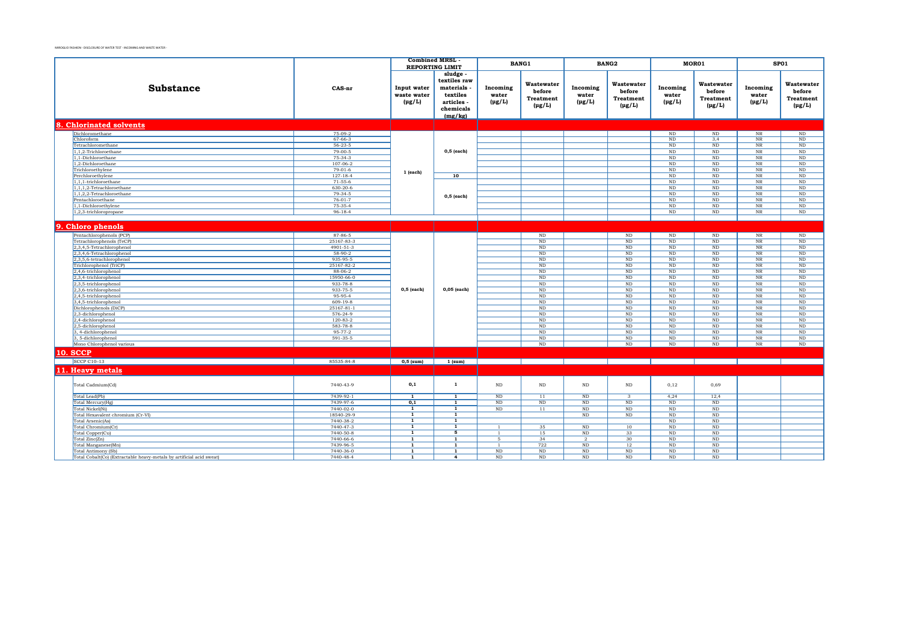MIROGLIO FASHION - DISCLOSURE OF WATER TEST - INCOMING AND WASTE WATER -

| Substance | CAS-nr | Combined MRSL - REPORTING LIMIT | | BANG1 | | BANG2 | | MOR01 | | SP01 | |
|---|---|---|---|---|---|---|---|---|---|---|---|
| | | Input water waste water (µg/L) | sludge - textiles raw materials - textiles articles - chemicals (mg/kg) | Incoming water (µg/L) | Wastewater before Treatment (µg/L) | Incoming water (µg/L) | Wastewater before Treatment (µg/L) | Incoming water (µg/L) | Wastewater before Treatment (µg/L) | Incoming water (µg/L) | Wastewater before Treatment (µg/L) |
| **8. Chlorinated solvents** | | | | | | | | | | | |
| Dichloromethane | 75-09-2 | 1 (each) | 0,5 (each) | | | | | ND | ND | NR | ND |
| Chloroform | 67-66-3 | | | | | | | ND | 3,4 | NR | ND |
| Tetrachloromethane | 56-23-5 | | | | | | | ND | ND | NR | ND |
| 1,1,2-Trichloroethane | 79-00-5 | | | | | | | ND | ND | NR | ND |
| 1,1-Dichloroethane | 75-34-3 | | | | | | | ND | ND | NR | ND |
| 1,2-Dichloroethane | 107-06-2 | | | | | | | ND | ND | NR | ND |
| Trichloroethylene | 79-01-6 | | | | | | | ND | ND | NR | ND |
| Perchloroethylene | 127-18-4 | | 10 | | | | | ND | ND | NR | ND |
| 1,1,1-trichloroethane | 71-55-6 | | 0,5 (each) | | | | | ND | ND | NR | ND |
| 1,1,1,2-Tetrachloroethane | 630-20-6 | | | | | | | ND | ND | NR | ND |
| 1,1,2,2-Tetrachloroethane | 79-34-5 | | | | | | | ND | ND | NR | ND |
| Pentachloroethane | 76-01-7 | | | | | | | ND | ND | NR | ND |
| 1,1-Dichloroethylene | 75-35-4 | | | | | | | ND | ND | NR | ND |
| 1,2,3-trichloropropane | 96-18-4 | | | | | | | ND | ND | NR | ND |
| **9. Chloro phenols** | | | | | | | | | | | |
| Pentachlorophenols (PCP) | 87-86-5 | 0,5 (each) | 0,05 (each) | | ND | | ND | ND | ND | NR | ND |
| Tetrachlorophenols (TeCP) | 25167-83-3 | | | | ND | | ND | ND | ND | NR | ND |
| 2,3,4,5-Tetrachlorophenol | 4901-51-3 | | | | ND | | ND | ND | ND | NR | ND |
| 2,3,4,6-Tetrachlorophenol | 58-90-2 | | | | ND | | ND | ND | ND | NR | ND |
| 2,3,5,6-tetrachlorophenol | 935-95-5 | | | | ND | | ND | ND | ND | NR | ND |
| Trichlorophenol (TriCP) | 25167-82-2 | | | | ND | | ND | ND | ND | NR | ND |
| 2,4,6-trichlorophenol | 88-06-2 | | | | ND | | ND | ND | ND | NR | ND |
| 2,3,4-trichlorophenol | 15950-66-0 | | | | ND | | ND | ND | ND | NR | ND |
| 2,3,5-trichlorophenol | 933-78-8 | | | | ND | | ND | ND | ND | NR | ND |
| 2,3,6-trichlorophenol | 933-75-5 | | | | ND | | ND | ND | ND | NR | ND |
| 2,4,5-trichlorophenol | 95-95-4 | | | | ND | | ND | ND | ND | NR | ND |
| 3,4,5-trichlorophenol | 609-19-8 | | | | ND | | ND | ND | ND | NR | ND |
| Dichlorophenols (DiCP) | 25167-81-1 | | | | ND | | ND | ND | ND | NR | ND |
| 2,3-dichlorophenol | 576-24-9 | | | | ND | | ND | ND | ND | NR | ND |
| 2,4-dichlorophenol | 120-83-2 | | | | ND | | ND | ND | ND | NR | ND |
| 2,5-dichlorophenol | 583-78-8 | | | | ND | | ND | ND | ND | NR | ND |
| 3, 4-dichlorophenol | 95-77-2 | | | | ND | | ND | ND | ND | NR | ND |
| 3, 5-dichlorophenol | 591-35-5 | | | | ND | | ND | ND | ND | NR | ND |
| Mono Chlorophenol various | | | | | ND | | ND | ND | ND | NR | ND |
| **10. SCCP** | | | | | | | | | | | |
| SCCP C10-13 | 85535-84-8 | 0,5 (sum) | 1 (sum) | | | | | | | | |
| **11. Heavy metals** | | | | | | | | | | | |
| Total Cadmium(Cd) | 7440-43-9 | 0,1 | 1 | ND | ND | ND | ND | 0,12 | 0,69 | | |
| Total Lead(Pb) | 7439-92-1 | 1 | 1 | ND | 11 | ND | 3 | 4,24 | 12,4 | | |
| Total Mercury(Hg) | 7439-97-6 | 0,1 | 1 | ND | ND | ND | ND | ND | ND | | |
| Total Nickel(Ni) | 7440-02-0 | 1 | 1 | ND | 11 | ND | ND | ND | ND | | |
| Total Hexavalent chromium (Cr-VI) | 18540-29-9 | 1 | 1 | | | ND | ND | ND | ND | | |
| Total Arsenic(As) | 7440-38-2 | 1 | 1 | | | | | ND | ND | | |
| Total Chromium(Cr) | 7440-47-3 | 1 | 1 | 1 | 35 | ND | 10 | ND | ND | | |
| Total Copper(Cu) | 7440-50-8 | 1 | 5 | 1 | 15 | ND | 33 | ND | ND | | |
| Total Zinc(Zn) | 7440-66-6 | 1 | 1 | 5 | 34 | 2 | 30 | ND | ND | | |
| Total Manganese(Mn) | 7439-96-5 | 1 | 1 | 1 | 722 | ND | 12 | ND | ND | | |
| Total Antimony (Sb) | 7440-36-0 | 1 | 1 | ND | ND | ND | ND | ND | ND | | |
| Total Cobalt(Co) (Extractable heavy-metals by artificial acid sweat) | 7440-48-4 | 1 | 4 | ND | ND | ND | ND | ND | ND | | |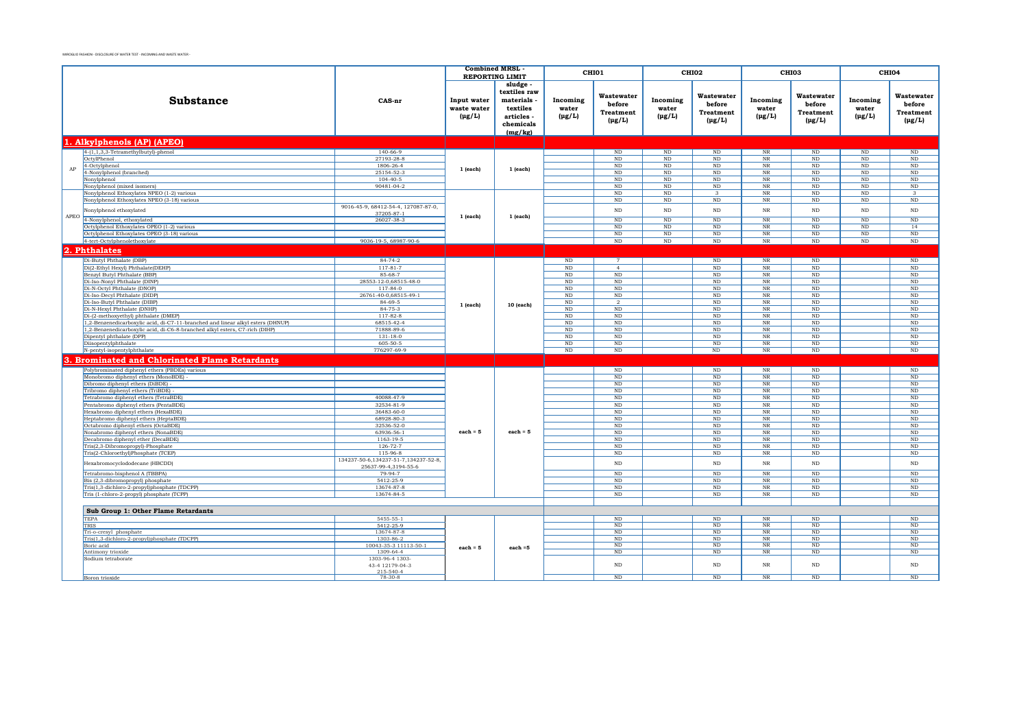| Group | Substance | CAS-nr | Combined MRSL - REPORTING LIMIT: Input water waste water (µg/L) | Combined MRSL - REPORTING LIMIT: sludge - textiles raw materials - textiles articles - chemicals (mg/kg) | CHI01 Incoming water (µg/L) | CHI01 Wastewater before Treatment (µg/L) | CHI02 Incoming water (µg/L) | CHI02 Wastewater before Treatment (µg/L) | CHI03 Incoming water (µg/L) | CHI03 Wastewater before Treatment (µg/L) | CHI04 Incoming water (µg/L) | CHI04 Wastewater before Treatment (µg/L) |
|---|---|---|---|---|---|---|---|---|---|---|---|---|
| **1. Alkylphenols (AP) (APEO)** | | | | | | | | | | | | |
| AP | 4-(1,1,3,3-Tetramethylbutyl)-phenol | 140-66-9 | 1 (each) | 1 (each) | | ND | ND | ND | NR | ND | ND | ND |
| AP | OctylPhenol | 27193-28-8 | | | | ND | ND | ND | NR | ND | ND | ND |
| AP | 4-Octylphenol | 1806-26-4 | | | | ND | ND | ND | NR | ND | ND | ND |
| AP | 4-Nonylphenol (branched) | 25154-52-3 | | | | ND | ND | ND | NR | ND | ND | ND |
| AP | Nonylphenol | 104-40-5 | | | | ND | ND | ND | NR | ND | ND | ND |
| AP | Nonylphenol (mixed isomers) | 90481-04-2 | | | | ND | ND | ND | NR | ND | ND | ND |
| APEO | Nonylphenol Ethoxylates NPEO (1-2) various | | 1 (each) | 1 (each) | | ND | ND | 3 | NR | ND | ND | 3 |
| APEO | Nonylphenol Ethoxylates NPEO (3-18) various | | | | | ND | ND | ND | NR | ND | ND | ND |
| APEO | Nonylphenol ethoxylated | 9016-45-9, 68412-54-4, 127087-87-0, 37205-87-1 | | | | ND | ND | ND | NR | ND | ND | ND |
| APEO | 4-Nonylphenol, ethoxylated | 26027-38-3 | | | | ND | ND | ND | NR | ND | ND | ND |
| APEO | Octylphenol Ethoxylates OPEO (1-2) various | | | | | ND | ND | ND | NR | ND | ND | 14 |
| APEO | Octylphenol Ethoxylates OPEO (3-18) various | | | | | ND | ND | ND | NR | ND | ND | ND |
| APEO | 4-tert-Octylphenolethoxylate | 9036-19-5, 68987-90-6 | | | | ND | ND | ND | NR | ND | ND | ND |
| **2. Phthalates** | | | | | | | | | | | | |
| | Di-Butyl Phthalate (DBP) | 84-74-2 | 1 (each) | 10 (each) | ND | 7 | | ND | NR | ND | | ND |
| | Di(2-Ethyl Hexyl) Phthalate(DEHP) | 117-81-7 | | | ND | 4 | | ND | NR | ND | | ND |
| | Benzyl Butyl Phthalate (BBP) | 85-68-7 | | | ND | ND | | ND | NR | ND | | ND |
| | Di-Iso-Nonyl Phthalate (DINP) | 28553-12-0,68515-48-0 | | | ND | ND | | ND | NR | ND | | ND |
| | Di-N-Octyl Phthalate (DNOP) | 117-84-0 | | | ND | ND | | ND | NR | ND | | ND |
| | Di-Iso-Decyl Phthalate (DIDP) | 26761-40-0,68515-49-1 | | | ND | ND | | ND | NR | ND | | ND |
| | Di-Iso-Butyl Phthalate (DIBP) | 84-69-5 | | | ND | 2 | | ND | NR | ND | | ND |
| | Di-N-Hexyl Phthalate (DNHP) | 84-75-3 | | | ND | ND | | ND | NR | ND | | ND |
| | Di-(2-methoxyethyl) phthalate (DMEP) | 117-82-8 | | | ND | ND | | ND | NR | ND | | ND |
| | 1,2-Benzenedicarboxylic acid, di-C7-11-branched and linear alkyl esters (DHNUP) | 68515-42-4 | | | ND | ND | | ND | NR | ND | | ND |
| | 1,2-Benzenedicarboxylic acid, di-C6-8-branched alkyl esters, C7-rich (DIHP) | 71888-89-6 | | | ND | ND | | ND | NR | ND | | ND |
| | Dipentyl phthalate (DPP) | 131-18-0 | | | ND | ND | | ND | NR | ND | | ND |
| | Diisopentylphthalate | 605-50-5 | | | ND | ND | | ND | NR | ND | | ND |
| | N-pentyl-isopentylphthalate | 776297-69-9 | | | ND | ND | | ND | NR | ND | | ND |
| **3. Brominated and Chlorinated Flame Retardants** | | | | | | | | | | | | |
| | Polybrominated diphenyl ethers (PBDEs) various | | each = 5 | each = 5 | | ND | | ND | NR | ND | | ND |
| | Monobromo diphenyl ethers (MonoBDE) - | | | | | ND | | ND | NR | ND | | ND |
| | Dibromo diphenyl ethers (DiBDE) - | | | | | ND | | ND | NR | ND | | ND |
| | Tribromo diphenyl ethers (TriBDE) - | | | | | ND | | ND | NR | ND | | ND |
| | Tetrabromo diphenyl ethers (TetraBDE) | 40088-47-9 | | | | ND | | ND | NR | ND | | ND |
| | Pentabromo diphenyl ethers (PentaBDE) | 32534-81-9 | | | | ND | | ND | NR | ND | | ND |
| | Hexabromo diphenyl ethers (HexaBDE) | 36483-60-0 | | | | ND | | ND | NR | ND | | ND |
| | Heptabromo diphenyl ethers (HeptaBDE) | 68928-80-3 | | | | ND | | ND | NR | ND | | ND |
| | Octabromo diphenyl ethers (OctaBDE) | 32536-52-0 | | | | ND | | ND | NR | ND | | ND |
| | Nonabromo diphenyl ethers (NonaBDE) | 63936-56-1 | | | | ND | | ND | NR | ND | | ND |
| | Decabromo diphenyl ether (DecaBDE) | 1163-19-5 | | | | ND | | ND | NR | ND | | ND |
| | Tris(2,3-Dibromopropyl)-Phosphate | 126-72-7 | | | | ND | | ND | NR | ND | | ND |
| | Tris(2-Chloroethyl)Phosphate (TCEP) | 115-96-8 | | | | ND | | ND | NR | ND | | ND |
| | Hexabromocyclododecane (HBCDD) | 134237-50-6,134237-51-7,134237-52-8, 25637-99-4,3194-55-6 | | | | ND | | ND | NR | ND | | ND |
| | Tetrabromo-bisphenol A (TBBPA) | 79-94-7 | | | | ND | | ND | NR | ND | | ND |
| | Bis (2,3-dibromopropyl) phosphate | 5412-25-9 | | | | ND | | ND | NR | ND | | ND |
| | Tris(1,3-dichloro-2-propyl)phosphate (TDCPP) | 13674-87-8 | | | | ND | | ND | NR | ND | | ND |
| | Tris (1-chloro-2-propyl) phosphate (TCPP) | 13674-84-5 | | | | ND | | ND | NR | ND | | ND |
| **Sub Group 1: Other Flame Retardants** | | | | | | | | | | | | |
| | TEPA | 5455-55-1 | each = 5 | each =5 | | ND | | ND | NR | ND | | ND |
| | TRIS | 5412-25-9 | | | | ND | | ND | NR | ND | | ND |
| | Tri-o-cresyl phosphate | 13674-87-8 | | | | ND | | ND | NR | ND | | ND |
| | Tris(1,3-dichloro-2-propyl)phosphate (TDCPP) | 1303-86-2 | | | | ND | | ND | NR | ND | | ND |
| | Boric acid | 10043-35-3 11113-50-1 | | | | ND | | ND | NR | ND | | ND |
| | Antimony trioxide | 1309-64-4 | | | | ND | | ND | NR | ND | | ND |
| | Sodium tetraborate | 1303-96-4 1303-43-4 12179-04-3 215-540-4 | | | | ND | | ND | NR | ND | | ND |
| | Boron trioxide | 78-30-8 | | | | ND | | ND | NR | ND | | ND |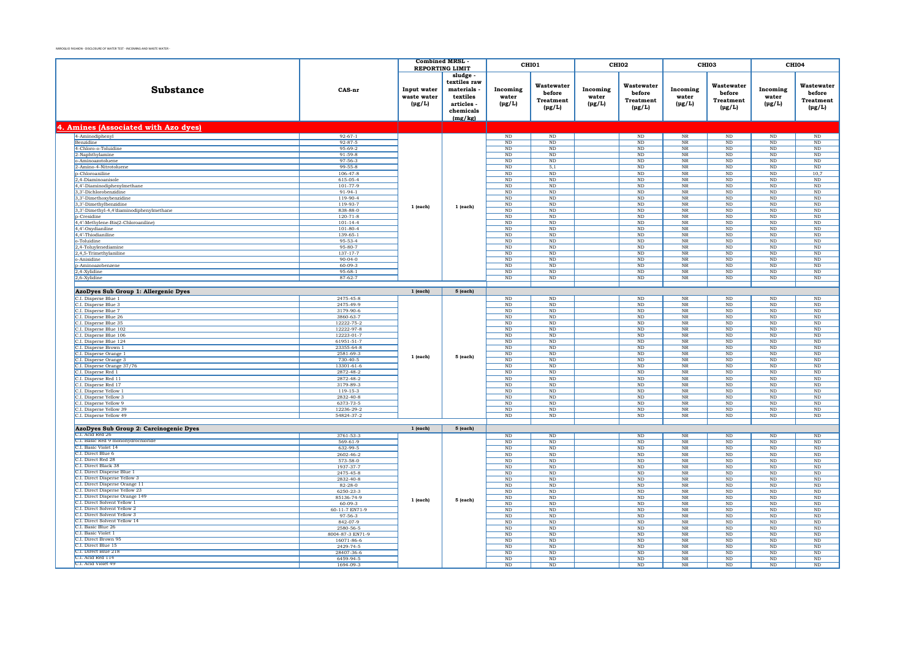MIROGLIO FASHION - DISCLOSURE OF WATER TEST - INCOMING AND WASTE WATER -

| Substance | CAS-nr | Combined MRSL - REPORTING LIMIT | | CHI01 | | CHI02 | | CHI03 | | CHI04 | |
|---|---|---|---|---|---|---|---|---|---|---|---|
| | | Input water waste water (µg/L) | sludge - textiles raw materials - textiles articles - chemicals (mg/kg) | Incoming water (µg/L) | Wastewater before Treatment (µg/L) | Incoming water (µg/L) | Wastewater before Treatment (µg/L) | Incoming water (µg/L) | Wastewater before Treatment (µg/L) | Incoming water (µg/L) | Wastewater before Treatment (µg/L) |
| **4. Amines (Associated with Azo dyes)** | | | | | | | | | | | |
| 4-Aminodiphenyl | 92-67-1 | 1 (each) | 1 (each) | ND | ND | | ND | NR | ND | ND | ND |
| Benzidine | 92-87-5 | | | ND | ND | | ND | NR | ND | ND | ND |
| 4-Chloro-o-Toluidine | 95-69-2 | | | ND | ND | | ND | NR | ND | ND | ND |
| 2-Naphthylamine | 91-59-8 | | | ND | ND | | ND | NR | ND | ND | ND |
| o-Aminoazotoluene | 97-56-3 | | | ND | ND | | ND | NR | ND | ND | ND |
| 2-Amino-4-Nitrotoluene | 99-55-8 | | | ND | 5,1 | | ND | NR | ND | ND | ND |
| p-Chloroaniline | 106-47-8 | | | ND | ND | | ND | NR | ND | ND | 10,7 |
| 2,4-Diaminoanisole | 615-05-4 | | | ND | ND | | ND | NR | ND | ND | ND |
| 4,4'-Diaminodiphenylmethane | 101-77-9 | | | ND | ND | | ND | NR | ND | ND | ND |
| 3,3'-Dichlorobenzidine | 91-94-1 | | | ND | ND | | ND | NR | ND | ND | ND |
| 3,3'-Dimethoxybenzidine | 119-90-4 | | | ND | ND | | ND | NR | ND | ND | ND |
| 3,3'-Dimethylbenzidine | 119-93-7 | | | ND | ND | | ND | NR | ND | ND | ND |
| 3,3'-Dimethyl-4,4'diaminodiphenylmethane | 838-88-0 | | | ND | ND | | ND | NR | ND | ND | ND |
| p-Cresidine | 120-71-8 | | | ND | ND | | ND | NR | ND | ND | ND |
| 4,4'-Methylene-Bis(2-Chloroaniline) | 101-14-4 | | | ND | ND | | ND | NR | ND | ND | ND |
| 4,4'-Oxydianiline | 101-80-4 | | | ND | ND | | ND | NR | ND | ND | ND |
| 4,4'-Thiodianiline | 139-65-1 | | | ND | ND | | ND | NR | ND | ND | ND |
| o-Toluidine | 95-53-4 | | | ND | ND | | ND | NR | ND | ND | ND |
| 2,4-Toluylenediamine | 95-80-7 | | | ND | ND | | ND | NR | ND | ND | ND |
| 2,4,5-Trimethylaniline | 137-17-7 | | | ND | ND | | ND | NR | ND | ND | ND |
| o-Anisidine | 90-04-0 | | | ND | ND | | ND | NR | ND | ND | ND |
| p-Aminoazobenzene | 60-09-3 | | | ND | ND | | ND | NR | ND | ND | ND |
| 2,4-Xylidine | 95-68-1 | | | ND | ND | | ND | NR | ND | ND | ND |
| 2,6-Xylidine | 87-62-7 | | | ND | ND | | ND | NR | ND | ND | ND |
| **AzoDyes Sub Group 1: Allergenic Dyes** | | 1 (each) | 5 (each) | | | | | | | | |
| C.I. Disperse Blue 1 | 2475-45-8 | 1 (each) | 5 (each) | ND | ND | | ND | NR | ND | ND | ND |
| C.I. Disperse Blue 3 | 2475-49-9 | | | ND | ND | | ND | NR | ND | ND | ND |
| C.I. Disperse Blue 7 | 3179-90-6 | | | ND | ND | | ND | NR | ND | ND | ND |
| C.I. Disperse Blue 26 | 3860-63-7 | | | ND | ND | | ND | NR | ND | ND | ND |
| C.I. Disperse Blue 35 | 12222-75-2 | | | ND | ND | | ND | NR | ND | ND | ND |
| C.I. Disperse Blue 102 | 12222-97-8 | | | ND | ND | | ND | NR | ND | ND | ND |
| C.I. Disperse Blue 106 | 12223-01-7 | | | ND | ND | | ND | NR | ND | ND | ND |
| C.I. Disperse Blue 124 | 61951-51-7 | | | ND | ND | | ND | NR | ND | ND | ND |
| C.I. Disperse Brown 1 | 23355-64-8 | | | ND | ND | | ND | NR | ND | ND | ND |
| C.I. Disperse Orange 1 | 2581-69-3 | | | ND | ND | | ND | NR | ND | ND | ND |
| C.I. Disperse Orange 3 | 730-40-5 | | | ND | ND | | ND | NR | ND | ND | ND |
| C.I. Disperse Orange 37/76 | 13301-61-6 | | | ND | ND | | ND | NR | ND | ND | ND |
| C.I. Disperse Red 1 | 2872-48-2 | | | ND | ND | | ND | NR | ND | ND | ND |
| C.I. Disperse Red 11 | 2872-48-2 | | | ND | ND | | ND | NR | ND | ND | ND |
| C.I. Disperse Red 17 | 3179-89-3 | | | ND | ND | | ND | NR | ND | ND | ND |
| C.I. Disperse Yellow 1 | 119-15-3 | | | ND | ND | | ND | NR | ND | ND | ND |
| C.I. Disperse Yellow 3 | 2832-40-8 | | | ND | ND | | ND | NR | ND | ND | ND |
| C.I. Disperse Yellow 9 | 6373-73-5 | | | ND | ND | | ND | NR | ND | ND | ND |
| C.I. Disperse Yellow 39 | 12236-29-2 | | | ND | ND | | ND | NR | ND | ND | ND |
| C.I. Disperse Yellow 49 | 54824-37-2 | | | ND | ND | | ND | NR | ND | ND | ND |
| **AzoDyes Sub Group 2: Carcinogenic Dyes** | | 1 (each) | 5 (each) | | | | | | | | |
| C.I. Acid Red 26 | 3761-53-3 | 1 (each) | 5 (each) | ND | ND | | ND | NR | ND | ND | ND |
| C.I. Basic Red 9 monohydrochloride | 569-61-9 | | | ND | ND | | ND | NR | ND | ND | ND |
| C.I. Basic Violet 14 | 632-99-5 | | | ND | ND | | ND | NR | ND | ND | ND |
| C.I. Direct Blue 6 | 2602-46-2 | | | ND | ND | | ND | NR | ND | ND | ND |
| C.I. Direct Red 28 | 573-58-0 | | | ND | ND | | ND | NR | ND | ND | ND |
| C.I. Direct Black 38 | 1937-37-7 | | | ND | ND | | ND | NR | ND | ND | ND |
| C.I. Direct Disperse Blue 1 | 2475-45-8 | | | ND | ND | | ND | NR | ND | ND | ND |
| C.I. Direct Disperse Yellow 3 | 2832-40-8 | | | ND | ND | | ND | NR | ND | ND | ND |
| C.I. Direct Disperse Orange 11 | 82-28-0 | | | ND | ND | | ND | NR | ND | ND | ND |
| C.I. Direct Disperse Yellow 23 | 6250-23-3 | | | ND | ND | | ND | NR | ND | ND | ND |
| C.I. Direct Disperse Orange 149 | 85136-74-9 | | | ND | ND | | ND | NR | ND | ND | ND |
| C.I. Direct Solvent Yellow 1 | 60-09-3 | | | ND | ND | | ND | NR | ND | ND | ND |
| C.I. Direct Solvent Yellow 2 | 60-11-7 EN71-9 | | | ND | ND | | ND | NR | ND | ND | ND |
| C.I. Direct Solvent Yellow 3 | 97-56-3 | | | ND | ND | | ND | NR | ND | ND | ND |
| C.I. Direct Solvent Yellow 14 | 842-07-9 | | | ND | ND | | ND | NR | ND | ND | ND |
| C.I. Basic Blue 26 | 2580-56-5 | | | ND | ND | | ND | NR | ND | ND | ND |
| C.I. Basic Violet 1 | 8004-87-3 EN71-9 | | | ND | ND | | ND | NR | ND | ND | ND |
| C.I. Direct Brown 95 | 16071-86-6 | | | ND | ND | | ND | NR | ND | ND | ND |
| C.I. Direct Blue 15 | 2429-74-5 | | | ND | ND | | ND | NR | ND | ND | ND |
| C.I. Direct Blue 218 | 28407-36-6 | | | ND | ND | | ND | NR | ND | ND | ND |
| C.I. Acid Red 114 | 6459-94-5 | | | ND | ND | | ND | NR | ND | ND | ND |
| C.I. Acid Violet 49 | 1694-09-3 | | | ND | ND | | ND | NR | ND | ND | ND |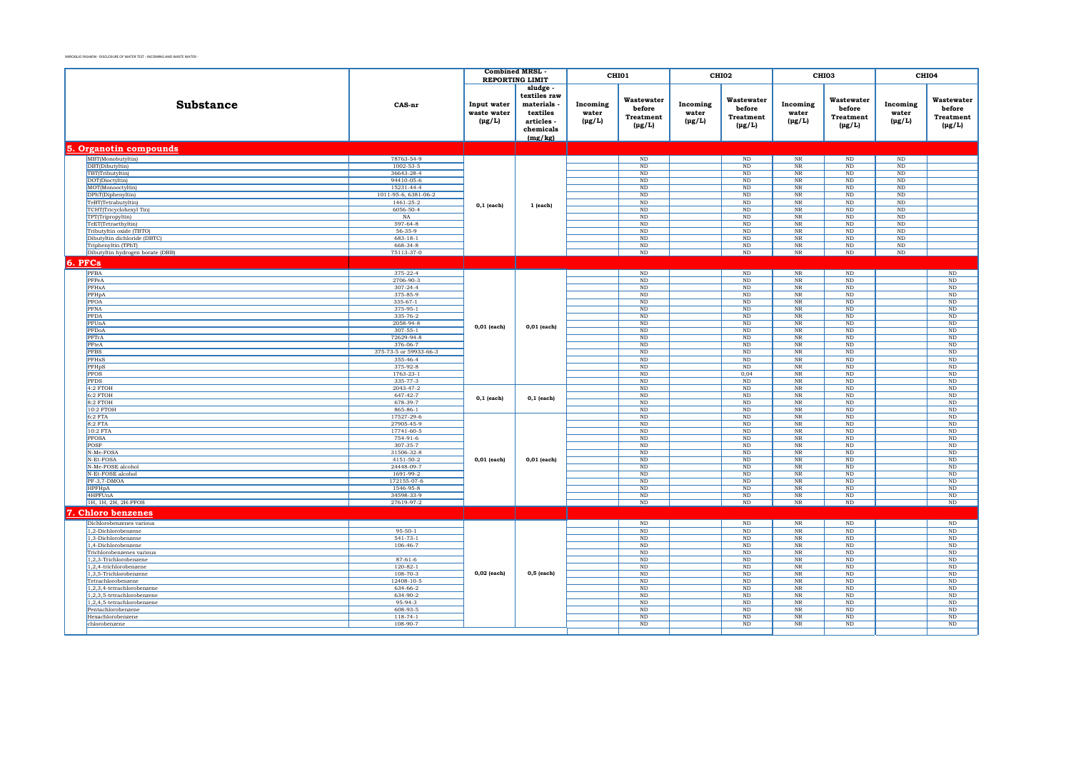| Substance | CAS-nr | Combined MRSL - REPORTING LIMIT | | CHI01 | | CHI02 | | CHI03 | | CHI04 | |
|---|---|---|---|---|---|---|---|---|---|---|---|
| | | Input water waste water (µg/L) | sludge - textiles raw materials - textiles articles - chemicals (mg/kg) | Incoming water (µg/L) | Wastewater before Treatment (µg/L) | Incoming water (µg/L) | Wastewater before Treatment (µg/L) | Incoming water (µg/L) | Wastewater before Treatment (µg/L) | Incoming water (µg/L) | Wastewater before Treatment (µg/L) |
| **5. Organotin compounds** | | | | | | | | | | | |
| MBT(Monobutyltin) | 78763-54-9 | 0,1 (each) | 1 (each) | | ND | | ND | NR | ND | ND | |
| DBT(Dibutyltin) | 1002-53-5 | | | | ND | | ND | NR | ND | ND | |
| TBT(Tributyltin) | 36643-28-4 | | | | ND | | ND | NR | ND | ND | |
| DOT(Dioctyltin) | 94410-05-6 | | | | ND | | ND | NR | ND | ND | |
| MOT(Monooctyltin) | 15231-44-4 | | | | ND | | ND | NR | ND | ND | |
| DPhT(Diphenyltin) | 1011-95-6, 6381-06-2 | | | | ND | | ND | NR | ND | ND | |
| TeBT(Tetrabutyltin) | 1461-25-2 | | | | ND | | ND | NR | ND | ND | |
| TCHT(Tricyclohexyl Tin) | 6056-50-4 | | | | ND | | ND | NR | ND | ND | |
| TPT(Tripropyltin) | NA | | | | ND | | ND | NR | ND | ND | |
| TeET(Tetraethyltin) | 597-64-8 | | | | ND | | ND | NR | ND | ND | |
| Tributyltin oxide (TBTO) | 56-35-9 | | | | ND | | ND | NR | ND | ND | |
| Dibutyltin dichloride (DBTC) | 683-18-1 | | | | ND | | ND | NR | ND | ND | |
| Triphenyltin (TPhT) | 668-34-8 | | | | ND | | ND | NR | ND | ND | |
| Dibutyltin hydrogen borate (DBB) | 75113-37-0 | | | | ND | | ND | NR | ND | ND | |
| **6. PFCs** | | | | | | | | | | | |
| PFBA | 375-22-4 | 0,01 (each) | 0,01 (each) | | ND | | ND | NR | ND | | ND |
| PFPeA | 2706-90-3 | | | | ND | | ND | NR | ND | | ND |
| PFHxA | 307-24-4 | | | | ND | | ND | NR | ND | | ND |
| PFHpA | 375-85-9 | | | | ND | | ND | NR | ND | | ND |
| PFOA | 335-67-1 | | | | ND | | ND | NR | ND | | ND |
| PFNA | 375-95-1 | | | | ND | | ND | NR | ND | | ND |
| PFDA | 335-76-2 | | | | ND | | ND | NR | ND | | ND |
| PFUnA | 2058-94-8 | | | | ND | | ND | NR | ND | | ND |
| PFDoA | 307-55-1 | | | | ND | | ND | NR | ND | | ND |
| PFTrA | 72629-94-8 | | | | ND | | ND | NR | ND | | ND |
| PFteA | 376-06-7 | | | | ND | | ND | NR | ND | | ND |
| PFBS | 375-73-5 or 59933-66-3 | | | | ND | | ND | NR | ND | | ND |
| PFHxS | 355-46-4 | | | | ND | | ND | NR | ND | | ND |
| PFHpS | 375-92-8 | | | | ND | | ND | NR | ND | | ND |
| PFOS | 1763-23-1 | | | | ND | | 0,04 | NR | ND | | ND |
| PFDS | 335-77-3 | | | | ND | | ND | NR | ND | | ND |
| 4:2 FTOH | 2043-47-2 | 0,1 (each) | 0,1 (each) | | ND | | ND | NR | ND | | ND |
| 6:2 FTOH | 647-42-7 | | | | ND | | ND | NR | ND | | ND |
| 8:2 FTOH | 678-39-7 | | | | ND | | ND | NR | ND | | ND |
| 10:2 FTOH | 865-86-1 | | | | ND | | ND | NR | ND | | ND |
| 6:2 FTA | 17527-29-6 | 0,01 (each) | 0,01 (each) | | ND | | ND | NR | ND | | ND |
| 8:2 FTA | 27905-45-9 | | | | ND | | ND | NR | ND | | ND |
| 10:2 FTA | 17741-60-5 | | | | ND | | ND | NR | ND | | ND |
| PFOSA | 754-91-6 | | | | ND | | ND | NR | ND | | ND |
| POSF | 307-35-7 | | | | ND | | ND | NR | ND | | ND |
| N-Me-FOSA | 31506-32-8 | | | | ND | | ND | NR | ND | | ND |
| N-Et-FOSA | 4151-50-2 | | | | ND | | ND | NR | ND | | ND |
| N-Me-FOSE alcohol | 24448-09-7 | | | | ND | | ND | NR | ND | | ND |
| N-Et-FOSE alcohol | 1691-99-2 | | | | ND | | ND | NR | ND | | ND |
| PF-3,7-DMOA | 172155-07-6 | | | | ND | | ND | NR | ND | | ND |
| HPFHpA | 1546-95-8 | | | | ND | | ND | NR | ND | | ND |
| 4HPFUnA | 34598-33-9 | | | | ND | | ND | NR | ND | | ND |
| 1H, 1H, 2H, 2H-PFOS | 27619-97-2 | | | | ND | | ND | NR | ND | | ND |
| **7. Chloro benzenes** | | | | | | | | | | | |
| Dichlorobenzenes various | | 0,02 (each) | 0,5 (each) | | ND | | ND | NR | ND | | ND |
| 1,2-Dichlorobenzene | 95-50-1 | | | | ND | | ND | NR | ND | | ND |
| 1,3-Dichlorobenzene | 541-73-1 | | | | ND | | ND | NR | ND | | ND |
| 1,4-Dichlorobenzene | 106-46-7 | | | | ND | | ND | NR | ND | | ND |
| Trichlorobenzenes various | | | | | ND | | ND | NR | ND | | ND |
| 1,2,3-Trichlorobenzene | 87-61-6 | | | | ND | | ND | NR | ND | | ND |
| 1,2,4-trichlorobenzene | 120-82-1 | | | | ND | | ND | NR | ND | | ND |
| 1,3,5-Trichlorobenzene | 108-70-3 | | | | ND | | ND | NR | ND | | ND |
| Tetrachlorobenzene | 12408-10-5 | | | | ND | | ND | NR | ND | | ND |
| 1,2,3,4-tetrachlorobenzene | 634-66-2 | | | | ND | | ND | NR | ND | | ND |
| 1,2,3,5-tetrachlorobenzene | 634-90-2 | | | | ND | | ND | NR | ND | | ND |
| 1,2,4,5-tetrachlorobenzene | 95-94-3 | | | | ND | | ND | NR | ND | | ND |
| Pentachlorobenzene | 608-93-5 | | | | ND | | ND | NR | ND | | ND |
| Hexachlorobenzene | 118-74-1 | | | | ND | | ND | NR | ND | | ND |
| chlorobenzene | 108-90-7 | | | | ND | | ND | NR | ND | | ND |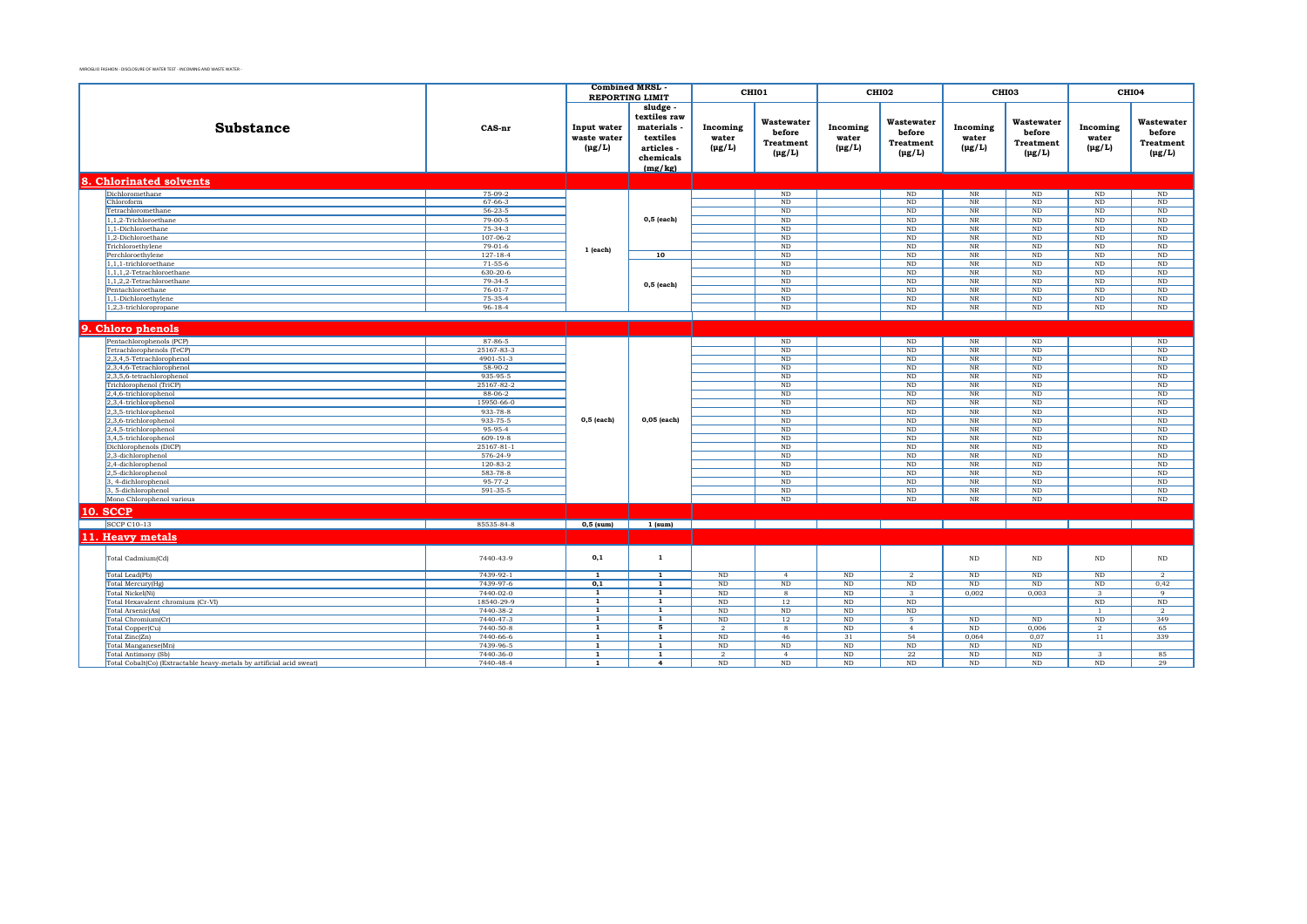MIROGLIO FASHION - DISCLOSURE OF WATER TEST - INCOMING AND WASTE WATER -

| Substance | CAS-nr | Combined MRSL - REPORTING LIMIT | | CHI01 | | CHI02 | | CHI03 | | CHI04 | |
|---|---|---|---|---|---|---|---|---|---|---|---|
| | | Input water waste water (µg/L) | sludge - textiles raw materials - textiles articles - chemicals (mg/kg) | Incoming water (µg/L) | Wastewater before Treatment (µg/L) | Incoming water (µg/L) | Wastewater before Treatment (µg/L) | Incoming water (µg/L) | Wastewater before Treatment (µg/L) | Incoming water (µg/L) | Wastewater before Treatment (µg/L) |
| **8. Chlorinated solvents** | | | | | | | | | | | |
| Dichloromethane | 75-09-2 | 1 (each) | 0,5 (each) | | ND | | ND | NR | ND | ND | ND |
| Chloroform | 67-66-3 | | | | ND | | ND | NR | ND | ND | ND |
| Tetrachloromethane | 56-23-5 | | | | ND | | ND | NR | ND | ND | ND |
| 1,1,2-Trichloroethane | 79-00-5 | | | | ND | | ND | NR | ND | ND | ND |
| 1,1-Dichloroethane | 75-34-3 | | | | ND | | ND | NR | ND | ND | ND |
| 1,2-Dichloroethane | 107-06-2 | | | | ND | | ND | NR | ND | ND | ND |
| Trichloroethylene | 79-01-6 | | | | ND | | ND | NR | ND | ND | ND |
| Perchloroethylene | 127-18-4 | | 10 | | ND | | ND | NR | ND | ND | ND |
| 1,1,1-trichloroethane | 71-55-6 | | 0,5 (each) | | ND | | ND | NR | ND | ND | ND |
| 1,1,1,2-Tetrachloroethane | 630-20-6 | | | | ND | | ND | NR | ND | ND | ND |
| 1,1,2,2-Tetrachloroethane | 79-34-5 | | | | ND | | ND | NR | ND | ND | ND |
| Pentachloroethane | 76-01-7 | | | | ND | | ND | NR | ND | ND | ND |
| 1,1-Dichloroethylene | 75-35-4 | | | | ND | | ND | NR | ND | ND | ND |
| 1,2,3-trichloropropane | 96-18-4 | | | | ND | | ND | NR | ND | ND | ND |
| **9. Chloro phenols** | | | | | | | | | | | |
| Pentachlorophenols (PCP) | 87-86-5 | 0,5 (each) | 0,05 (each) | | ND | | ND | NR | ND | | ND |
| Tetrachlorophenols (TeCP) | 25167-83-3 | | | | ND | | ND | NR | ND | | ND |
| 2,3,4,5-Tetrachlorophenol | 4901-51-3 | | | | ND | | ND | NR | ND | | ND |
| 2,3,4,6-Tetrachlorophenol | 58-90-2 | | | | ND | | ND | NR | ND | | ND |
| 2,3,5,6-tetrachlorophenol | 935-95-5 | | | | ND | | ND | NR | ND | | ND |
| Trichlorophenol (TriCP) | 25167-82-2 | | | | ND | | ND | NR | ND | | ND |
| 2,4,6-trichlorophenol | 88-06-2 | | | | ND | | ND | NR | ND | | ND |
| 2,3,4-trichlorophenol | 15950-66-0 | | | | ND | | ND | NR | ND | | ND |
| 2,3,5-trichlorophenol | 933-78-8 | | | | ND | | ND | NR | ND | | ND |
| 2,3,6-trichlorophenol | 933-75-5 | | | | ND | | ND | NR | ND | | ND |
| 2,4,5-trichlorophenol | 95-95-4 | | | | ND | | ND | NR | ND | | ND |
| 3,4,5-trichlorophenol | 609-19-8 | | | | ND | | ND | NR | ND | | ND |
| Dichlorophenols (DiCP) | 25167-81-1 | | | | ND | | ND | NR | ND | | ND |
| 2,3-dichlorophenol | 576-24-9 | | | | ND | | ND | NR | ND | | ND |
| 2,4-dichlorophenol | 120-83-2 | | | | ND | | ND | NR | ND | | ND |
| 2,5-dichlorophenol | 583-78-8 | | | | ND | | ND | NR | ND | | ND |
| 3, 4-dichlorophenol | 95-77-2 | | | | ND | | ND | NR | ND | | ND |
| 3, 5-dichlorophenol | 591-35-5 | | | | ND | | ND | NR | ND | | ND |
| Mono Chlorophenol various | | | | | ND | | ND | NR | ND | | ND |
| **10. SCCP** | | | | | | | | | | | |
| SCCP C10-13 | 85535-84-8 | 0,5 (sum) | 1 (sum) | | | | | | | | |
| **11. Heavy metals** | | | | | | | | | | | |
| Total Cadmium(Cd) | 7440-43-9 | 0,1 | 1 | | | | | ND | ND | ND | ND |
| Total Lead(Pb) | 7439-92-1 | 1 | 1 | ND | 4 | ND | 2 | ND | ND | ND | 2 |
| Total Mercury(Hg) | 7439-97-6 | 0,1 | 1 | ND | ND | ND | ND | ND | ND | ND | 0,42 |
| Total Nickel(Ni) | 7440-02-0 | 1 | 1 | ND | 8 | ND | 3 | 0,002 | 0,003 | 3 | 9 |
| Total Hexavalent chromium (Cr-VI) | 18540-29-9 | 1 | 1 | ND | 12 | ND | ND | | | ND | ND |
| Total Arsenic(As) | 7440-38-2 | 1 | 1 | ND | ND | ND | ND | | | 1 | 2 |
| Total Chromium(Cr) | 7440-47-3 | 1 | 1 | ND | 12 | ND | 5 | ND | ND | ND | 349 |
| Total Copper(Cu) | 7440-50-8 | 1 | 5 | 2 | 8 | ND | 4 | ND | 0,006 | 2 | 65 |
| Total Zinc(Zn) | 7440-66-6 | 1 | 1 | ND | 46 | 31 | 54 | 0,064 | 0,07 | 11 | 339 |
| Total Manganese(Mn) | 7439-96-5 | 1 | 1 | ND | ND | ND | ND | ND | ND | | |
| Total Antimony (Sb) | 7440-36-0 | 1 | 1 | 2 | 4 | ND | 22 | ND | ND | 3 | 85 |
| Total Cobalt(Co) (Extractable heavy-metals by artificial acid sweat) | 7440-48-4 | 1 | 4 | ND | ND | ND | ND | ND | ND | ND | 29 |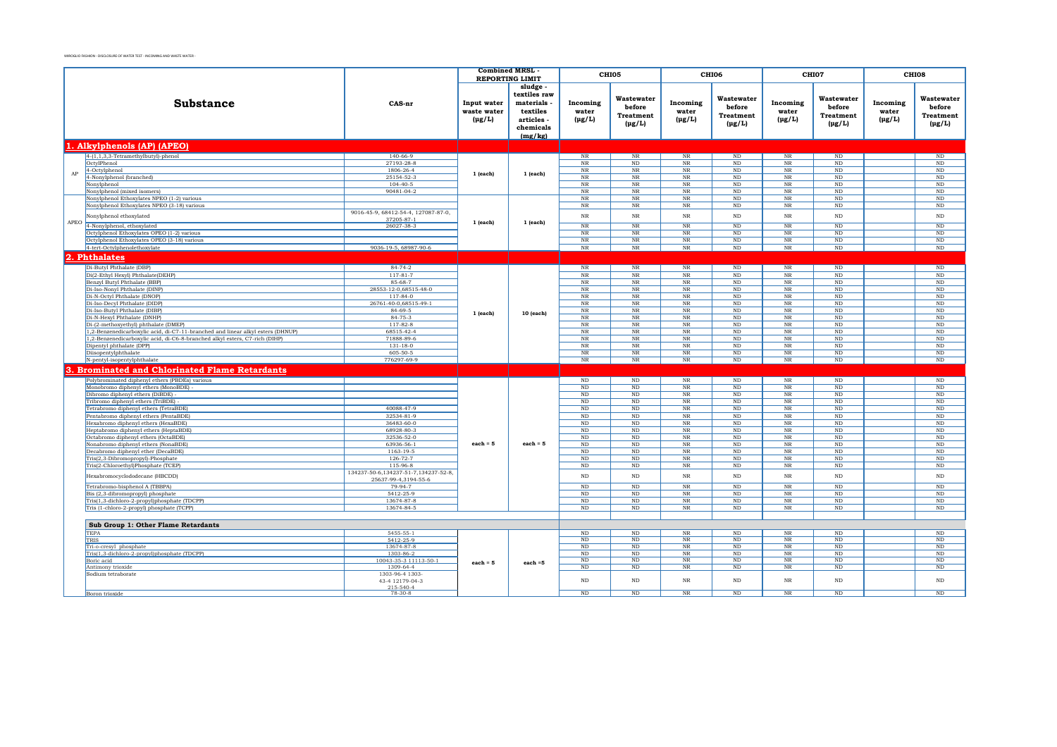MIROGLIO FASHION - DISCLOSURE OF WATER TEST - INCOMING AND WASTE WATER -

| | Substance | CAS-nr | Combined MRSL - REPORTING LIMIT | | CHI05 | | CHI06 | | CHI07 | | CHI08 | |
|---|---|---|---|---|---|---|---|---|---|---|---|---|
| | | | Input water waste water (µg/L) | sludge - textiles raw materials - textiles articles - chemicals (mg/kg) | Incoming water (µg/L) | Wastewater before Treatment (µg/L) | Incoming water (µg/L) | Wastewater before Treatment (µg/L) | Incoming water (µg/L) | Wastewater before Treatment (µg/L) | Incoming water (µg/L) | Wastewater before Treatment (µg/L) |
| **1. Alkylphenols (AP) (APEO)** | | | | | | | | | | | | |
| AP | 4-(1,1,3,3-Tetramethylbutyl)-phenol | 140-66-9 | 1 (each) | 1 (each) | NR | NR | NR | ND | NR | ND | | ND |
| AP | OctylPhenol | 27193-28-8 | | | NR | ND | NR | ND | NR | ND | | ND |
| AP | 4-Octylphenol | 1806-26-4 | | | NR | NR | NR | ND | NR | ND | | ND |
| AP | 4-Nonylphenol (branched) | 25154-52-3 | | | NR | NR | NR | ND | NR | ND | | ND |
| AP | Nonylphenol | 104-40-5 | | | NR | NR | NR | ND | NR | ND | | ND |
| AP | Nonylphenol (mixed isomers) | 90481-04-2 | | | NR | NR | NR | ND | NR | ND | | ND |
| APEO | Nonylphenol Ethoxylates NPEO (1-2) various | | 1 (each) | 1 (each) | NR | NR | NR | ND | NR | ND | | ND |
| APEO | Nonylphenol Ethoxylates NPEO (3-18) various | | | | NR | NR | NR | ND | NR | ND | | ND |
| APEO | Nonylphenol ethoxylated | 9016-45-9, 68412-54-4, 127087-87-0, 37205-87-1 | | | NR | NR | NR | ND | NR | ND | | ND |
| APEO | 4-Nonylphenol, ethoxylated | 26027-38-3 | | | NR | NR | NR | ND | NR | ND | | ND |
| APEO | Octylphenol Ethoxylates OPEO (1-2) various | | | | NR | NR | NR | ND | NR | ND | | ND |
| APEO | Octylphenol Ethoxylates OPEO (3-18) various | | | | NR | NR | NR | ND | NR | ND | | ND |
| APEO | 4-tert-Octylphenolethoxylate | 9036-19-5, 68987-90-6 | | | NR | NR | NR | ND | NR | ND | | ND |
| **2. Phthalates** | | | | | | | | | | | | |
| | Di-Butyl Phthalate (DBP) | 84-74-2 | 1 (each) | 10 (each) | NR | NR | NR | ND | NR | ND | | ND |
| | Di(2-Ethyl Hexyl) Phthalate(DEHP) | 117-81-7 | | | NR | NR | NR | ND | NR | ND | | ND |
| | Benzyl Butyl Phthalate (BBP) | 85-68-7 | | | NR | NR | NR | ND | NR | ND | | ND |
| | Di-Iso-Nonyl Phthalate (DINP) | 28553-12-0,68515-48-0 | | | NR | NR | NR | ND | NR | ND | | ND |
| | Di-N-Octyl Phthalate (DNOP) | 117-84-0 | | | NR | NR | NR | ND | NR | ND | | ND |
| | Di-Iso-Decyl Phthalate (DIDP) | 26761-40-0,68515-49-1 | | | NR | NR | NR | ND | NR | ND | | ND |
| | Di-Iso-Butyl Phthalate (DIBP) | 84-69-5 | | | NR | NR | NR | ND | NR | ND | | ND |
| | Di-N-Hexyl Phthalate (DNHP) | 84-75-3 | | | NR | NR | NR | ND | NR | ND | | ND |
| | Di-(2-methoxyethyl) phthalate (DMEP) | 117-82-8 | | | NR | NR | NR | ND | NR | ND | | ND |
| | 1,2-Benzenedicarboxylic acid, di-C7-11-branched and linear alkyl esters (DHNUP) | 68515-42-4 | | | NR | NR | NR | ND | NR | ND | | ND |
| | 1,2-Benzenedicarboxylic acid, di-C6-8-branched alkyl esters, C7-rich (DIHP) | 71888-89-6 | | | NR | NR | NR | ND | NR | ND | | ND |
| | Dipentyl phthalate (DPP) | 131-18-0 | | | NR | NR | NR | ND | NR | ND | | ND |
| | Diisopentylphthalate | 605-50-5 | | | NR | NR | NR | ND | NR | ND | | ND |
| | N-pentyl-isopentylphthalate | 776297-69-9 | | | NR | NR | NR | ND | NR | ND | | ND |
| **3. Brominated and Chlorinated Flame Retardants** | | | | | | | | | | | | |
| | Polybrominated diphenyl ethers (PBDEs) various | | each = 5 | each = 5 | ND | ND | NR | ND | NR | ND | | ND |
| | Monobromo diphenyl ethers (MonoBDE) - | | | | ND | ND | NR | ND | NR | ND | | ND |
| | Dibromo diphenyl ethers (DiBDE) - | | | | ND | ND | NR | ND | NR | ND | | ND |
| | Tribromo diphenyl ethers (TriBDE) - | | | | ND | ND | NR | ND | NR | ND | | ND |
| | Tetrabromo diphenyl ethers (TetraBDE) | 40088-47-9 | | | ND | ND | NR | ND | NR | ND | | ND |
| | Pentabromo diphenyl ethers (PentaBDE) | 32534-81-9 | | | ND | ND | NR | ND | NR | ND | | ND |
| | Hexabromo diphenyl ethers (HexaBDE) | 36483-60-0 | | | ND | ND | NR | ND | NR | ND | | ND |
| | Heptabromo diphenyl ethers (HeptaBDE) | 68928-80-3 | | | ND | ND | NR | ND | NR | ND | | ND |
| | Octabromo diphenyl ethers (OctaBDE) | 32536-52-0 | | | ND | ND | NR | ND | NR | ND | | ND |
| | Nonabromo diphenyl ethers (NonaBDE) | 63936-56-1 | | | ND | ND | NR | ND | NR | ND | | ND |
| | Decabromo diphenyl ether (DecaBDE) | 1163-19-5 | | | ND | ND | NR | ND | NR | ND | | ND |
| | Tris(2,3-Dibromopropyl)-Phosphate | 126-72-7 | | | ND | ND | NR | ND | NR | ND | | ND |
| | Tris(2-Chloroethyl)Phosphate (TCEP) | 115-96-8 | | | ND | ND | NR | ND | NR | ND | | ND |
| | Hexabromocyclododecane (HBCDD) | 134237-50-6,134237-51-7,134237-52-8, 25637-99-4,3194-55-6 | | | ND | ND | NR | ND | NR | ND | | ND |
| | Tetrabromo-bisphenol A (TBBPA) | 79-94-7 | | | ND | ND | NR | ND | NR | ND | | ND |
| | Bis (2,3-dibromopropyl) phosphate | 5412-25-9 | | | ND | ND | NR | ND | NR | ND | | ND |
| | Tris(1,3-dichloro-2-propyl)phosphate (TDCPP) | 13674-87-8 | | | ND | ND | NR | ND | NR | ND | | ND |
| | Tris (1-chloro-2-propyl) phosphate (TCPP) | 13674-84-5 | | | ND | ND | NR | ND | NR | ND | | ND |
| **Sub Group 1: Other Flame Retardants** | | | | | | | | | | | | |
| | TEPA | 5455-55-1 | each = 5 | each =5 | ND | ND | NR | ND | NR | ND | | ND |
| | TRIS | 5412-25-9 | | | ND | ND | NR | ND | NR | ND | | ND |
| | Tri-o-cresyl phosphate | 13674-87-8 | | | ND | ND | NR | ND | NR | ND | | ND |
| | Tris(1,3-dichloro-2-propyl)phosphate (TDCPP) | 1303-86-2 | | | ND | ND | NR | ND | NR | ND | | ND |
| | Boric acid | 10043-35-3 11113-50-1 | | | ND | ND | NR | ND | NR | ND | | ND |
| | Antimony trioxide | 1309-64-4 | | | ND | ND | NR | ND | NR | ND | | ND |
| | Sodium tetraborate | 1303-96-4 1303-43-4 12179-04-3 215-540-4 | | | ND | ND | NR | ND | NR | ND | | ND |
| | Boron trioxide | 78-30-8 | | | ND | ND | NR | ND | NR | ND | | ND |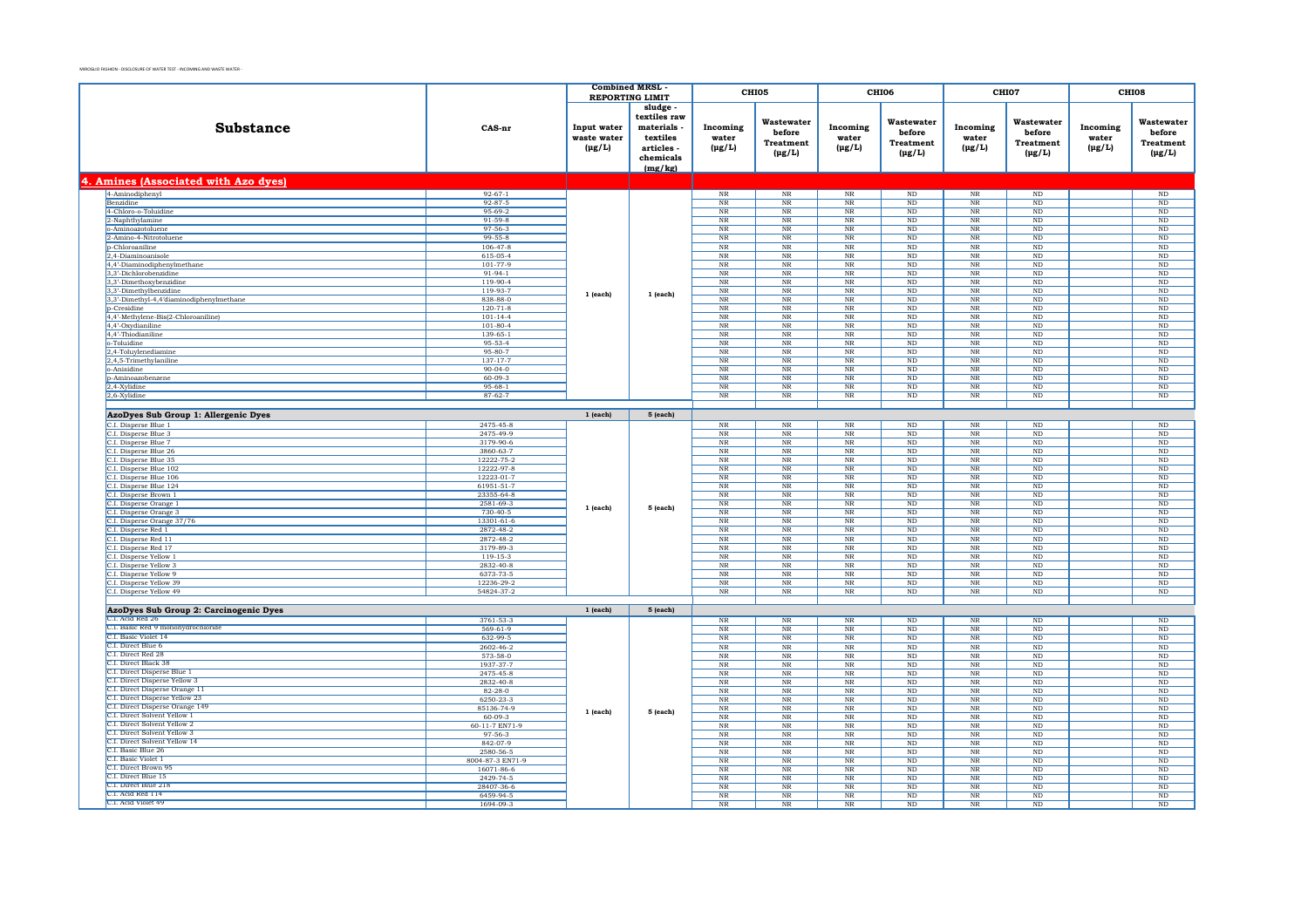MIROGLIO FASHION - DISCLOSURE OF WATER TEST - INCOMING AND WASTE WATER -

| Substance | CAS-nr | Combined MRSL - REPORTING LIMIT | | CHI05 | | CHI06 | | CHI07 | | CHI08 | |
|---|---|---|---|---|---|---|---|---|---|---|---|
| | | Input water waste water (µg/L) | sludge - textiles raw materials - textiles articles - chemicals (mg/kg) | Incoming water (µg/L) | Wastewater before Treatment (µg/L) | Incoming water (µg/L) | Wastewater before Treatment (µg/L) | Incoming water (µg/L) | Wastewater before Treatment (µg/L) | Incoming water (µg/L) | Wastewater before Treatment (µg/L) |
| **4. Amines (Associated with Azo dyes)** | | | | | | | | | | | |
| 4-Aminodiphenyl | 92-67-1 | 1 (each) | 1 (each) | NR | NR | NR | ND | NR | ND | | ND |
| Benzidine | 92-87-5 | | | NR | NR | NR | ND | NR | ND | | ND |
| 4-Chloro-o-Toluidine | 95-69-2 | | | NR | NR | NR | ND | NR | ND | | ND |
| 2-Naphthylamine | 91-59-8 | | | NR | NR | NR | ND | NR | ND | | ND |
| o-Aminoazotoluene | 97-56-3 | | | NR | NR | NR | ND | NR | ND | | ND |
| 2-Amino-4-Nitrotoluene | 99-55-8 | | | NR | NR | NR | ND | NR | ND | | ND |
| p-Chloroaniline | 106-47-8 | | | NR | NR | NR | ND | NR | ND | | ND |
| 2,4-Diaminoanisole | 615-05-4 | | | NR | NR | NR | ND | NR | ND | | ND |
| 4,4'-Diaminodiphenylmethane | 101-77-9 | | | NR | NR | NR | ND | NR | ND | | ND |
| 3,3'-Dichlorobenzidine | 91-94-1 | | | NR | NR | NR | ND | NR | ND | | ND |
| 3,3'-Dimethoxybenzidine | 119-90-4 | | | NR | NR | NR | ND | NR | ND | | ND |
| 3,3'-Dimethylbenzidine | 119-93-7 | | | NR | NR | NR | ND | NR | ND | | ND |
| 3,3'-Dimethyl-4,4'diaminodiphenylmethane | 838-88-0 | | | NR | NR | NR | ND | NR | ND | | ND |
| p-Cresidine | 120-71-8 | | | NR | NR | NR | ND | NR | ND | | ND |
| 4,4'-Methylene-Bis(2-Chloroaniline) | 101-14-4 | | | NR | NR | NR | ND | NR | ND | | ND |
| 4,4'-Oxydianiline | 101-80-4 | | | NR | NR | NR | ND | NR | ND | | ND |
| 4,4'-Thiodianiline | 139-65-1 | | | NR | NR | NR | ND | NR | ND | | ND |
| o-Toluidine | 95-53-4 | | | NR | NR | NR | ND | NR | ND | | ND |
| 2,4-Toluylenediamine | 95-80-7 | | | NR | NR | NR | ND | NR | ND | | ND |
| 2,4,5-Trimethylaniline | 137-17-7 | | | NR | NR | NR | ND | NR | ND | | ND |
| o-Anisidine | 90-04-0 | | | NR | NR | NR | ND | NR | ND | | ND |
| p-Aminoazobenzene | 60-09-3 | | | NR | NR | NR | ND | NR | ND | | ND |
| 2,4-Xylidine | 95-68-1 | | | NR | NR | NR | ND | NR | ND | | ND |
| 2,6-Xylidine | 87-62-7 | | | NR | NR | NR | ND | NR | ND | | ND |
| **AzoDyes Sub Group 1: Allergenic Dyes** | | 1 (each) | 5 (each) | | | | | | | | |
| C.I. Disperse Blue 1 | 2475-45-8 | 1 (each) | 5 (each) | NR | NR | NR | ND | NR | ND | | ND |
| C.I. Disperse Blue 3 | 2475-49-9 | | | NR | NR | NR | ND | NR | ND | | ND |
| C.I. Disperse Blue 7 | 3179-90-6 | | | NR | NR | NR | ND | NR | ND | | ND |
| C.I. Disperse Blue 26 | 3860-63-7 | | | NR | NR | NR | ND | NR | ND | | ND |
| C.I. Disperse Blue 35 | 12222-75-2 | | | NR | NR | NR | ND | NR | ND | | ND |
| C.I. Disperse Blue 102 | 12222-97-8 | | | NR | NR | NR | ND | NR | ND | | ND |
| C.I. Disperse Blue 106 | 12223-01-7 | | | NR | NR | NR | ND | NR | ND | | ND |
| C.I. Disperse Blue 124 | 61951-51-7 | | | NR | NR | NR | ND | NR | ND | | ND |
| C.I. Disperse Brown 1 | 23355-64-8 | | | NR | NR | NR | ND | NR | ND | | ND |
| C.I. Disperse Orange 1 | 2581-69-3 | | | NR | NR | NR | ND | NR | ND | | ND |
| C.I. Disperse Orange 3 | 730-40-5 | | | NR | NR | NR | ND | NR | ND | | ND |
| C.I. Disperse Orange 37/76 | 13301-61-6 | | | NR | NR | NR | ND | NR | ND | | ND |
| C.I. Disperse Red 1 | 2872-48-2 | | | NR | NR | NR | ND | NR | ND | | ND |
| C.I. Disperse Red 11 | 2872-48-2 | | | NR | NR | NR | ND | NR | ND | | ND |
| C.I. Disperse Red 17 | 3179-89-3 | | | NR | NR | NR | ND | NR | ND | | ND |
| C.I. Disperse Yellow 1 | 119-15-3 | | | NR | NR | NR | ND | NR | ND | | ND |
| C.I. Disperse Yellow 3 | 2832-40-8 | | | NR | NR | NR | ND | NR | ND | | ND |
| C.I. Disperse Yellow 9 | 6373-73-5 | | | NR | NR | NR | ND | NR | ND | | ND |
| C.I. Disperse Yellow 39 | 12236-29-2 | | | NR | NR | NR | ND | NR | ND | | ND |
| C.I. Disperse Yellow 49 | 54824-37-2 | | | NR | NR | NR | ND | NR | ND | | ND |
| **AzoDyes Sub Group 2: Carcinogenic Dyes** | | 1 (each) | 5 (each) | | | | | | | | |
| C.I. Acid Red 26 | 3761-53-3 | 1 (each) | 5 (each) | NR | NR | NR | ND | NR | ND | | ND |
| C.I. Basic Red 9 monohydrochloride | 569-61-9 | | | NR | NR | NR | ND | NR | ND | | ND |
| C.I. Basic Violet 14 | 632-99-5 | | | NR | NR | NR | ND | NR | ND | | ND |
| C.I. Direct Blue 6 | 2602-46-2 | | | NR | NR | NR | ND | NR | ND | | ND |
| C.I. Direct Red 28 | 573-58-0 | | | NR | NR | NR | ND | NR | ND | | ND |
| C.I. Direct Black 38 | 1937-37-7 | | | NR | NR | NR | ND | NR | ND | | ND |
| C.I. Direct Disperse Blue 1 | 2475-45-8 | | | NR | NR | NR | ND | NR | ND | | ND |
| C.I. Direct Disperse Yellow 3 | 2832-40-8 | | | NR | NR | NR | ND | NR | ND | | ND |
| C.I. Direct Disperse Orange 11 | 82-28-0 | | | NR | NR | NR | ND | NR | ND | | ND |
| C.I. Direct Disperse Yellow 23 | 6250-23-3 | | | NR | NR | NR | ND | NR | ND | | ND |
| C.I. Direct Disperse Orange 149 | 85136-74-9 | | | NR | NR | NR | ND | NR | ND | | ND |
| C.I. Direct Solvent Yellow 1 | 60-09-3 | | | NR | NR | NR | ND | NR | ND | | ND |
| C.I. Direct Solvent Yellow 2 | 60-11-7 EN71-9 | | | NR | NR | NR | ND | NR | ND | | ND |
| C.I. Direct Solvent Yellow 3 | 97-56-3 | | | NR | NR | NR | ND | NR | ND | | ND |
| C.I. Direct Solvent Yellow 14 | 842-07-9 | | | NR | NR | NR | ND | NR | ND | | ND |
| C.I. Basic Blue 26 | 2580-56-5 | | | NR | NR | NR | ND | NR | ND | | ND |
| C.I. Basic Violet 1 | 8004-87-3 EN71-9 | | | NR | NR | NR | ND | NR | ND | | ND |
| C.I. Direct Brown 95 | 16071-86-6 | | | NR | NR | NR | ND | NR | ND | | ND |
| C.I. Direct Blue 15 | 2429-74-5 | | | NR | NR | NR | ND | NR | ND | | ND |
| C.I. Direct Blue 218 | 28407-36-6 | | | NR | NR | NR | ND | NR | ND | | ND |
| C.I. Acid Red 114 | 6459-94-5 | | | NR | NR | NR | ND | NR | ND | | ND |
| C.I. Acid Violet 49 | 1694-09-3 | | | NR | NR | NR | ND | NR | ND | | ND |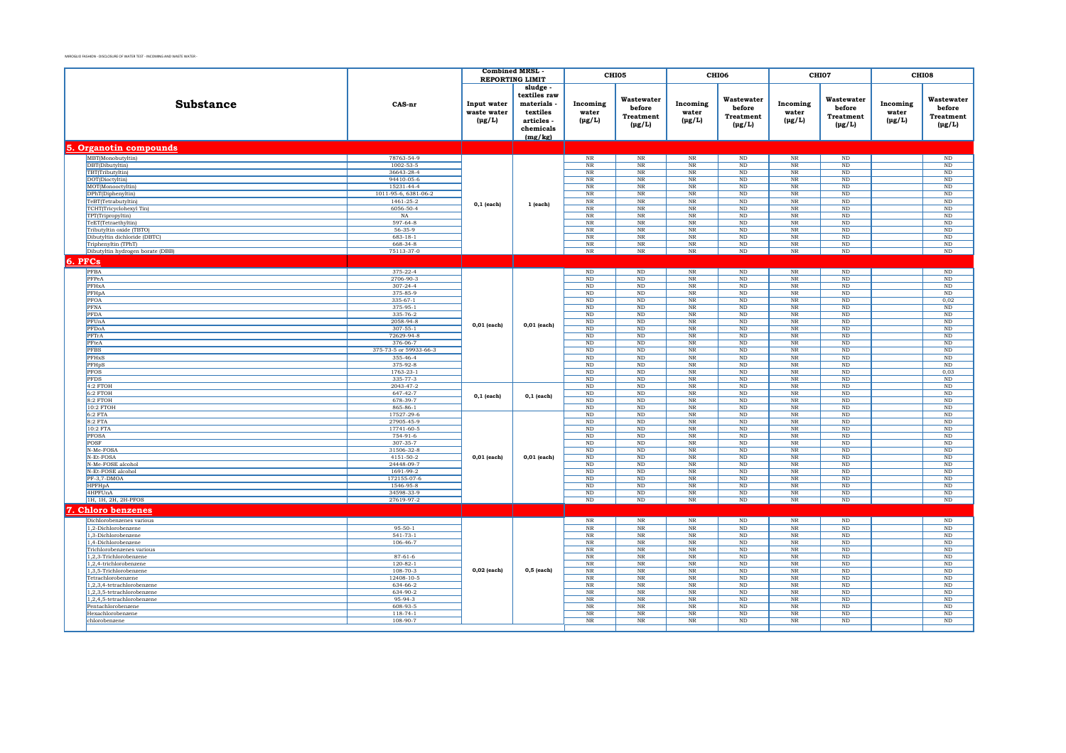MIROGLIO FASHION - DISCLOSURE OF WATER TEST - INCOMING AND WASTE WATER -

| Substance | CAS-nr | Combined MRSL - REPORTING LIMIT | | CHI05 | | CHI06 | | CHI07 | | CHI08 | |
|---|---|---|---|---|---|---|---|---|---|---|---|
| | | Input water waste water (µg/L) | sludge - textiles raw materials - textiles articles - chemicals (mg/kg) | Incoming water (µg/L) | Wastewater before Treatment (µg/L) | Incoming water (µg/L) | Wastewater before Treatment (µg/L) | Incoming water (µg/L) | Wastewater before Treatment (µg/L) | Incoming water (µg/L) | Wastewater before Treatment (µg/L) |
| **5. Organotin compounds** | | | | | | | | | | | |
| MBT(Monobutyltin) | 78763-54-9 | 0,1 (each) | 1 (each) | NR | NR | NR | ND | NR | ND | | ND |
| DBT(Dibutyltin) | 1002-53-5 | | | NR | NR | NR | ND | NR | ND | | ND |
| TBT(Tributyltin) | 36643-28-4 | | | NR | NR | NR | ND | NR | ND | | ND |
| DOT(Dioctyltin) | 94410-05-6 | | | NR | NR | NR | ND | NR | ND | | ND |
| MOT(Monooctyltin) | 15231-44-4 | | | NR | NR | NR | ND | NR | ND | | ND |
| DPhT(Diphenyltin) | 1011-95-6, 6381-06-2 | | | NR | NR | NR | ND | NR | ND | | ND |
| TeBT(Tetrabutyltin) | 1461-25-2 | | | NR | NR | NR | ND | NR | ND | | ND |
| TCHT(Tricyclohexyl Tin) | 6056-50-4 | | | NR | NR | NR | ND | NR | ND | | ND |
| TPT(Tripropyltin) | NA | | | NR | NR | NR | ND | NR | ND | | ND |
| TeET(Tetraethyltin) | 597-64-8 | | | NR | NR | NR | ND | NR | ND | | ND |
| Tributyltin oxide (TBTO) | 56-35-9 | | | NR | NR | NR | ND | NR | ND | | ND |
| Dibutyltin dichloride (DBTC) | 683-18-1 | | | NR | NR | NR | ND | NR | ND | | ND |
| Triphenyltin (TPhT) | 668-34-8 | | | NR | NR | NR | ND | NR | ND | | ND |
| Dibutyltin hydrogen borate (DBB) | 75113-37-0 | | | NR | NR | NR | ND | NR | ND | | ND |
| **6. PFCs** | | | | | | | | | | | |
| PFBA | 375-22-4 | 0,01 (each) | 0,01 (each) | ND | ND | NR | ND | NR | ND | | ND |
| PFPeA | 2706-90-3 | | | ND | ND | NR | ND | NR | ND | | ND |
| PFHxA | 307-24-4 | | | ND | ND | NR | ND | NR | ND | | ND |
| PFHpA | 375-85-9 | | | ND | ND | NR | ND | NR | ND | | ND |
| PFOA | 335-67-1 | | | ND | ND | NR | ND | NR | ND | | 0,02 |
| PFNA | 375-95-1 | | | ND | ND | NR | ND | NR | ND | | ND |
| PFDA | 335-76-2 | | | ND | ND | NR | ND | NR | ND | | ND |
| PFUnA | 2058-94-8 | | | ND | ND | NR | ND | NR | ND | | ND |
| PFDoA | 307-55-1 | | | ND | ND | NR | ND | NR | ND | | ND |
| PFTrA | 72629-94-8 | | | ND | ND | NR | ND | NR | ND | | ND |
| PFteA | 376-06-7 | | | ND | ND | NR | ND | NR | ND | | ND |
| PFBS | 375-73-5 or 59933-66-3 | | | ND | ND | NR | ND | NR | ND | | ND |
| PFHxS | 355-46-4 | | | ND | ND | NR | ND | NR | ND | | ND |
| PFHpS | 375-92-8 | | | ND | ND | NR | ND | NR | ND | | ND |
| PFOS | 1763-23-1 | | | ND | ND | NR | ND | NR | ND | | 0,03 |
| PFDS | 335-77-3 | | | ND | ND | NR | ND | NR | ND | | ND |
| 4:2 FTOH | 2043-47-2 | 0,1 (each) | 0,1 (each) | ND | ND | NR | ND | NR | ND | | ND |
| 6:2 FTOH | 647-42-7 | | | ND | ND | NR | ND | NR | ND | | ND |
| 8:2 FTOH | 678-39-7 | | | ND | ND | NR | ND | NR | ND | | ND |
| 10:2 FTOH | 865-86-1 | | | ND | ND | NR | ND | NR | ND | | ND |
| 6:2 FTA | 17527-29-6 | 0,01 (each) | 0,01 (each) | ND | ND | NR | ND | NR | ND | | ND |
| 8:2 FTA | 27905-45-9 | | | ND | ND | NR | ND | NR | ND | | ND |
| 10:2 FTA | 17741-60-5 | | | ND | ND | NR | ND | NR | ND | | ND |
| PFOSA | 754-91-6 | | | ND | ND | NR | ND | NR | ND | | ND |
| POSF | 307-35-7 | | | ND | ND | NR | ND | NR | ND | | ND |
| N-Me-FOSA | 31506-32-8 | | | ND | ND | NR | ND | NR | ND | | ND |
| N-Et-FOSA | 4151-50-2 | | | ND | ND | NR | ND | NR | ND | | ND |
| N-Me-FOSE alcohol | 24448-09-7 | | | ND | ND | NR | ND | NR | ND | | ND |
| N-Et-FOSE alcohol | 1691-99-2 | | | ND | ND | NR | ND | NR | ND | | ND |
| PF-3,7-DMOA | 172155-07-6 | | | ND | ND | NR | ND | NR | ND | | ND |
| HPFHpA | 1546-95-8 | | | ND | ND | NR | ND | NR | ND | | ND |
| 4HPFUnA | 34598-33-9 | | | ND | ND | NR | ND | NR | ND | | ND |
| 1H, 1H, 2H, 2H-PFOS | 27619-97-2 | | | ND | ND | NR | ND | NR | ND | | ND |
| **7. Chloro benzenes** | | | | | | | | | | | |
| Dichlorobenzenes various | | 0,02 (each) | 0,5 (each) | NR | NR | NR | ND | NR | ND | | ND |
| 1,2-Dichlorobenzene | 95-50-1 | | | NR | NR | NR | ND | NR | ND | | ND |
| 1,3-Dichlorobenzene | 541-73-1 | | | NR | NR | NR | ND | NR | ND | | ND |
| 1,4-Dichlorobenzene | 106-46-7 | | | NR | NR | NR | ND | NR | ND | | ND |
| Trichlorobenzenes various | | | | NR | NR | NR | ND | NR | ND | | ND |
| 1,2,3-Trichlorobenzene | 87-61-6 | | | NR | NR | NR | ND | NR | ND | | ND |
| 1,2,4-trichlorobenzene | 120-82-1 | | | NR | NR | NR | ND | NR | ND | | ND |
| 1,3,5-Trichlorobenzene | 108-70-3 | | | NR | NR | NR | ND | NR | ND | | ND |
| Tetrachlorobenzene | 12408-10-5 | | | NR | NR | NR | ND | NR | ND | | ND |
| 1,2,3,4-tetrachlorobenzene | 634-66-2 | | | NR | NR | NR | ND | NR | ND | | ND |
| 1,2,3,5-tetrachlorobenzene | 634-90-2 | | | NR | NR | NR | ND | NR | ND | | ND |
| 1,2,4,5-tetrachlorobenzene | 95-94-3 | | | NR | NR | NR | ND | NR | ND | | ND |
| Pentachlorobenzene | 608-93-5 | | | NR | NR | NR | ND | NR | ND | | ND |
| Hexachlorobenzene | 118-74-1 | | | NR | NR | NR | ND | NR | ND | | ND |
| chlorobenzene | 108-90-7 | | | NR | NR | NR | ND | NR | ND | | ND |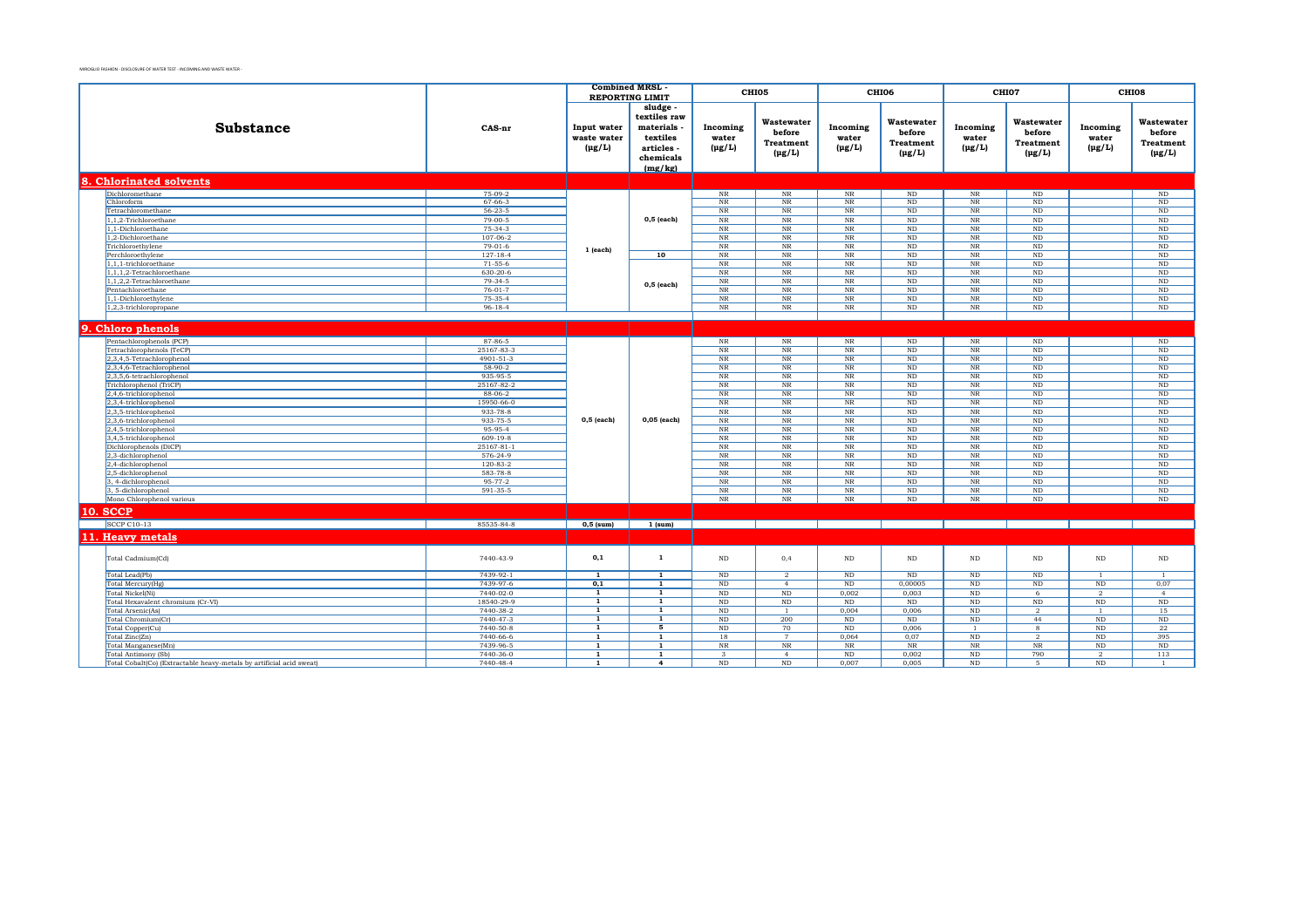MIROGLIO FASHION - DISCLOSURE OF WATER TEST - INCOMING AND WASTE WATER -

| Substance | CAS-nr | Combined MRSL - REPORTING LIMIT | | CHI05 | | CHI06 | | CHI07 | | CHI08 | |
|---|---|---|---|---|---|---|---|---|---|---|---|
| | | Input water waste water (µg/L) | sludge - textiles raw materials - textiles articles - chemicals (mg/kg) | Incoming water (µg/L) | Wastewater before Treatment (µg/L) | Incoming water (µg/L) | Wastewater before Treatment (µg/L) | Incoming water (µg/L) | Wastewater before Treatment (µg/L) | Incoming water (µg/L) | Wastewater before Treatment (µg/L) |
| **8. Chlorinated solvents** | | | | | | | | | | | |
| Dichloromethane | 75-09-2 | 1 (each) | 0,5 (each) | NR | NR | NR | ND | NR | ND | | ND |
| Chloroform | 67-66-3 | | | NR | NR | NR | ND | NR | ND | | ND |
| Tetrachloromethane | 56-23-5 | | | NR | NR | NR | ND | NR | ND | | ND |
| 1,1,2-Trichloroethane | 79-00-5 | | | NR | NR | NR | ND | NR | ND | | ND |
| 1,1-Dichloroethane | 75-34-3 | | | NR | NR | NR | ND | NR | ND | | ND |
| 1,2-Dichloroethane | 107-06-2 | | | NR | NR | NR | ND | NR | ND | | ND |
| Trichloroethylene | 79-01-6 | | | NR | NR | NR | ND | NR | ND | | ND |
| Perchloroethylene | 127-18-4 | | 10 | NR | NR | NR | ND | NR | ND | | ND |
| 1,1,1-trichloroethane | 71-55-6 | | 0,5 (each) | NR | NR | NR | ND | NR | ND | | ND |
| 1,1,1,2-Tetrachloroethane | 630-20-6 | | | NR | NR | NR | ND | NR | ND | | ND |
| 1,1,2,2-Tetrachloroethane | 79-34-5 | | | NR | NR | NR | ND | NR | ND | | ND |
| Pentachloroethane | 76-01-7 | | | NR | NR | NR | ND | NR | ND | | ND |
| 1,1-Dichloroethylene | 75-35-4 | | | NR | NR | NR | ND | NR | ND | | ND |
| 1,2,3-trichloropropane | 96-18-4 | | | NR | NR | NR | ND | NR | ND | | ND |
| **9. Chloro phenols** | | | | | | | | | | | |
| Pentachlorophenols (PCP) | 87-86-5 | 0,5 (each) | 0,05 (each) | NR | NR | NR | ND | NR | ND | | ND |
| Tetrachlorophenols (TeCP) | 25167-83-3 | | | NR | NR | NR | ND | NR | ND | | ND |
| 2,3,4,5-Tetrachlorophenol | 4901-51-3 | | | NR | NR | NR | ND | NR | ND | | ND |
| 2,3,4,6-Tetrachlorophenol | 58-90-2 | | | NR | NR | NR | ND | NR | ND | | ND |
| 2,3,5,6-tetrachlorophenol | 935-95-5 | | | NR | NR | NR | ND | NR | ND | | ND |
| Trichlorophenol (TriCP) | 25167-82-2 | | | NR | NR | NR | ND | NR | ND | | ND |
| 2,4,6-trichlorophenol | 88-06-2 | | | NR | NR | NR | ND | NR | ND | | ND |
| 2,3,4-trichlorophenol | 15950-66-0 | | | NR | NR | NR | ND | NR | ND | | ND |
| 2,3,5-trichlorophenol | 933-78-8 | | | NR | NR | NR | ND | NR | ND | | ND |
| 2,3,6-trichlorophenol | 933-75-5 | | | NR | NR | NR | ND | NR | ND | | ND |
| 2,4,5-trichlorophenol | 95-95-4 | | | NR | NR | NR | ND | NR | ND | | ND |
| 3,4,5-trichlorophenol | 609-19-8 | | | NR | NR | NR | ND | NR | ND | | ND |
| Dichlorophenols (DiCP) | 25167-81-1 | | | NR | NR | NR | ND | NR | ND | | ND |
| 2,3-dichlorophenol | 576-24-9 | | | NR | NR | NR | ND | NR | ND | | ND |
| 2,4-dichlorophenol | 120-83-2 | | | NR | NR | NR | ND | NR | ND | | ND |
| 2,5-dichlorophenol | 583-78-8 | | | NR | NR | NR | ND | NR | ND | | ND |
| 3, 4-dichlorophenol | 95-77-2 | | | NR | NR | NR | ND | NR | ND | | ND |
| 3, 5-dichlorophenol | 591-35-5 | | | NR | NR | NR | ND | NR | ND | | ND |
| Mono Chlorophenol various | | | | NR | NR | NR | ND | NR | ND | | ND |
| **10. SCCP** | | | | | | | | | | | |
| SCCP C10-13 | 85535-84-8 | 0,5 (sum) | 1 (sum) | | | | | | | | |
| **11. Heavy metals** | | | | | | | | | | | |
| Total Cadmium(Cd) | 7440-43-9 | 0,1 | 1 | ND | 0,4 | ND | ND | ND | ND | ND | ND |
| Total Lead(Pb) | 7439-92-1 | 1 | 1 | ND | 2 | ND | ND | ND | ND | 1 | 1 |
| Total Mercury(Hg) | 7439-97-6 | 0,1 | 1 | ND | 4 | ND | 0,00005 | ND | ND | ND | 0,07 |
| Total Nickel(Ni) | 7440-02-0 | 1 | 1 | ND | ND | 0,002 | 0,003 | ND | 6 | 2 | 4 |
| Total Hexavalent chromium (Cr-VI) | 18540-29-9 | 1 | 1 | ND | ND | ND | ND | ND | ND | ND | ND |
| Total Arsenic(As) | 7440-38-2 | 1 | 1 | ND | 1 | 0,004 | 0,006 | ND | 2 | 1 | 15 |
| Total Chromium(Cr) | 7440-47-3 | 1 | 1 | ND | 200 | ND | ND | ND | 44 | ND | ND |
| Total Copper(Cu) | 7440-50-8 | 1 | 5 | ND | 70 | ND | 0,006 | 1 | 8 | ND | 22 |
| Total Zinc(Zn) | 7440-66-6 | 1 | 1 | 18 | 7 | 0,064 | 0,07 | ND | 2 | ND | 395 |
| Total Manganese(Mn) | 7439-96-5 | 1 | 1 | NR | NR | NR | NR | NR | NR | ND | ND |
| Total Antimony (Sb) | 7440-36-0 | 1 | 1 | 3 | 4 | ND | 0,002 | ND | 790 | 2 | 113 |
| Total Cobalt(Co) (Extractable heavy-metals by artificial acid sweat) | 7440-48-4 | 1 | 4 | ND | ND | 0,007 | 0,005 | ND | 5 | ND | 1 |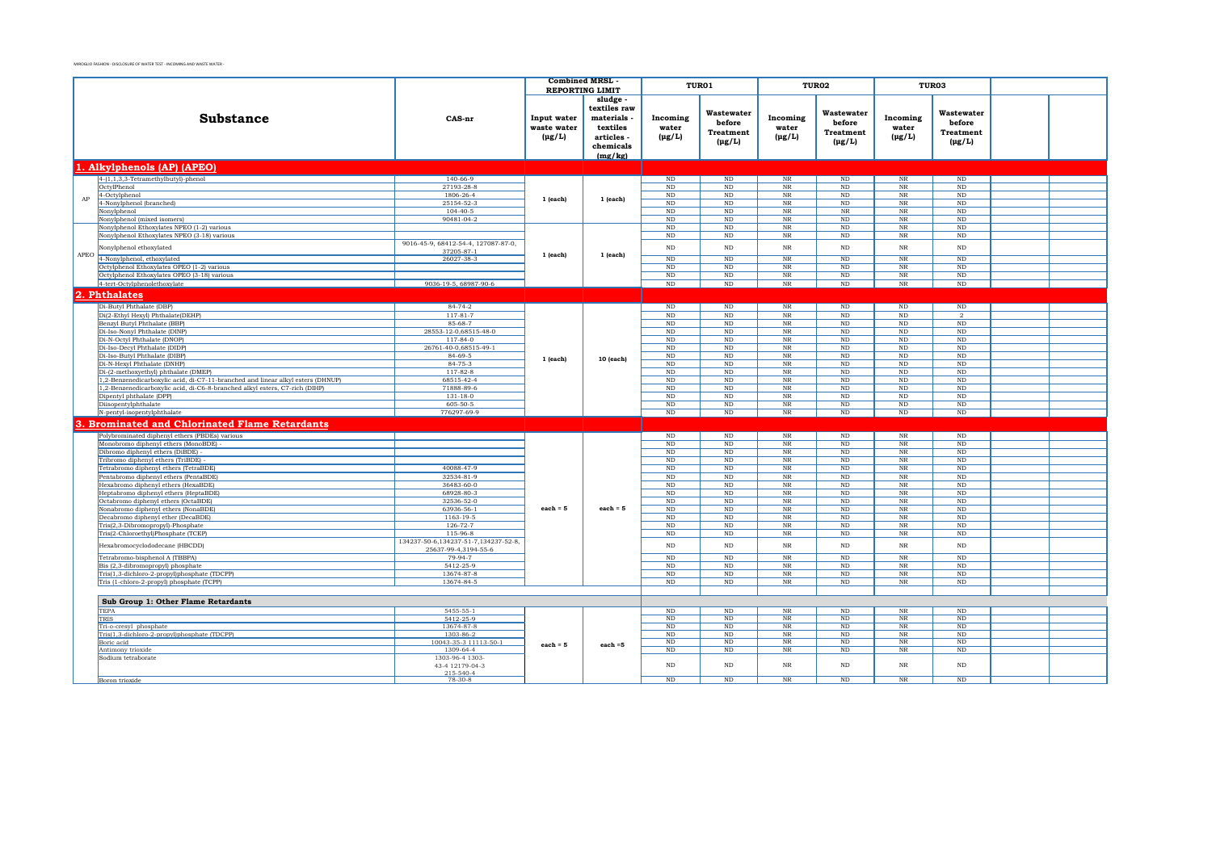MIROGLIO FASHION - DISCLOSURE OF WATER TEST - INCOMING AND WASTE WATER -

| | Substance | CAS-nr | Combined MRSL - REPORTING LIMIT | | TUR01 | | TUR02 | | TUR03 | | | |
|---|---|---|---|---|---|---|---|---|---|---|---|---|
| | | | Input water waste water (µg/L) | sludge - textiles raw materials - textiles articles - chemicals (mg/kg) | Incoming water (µg/L) | Wastewater before Treatment (µg/L) | Incoming water (µg/L) | Wastewater before Treatment (µg/L) | Incoming water (µg/L) | Wastewater before Treatment (µg/L) | | |
| **1. Alkylphenols (AP) (APEO)** | | | | | | | | | | | | |
| AP | 4-(1,1,3,3-Tetramethylbutyl)-phenol | 140-66-9 | 1 (each) | 1 (each) | ND | ND | NR | ND | NR | ND | | |
| | OctylPhenol | 27193-28-8 | | | ND | ND | NR | ND | NR | ND | | |
| | 4-Octylphenol | 1806-26-4 | | | ND | ND | NR | ND | NR | ND | | |
| | 4-Nonylphenol (branched) | 25154-52-3 | | | ND | ND | NR | ND | NR | ND | | |
| | Nonylphenol | 104-40-5 | | | ND | ND | NR | NR | NR | ND | | |
| | Nonylphenol (mixed isomers) | 90481-04-2 | | | ND | ND | NR | ND | NR | ND | | |
| APEO | Nonylphenol Ethoxylates NPEO (1-2) various | | 1 (each) | 1 (each) | ND | ND | NR | ND | NR | ND | | |
| | Nonylphenol Ethoxylates NPEO (3-18) various | | | | ND | ND | NR | ND | NR | ND | | |
| | Nonylphenol ethoxylated | 9016-45-9, 68412-54-4, 127087-87-0, 37205-87-1 | | | ND | ND | NR | ND | NR | ND | | |
| | 4-Nonylphenol, ethoxylated | 26027-38-3 | | | ND | ND | NR | ND | NR | ND | | |
| | Octylphenol Ethoxylates OPEO (1-2) various | | | | ND | ND | NR | ND | NR | ND | | |
| | Octylphenol Ethoxylates OPEO (3-18) various | | | | ND | ND | NR | ND | NR | ND | | |
| | 4-tert-Octylphenolethoxylate | 9036-19-5, 68987-90-6 | | | ND | ND | NR | ND | NR | ND | | |
| **2. Phthalates** | | | | | | | | | | | | |
| | Di-Butyl Phthalate (DBP) | 84-74-2 | 1 (each) | 10 (each) | ND | ND | NR | ND | ND | ND | | |
| | Di(2-Ethyl Hexyl) Phthalate(DEHP) | 117-81-7 | | | ND | ND | NR | ND | ND | 2 | | |
| | Benzyl Butyl Phthalate (BBP) | 85-68-7 | | | ND | ND | NR | ND | ND | ND | | |
| | Di-Iso-Nonyl Phthalate (DINP) | 28553-12-0,68515-48-0 | | | ND | ND | NR | ND | ND | ND | | |
| | Di-N-Octyl Phthalate (DNOP) | 117-84-0 | | | ND | ND | NR | ND | ND | ND | | |
| | Di-Iso-Decyl Phthalate (DIDP) | 26761-40-0,68515-49-1 | | | ND | ND | NR | ND | ND | ND | | |
| | Di-Iso-Butyl Phthalate (DIBP) | 84-69-5 | | | ND | ND | NR | ND | ND | ND | | |
| | Di-N-Hexyl Phthalate (DNHP) | 84-75-3 | | | ND | ND | NR | ND | ND | ND | | |
| | Di-(2-methoxyethyl) phthalate (DMEP) | 117-82-8 | | | ND | ND | NR | ND | ND | ND | | |
| | 1,2-Benzenedicarboxylic acid, di-C7-11-branched and linear alkyl esters (DHNUP) | 68515-42-4 | | | ND | ND | NR | ND | ND | ND | | |
| | 1,2-Benzenedicarboxylic acid, di-C6-8-branched alkyl esters, C7-rich (DIHP) | 71888-89-6 | | | ND | ND | NR | ND | ND | ND | | |
| | Dipentyl phthalate (DPP) | 131-18-0 | | | ND | ND | NR | ND | ND | ND | | |
| | Diisopentylphthalate | 605-50-5 | | | ND | ND | NR | ND | ND | ND | | |
| | N-pentyl-isopentylphthalate | 776297-69-9 | | | ND | ND | NR | ND | ND | ND | | |
| **3. Brominated and Chlorinated Flame Retardants** | | | | | | | | | | | | |
| | Polybrominated diphenyl ethers (PBDEs) various | | each = 5 | each = 5 | ND | ND | NR | ND | NR | ND | | |
| | Monobromo diphenyl ethers (MonoBDE) - | | | | ND | ND | NR | ND | NR | ND | | |
| | Dibromo diphenyl ethers (DiBDE) - | | | | ND | ND | NR | ND | NR | ND | | |
| | Tribromo diphenyl ethers (TriBDE) - | | | | ND | ND | NR | ND | NR | ND | | |
| | Tetrabromo diphenyl ethers (TetraBDE) | 40088-47-9 | | | ND | ND | NR | ND | NR | ND | | |
| | Pentabromo diphenyl ethers (PentaBDE) | 32534-81-9 | | | ND | ND | NR | ND | NR | ND | | |
| | Hexabromo diphenyl ethers (HexaBDE) | 36483-60-0 | | | ND | ND | NR | ND | NR | ND | | |
| | Heptabromo diphenyl ethers (HeptaBDE) | 68928-80-3 | | | ND | ND | NR | ND | NR | ND | | |
| | Octabromo diphenyl ethers (OctaBDE) | 32536-52-0 | | | ND | ND | NR | ND | NR | ND | | |
| | Nonabromo diphenyl ethers (NonaBDE) | 63936-56-1 | | | ND | ND | NR | ND | NR | ND | | |
| | Decabromo diphenyl ether (DecaBDE) | 1163-19-5 | | | ND | ND | NR | ND | NR | ND | | |
| | Tris(2,3-Dibromopropyl)-Phosphate | 126-72-7 | | | ND | ND | NR | ND | NR | ND | | |
| | Tris(2-Chloroethyl)Phosphate (TCEP) | 115-96-8 | | | ND | ND | NR | ND | NR | ND | | |
| | Hexabromocyclododecane (HBCDD) | 134237-50-6,134237-51-7,134237-52-8, 25637-99-4,3194-55-6 | | | ND | ND | NR | ND | NR | ND | | |
| | Tetrabromo-bisphenol A (TBBPA) | 79-94-7 | | | ND | ND | NR | ND | NR | ND | | |
| | Bis (2,3-dibromopropyl) phosphate | 5412-25-9 | | | ND | ND | NR | ND | NR | ND | | |
| | Tris(1,3-dichloro-2-propyl)phosphate (TDCPP) | 13674-87-8 | | | ND | ND | NR | ND | NR | ND | | |
| | Tris (1-chloro-2-propyl) phosphate (TCPP) | 13674-84-5 | | | ND | ND | NR | ND | NR | ND | | |
| **Sub Group 1: Other Flame Retardants** | | | | | | | | | | | | |
| | TEPA | 5455-55-1 | each = 5 | each =5 | ND | ND | NR | ND | NR | ND | | |
| | TRIS | 5412-25-9 | | | ND | ND | NR | ND | NR | ND | | |
| | Tri-o-cresyl phosphate | 13674-87-8 | | | ND | ND | NR | ND | NR | ND | | |
| | Tris(1,3-dichloro-2-propyl)phosphate (TDCPP) | 1303-86-2 | | | ND | ND | NR | ND | NR | ND | | |
| | Boric acid | 10043-35-3 11113-50-1 | | | ND | ND | NR | ND | NR | ND | | |
| | Antimony trioxide | 1309-64-4 | | | ND | ND | NR | ND | NR | ND | | |
| | Sodium tetraborate | 1303-96-4 1303-43-4 12179-04-3 215-540-4 | | | ND | ND | NR | ND | NR | ND | | |
| | Boron trioxide | 78-30-8 | | | ND | ND | NR | ND | NR | ND | | |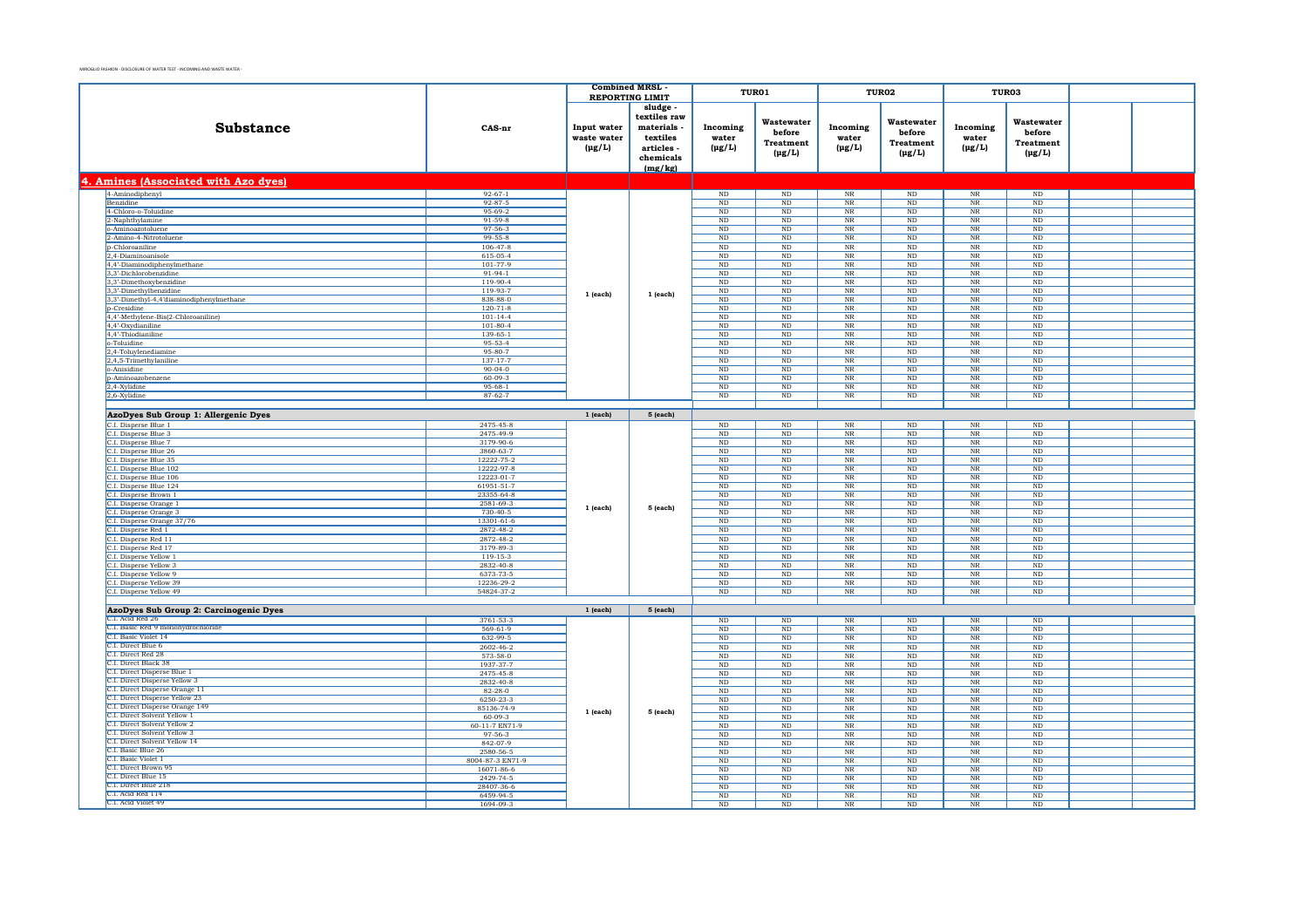MIROGLIO FASHION - DISCLOSURE OF WATER TEST - INCOMING AND WASTE WATER -

| Substance | CAS-nr | Combined MRSL - REPORTING LIMIT | | TUR01 | | TUR02 | | TUR03 | | | |
|---|---|---|---|---|---|---|---|---|---|---|---|
| | | Input water waste water (µg/L) | sludge - textiles raw materials - textiles articles - chemicals (mg/kg) | Incoming water (µg/L) | Wastewater before Treatment (µg/L) | Incoming water (µg/L) | Wastewater before Treatment (µg/L) | Incoming water (µg/L) | Wastewater before Treatment (µg/L) | | |
| **4. Amines (Associated with Azo dyes)** | | | | | | | | | | | |
| 4-Aminodiphenyl | 92-67-1 | 1 (each) | 1 (each) | ND | ND | NR | ND | NR | ND | | |
| Benzidine | 92-87-5 | | | ND | ND | NR | ND | NR | ND | | |
| 4-Chloro-o-Toluidine | 95-69-2 | | | ND | ND | NR | ND | NR | ND | | |
| 2-Naphthylamine | 91-59-8 | | | ND | ND | NR | ND | NR | ND | | |
| o-Aminoazotoluene | 97-56-3 | | | ND | ND | NR | ND | NR | ND | | |
| 2-Amino-4-Nitrotoluene | 99-55-8 | | | ND | ND | NR | ND | NR | ND | | |
| p-Chloroaniline | 106-47-8 | | | ND | ND | NR | ND | NR | ND | | |
| 2,4-Diaminoanisole | 615-05-4 | | | ND | ND | NR | ND | NR | ND | | |
| 4,4'-Diaminodiphenylmethane | 101-77-9 | | | ND | ND | NR | ND | NR | ND | | |
| 3,3'-Dichlorobenzidine | 91-94-1 | | | ND | ND | NR | ND | NR | ND | | |
| 3,3'-Dimethoxybenzidine | 119-90-4 | | | ND | ND | NR | ND | NR | ND | | |
| 3,3'-Dimethylbenzidine | 119-93-7 | | | ND | ND | NR | ND | NR | ND | | |
| 3,3'-Dimethyl-4,4'diaminodiphenylmethane | 838-88-0 | | | ND | ND | NR | ND | NR | ND | | |
| p-Cresidine | 120-71-8 | | | ND | ND | NR | ND | NR | ND | | |
| 4,4'-Methylene-Bis(2-Chloroaniline) | 101-14-4 | | | ND | ND | NR | ND | NR | ND | | |
| 4,4'-Oxydianiline | 101-80-4 | | | ND | ND | NR | ND | NR | ND | | |
| 4,4'-Thiodianiline | 139-65-1 | | | ND | ND | NR | ND | NR | ND | | |
| o-Toluidine | 95-53-4 | | | ND | ND | NR | ND | NR | ND | | |
| 2,4-Toluylenediamine | 95-80-7 | | | ND | ND | NR | ND | NR | ND | | |
| 2,4,5-Trimethylaniline | 137-17-7 | | | ND | ND | NR | ND | NR | ND | | |
| o-Anisidine | 90-04-0 | | | ND | ND | NR | ND | NR | ND | | |
| p-Aminoazobenzene | 60-09-3 | | | ND | ND | NR | ND | NR | ND | | |
| 2,4-Xylidine | 95-68-1 | | | ND | ND | NR | ND | NR | ND | | |
| 2,6-Xylidine | 87-62-7 | | | ND | ND | NR | ND | NR | ND | | |
| **AzoDyes Sub Group 1: Allergenic Dyes** | | 1 (each) | 5 (each) | | | | | | | | |
| C.I. Disperse Blue 1 | 2475-45-8 | 1 (each) | 5 (each) | ND | ND | NR | ND | NR | ND | | |
| C.I. Disperse Blue 3 | 2475-49-9 | | | ND | ND | NR | ND | NR | ND | | |
| C.I. Disperse Blue 7 | 3179-90-6 | | | ND | ND | NR | ND | NR | ND | | |
| C.I. Disperse Blue 26 | 3860-63-7 | | | ND | ND | NR | ND | NR | ND | | |
| C.I. Disperse Blue 35 | 12222-75-2 | | | ND | ND | NR | ND | NR | ND | | |
| C.I. Disperse Blue 102 | 12222-97-8 | | | ND | ND | NR | ND | NR | ND | | |
| C.I. Disperse Blue 106 | 12223-01-7 | | | ND | ND | NR | ND | NR | ND | | |
| C.I. Disperse Blue 124 | 61951-51-7 | | | ND | ND | NR | ND | NR | ND | | |
| C.I. Disperse Brown 1 | 23355-64-8 | | | ND | ND | NR | ND | NR | ND | | |
| C.I. Disperse Orange 1 | 2581-69-3 | | | ND | ND | NR | ND | NR | ND | | |
| C.I. Disperse Orange 3 | 730-40-5 | | | ND | ND | NR | ND | NR | ND | | |
| C.I. Disperse Orange 37/76 | 13301-61-6 | | | ND | ND | NR | ND | NR | ND | | |
| C.I. Disperse Red 1 | 2872-48-2 | | | ND | ND | NR | ND | NR | ND | | |
| C.I. Disperse Red 11 | 2872-48-2 | | | ND | ND | NR | ND | NR | ND | | |
| C.I. Disperse Red 17 | 3179-89-3 | | | ND | ND | NR | ND | NR | ND | | |
| C.I. Disperse Yellow 1 | 119-15-3 | | | ND | ND | NR | ND | NR | ND | | |
| C.I. Disperse Yellow 3 | 2832-40-8 | | | ND | ND | NR | ND | NR | ND | | |
| C.I. Disperse Yellow 9 | 6373-73-5 | | | ND | ND | NR | ND | NR | ND | | |
| C.I. Disperse Yellow 39 | 12236-29-2 | | | ND | ND | NR | ND | NR | ND | | |
| C.I. Disperse Yellow 49 | 54824-37-2 | | | ND | ND | NR | ND | NR | ND | | |
| **AzoDyes Sub Group 2: Carcinogenic Dyes** | | 1 (each) | 5 (each) | | | | | | | | |
| C.I. Acid Red 26 | 3761-53-3 | 1 (each) | 5 (each) | ND | ND | NR | ND | NR | ND | | |
| C.I. Basic Red 9 monohydrochloride | 569-61-9 | | | ND | ND | NR | ND | NR | ND | | |
| C.I. Basic Violet 14 | 632-99-5 | | | ND | ND | NR | ND | NR | ND | | |
| C.I. Direct Blue 6 | 2602-46-2 | | | ND | ND | NR | ND | NR | ND | | |
| C.I. Direct Red 28 | 573-58-0 | | | ND | ND | NR | ND | NR | ND | | |
| C.I. Direct Black 38 | 1937-37-7 | | | ND | ND | NR | ND | NR | ND | | |
| C.I. Direct Disperse Blue 1 | 2475-45-8 | | | ND | ND | NR | ND | NR | ND | | |
| C.I. Direct Disperse Yellow 3 | 2832-40-8 | | | ND | ND | NR | ND | NR | ND | | |
| C.I. Direct Disperse Orange 11 | 82-28-0 | | | ND | ND | NR | ND | NR | ND | | |
| C.I. Direct Disperse Yellow 23 | 6250-23-3 | | | ND | ND | NR | ND | NR | ND | | |
| C.I. Direct Disperse Orange 149 | 85136-74-9 | | | ND | ND | NR | ND | NR | ND | | |
| C.I. Direct Solvent Yellow 1 | 60-09-3 | | | ND | ND | NR | ND | NR | ND | | |
| C.I. Direct Solvent Yellow 2 | 60-11-7 EN71-9 | | | ND | ND | NR | ND | NR | ND | | |
| C.I. Direct Solvent Yellow 3 | 97-56-3 | | | ND | ND | NR | ND | NR | ND | | |
| C.I. Direct Solvent Yellow 14 | 842-07-9 | | | ND | ND | NR | ND | NR | ND | | |
| C.I. Basic Blue 26 | 2580-56-5 | | | ND | ND | NR | ND | NR | ND | | |
| C.I. Basic Violet 1 | 8004-87-3 EN71-9 | | | ND | ND | NR | ND | NR | ND | | |
| C.I. Direct Brown 95 | 16071-86-6 | | | ND | ND | NR | ND | NR | ND | | |
| C.I. Direct Blue 15 | 2429-74-5 | | | ND | ND | NR | ND | NR | ND | | |
| C.I. Direct Blue 218 | 28407-36-6 | | | ND | ND | NR | ND | NR | ND | | |
| C.I. Acid Red 114 | 6459-94-5 | | | ND | ND | NR | ND | NR | ND | | |
| C.I. Acid Violet 49 | 1694-09-3 | | | ND | ND | NR | ND | NR | ND | | |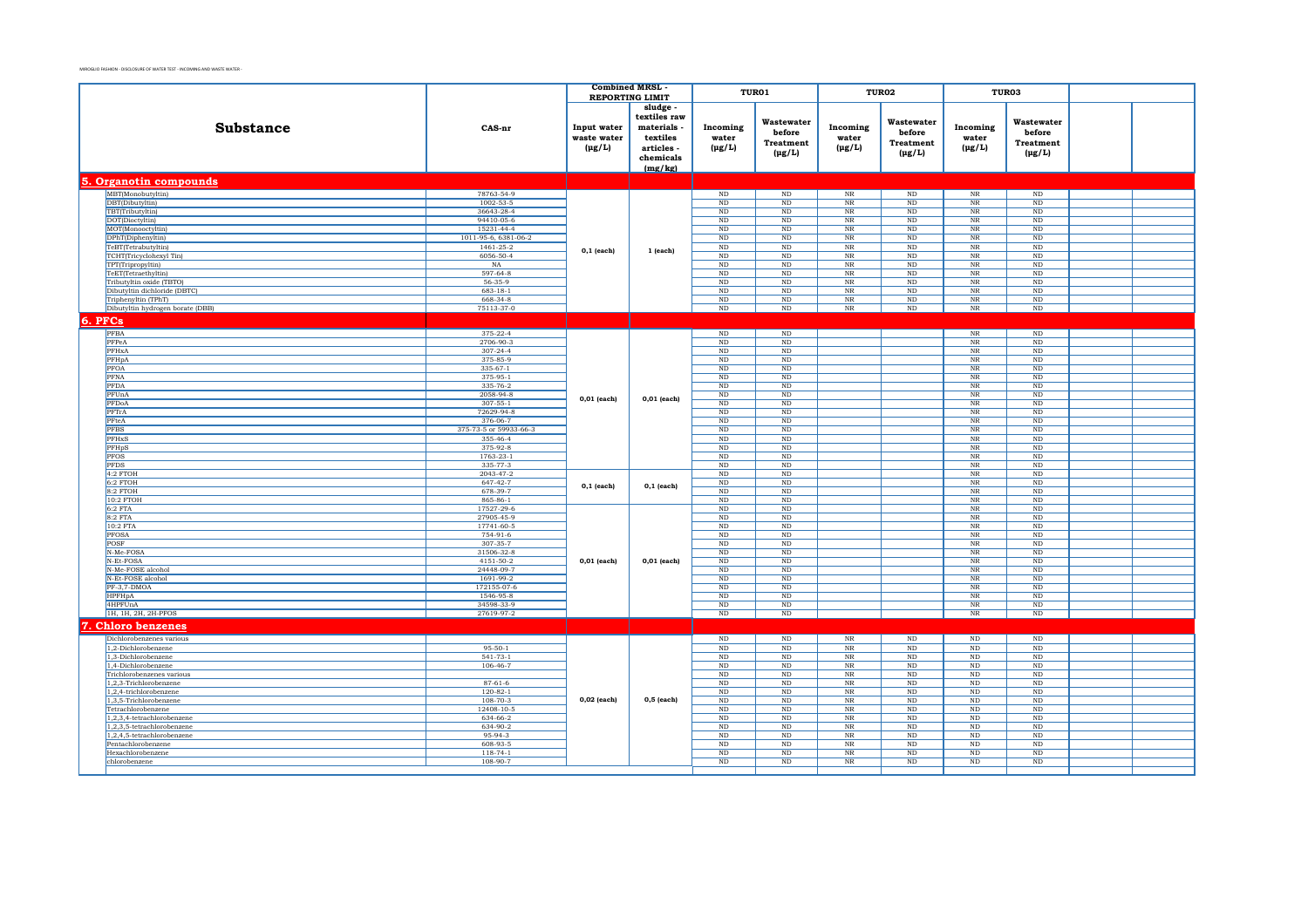MIROGLIO FASHION - DISCLOSURE OF WATER TEST - INCOMING AND WASTE WATER -

| Substance | CAS-nr | Combined MRSL - REPORTING LIMIT | | TUR01 | | TUR02 | | TUR03 | | | |
|---|---|---|---|---|---|---|---|---|---|---|---|
| | | Input water waste water (µg/L) | sludge - textiles raw materials - textiles articles - chemicals (mg/kg) | Incoming water (µg/L) | Wastewater before Treatment (µg/L) | Incoming water (µg/L) | Wastewater before Treatment (µg/L) | Incoming water (µg/L) | Wastewater before Treatment (µg/L) | | |
| **5. Organotin compounds** | | | | | | | | | | | |
| MBT(Monobutyltin) | 78763-54-9 | 0,1 (each) | 1 (each) | ND | ND | NR | ND | NR | ND | | |
| DBT(Dibutyltin) | 1002-53-5 | | | ND | ND | NR | ND | NR | ND | | |
| TBT(Tributyltin) | 36643-28-4 | | | ND | ND | NR | ND | NR | ND | | |
| DOT(Dioctyltin) | 94410-05-6 | | | ND | ND | NR | ND | NR | ND | | |
| MOT(Monooctyltin) | 15231-44-4 | | | ND | ND | NR | ND | NR | ND | | |
| DPhT(Diphenyltin) | 1011-95-6, 6381-06-2 | | | ND | ND | NR | ND | NR | ND | | |
| TeBT(Tetrabutyltin) | 1461-25-2 | | | ND | ND | NR | ND | NR | ND | | |
| TCHT(Tricyclohexyl Tin) | 6056-50-4 | | | ND | ND | NR | ND | NR | ND | | |
| TPT(Tripropyltin) | NA | | | ND | ND | NR | ND | NR | ND | | |
| TeET(Tetraethyltin) | 597-64-8 | | | ND | ND | NR | ND | NR | ND | | |
| Tributyltin oxide (TBTO) | 56-35-9 | | | ND | ND | NR | ND | NR | ND | | |
| Dibutyltin dichloride (DBTC) | 683-18-1 | | | ND | ND | NR | ND | NR | ND | | |
| Triphenyltin (TPhT) | 668-34-8 | | | ND | ND | NR | ND | NR | ND | | |
| Dibutyltin hydrogen borate (DBB) | 75113-37-0 | | | ND | ND | NR | ND | NR | ND | | |
| **6. PFCs** | | | | | | | | | | | |
| PFBA | 375-22-4 | 0,01 (each) | 0,01 (each) | ND | ND | | | NR | ND | | |
| PFPeA | 2706-90-3 | | | ND | ND | | | NR | ND | | |
| PFHxA | 307-24-4 | | | ND | ND | | | NR | ND | | |
| PFHpA | 375-85-9 | | | ND | ND | | | NR | ND | | |
| PFOA | 335-67-1 | | | ND | ND | | | NR | ND | | |
| PFNA | 375-95-1 | | | ND | ND | | | NR | ND | | |
| PFDA | 335-76-2 | | | ND | ND | | | NR | ND | | |
| PFUnA | 2058-94-8 | | | ND | ND | | | NR | ND | | |
| PFDoA | 307-55-1 | | | ND | ND | | | NR | ND | | |
| PFTrA | 72629-94-8 | | | ND | ND | | | NR | ND | | |
| PFteA | 376-06-7 | | | ND | ND | | | NR | ND | | |
| PFBS | 375-73-5 or 59933-66-3 | | | ND | ND | | | NR | ND | | |
| PFHxS | 355-46-4 | | | ND | ND | | | NR | ND | | |
| PFHpS | 375-92-8 | | | ND | ND | | | NR | ND | | |
| PFOS | 1763-23-1 | | | ND | ND | | | NR | ND | | |
| PFDS | 335-77-3 | | | ND | ND | | | NR | ND | | |
| 4:2 FTOH | 2043-47-2 | 0,1 (each) | 0,1 (each) | ND | ND | | | NR | ND | | |
| 6:2 FTOH | 647-42-7 | | | ND | ND | | | NR | ND | | |
| 8:2 FTOH | 678-39-7 | | | ND | ND | | | NR | ND | | |
| 10:2 FTOH | 865-86-1 | | | ND | ND | | | NR | ND | | |
| 6:2 FTA | 17527-29-6 | 0,01 (each) | 0,01 (each) | ND | ND | | | NR | ND | | |
| 8:2 FTA | 27905-45-9 | | | ND | ND | | | NR | ND | | |
| 10:2 FTA | 17741-60-5 | | | ND | ND | | | NR | ND | | |
| PFOSA | 754-91-6 | | | ND | ND | | | NR | ND | | |
| POSF | 307-35-7 | | | ND | ND | | | NR | ND | | |
| N-Me-FOSA | 31506-32-8 | | | ND | ND | | | NR | ND | | |
| N-Et-FOSA | 4151-50-2 | | | ND | ND | | | NR | ND | | |
| N-Me-FOSE alcohol | 24448-09-7 | | | ND | ND | | | NR | ND | | |
| N-Et-FOSE alcohol | 1691-99-2 | | | ND | ND | | | NR | ND | | |
| PF-3,7-DMOA | 172155-07-6 | | | ND | ND | | | NR | ND | | |
| HPFHpA | 1546-95-8 | | | ND | ND | | | NR | ND | | |
| 4HPFUnA | 34598-33-9 | | | ND | ND | | | NR | ND | | |
| 1H, 1H, 2H, 2H-PFOS | 27619-97-2 | | | ND | ND | | | NR | ND | | |
| **7. Chloro benzenes** | | | | | | | | | | | |
| Dichlorobenzenes various | | 0,02 (each) | 0,5 (each) | ND | ND | NR | ND | ND | ND | | |
| 1,2-Dichlorobenzene | 95-50-1 | | | ND | ND | NR | ND | ND | ND | | |
| 1,3-Dichlorobenzene | 541-73-1 | | | ND | ND | NR | ND | ND | ND | | |
| 1,4-Dichlorobenzene | 106-46-7 | | | ND | ND | NR | ND | ND | ND | | |
| Trichlorobenzenes various | | | | ND | ND | NR | ND | ND | ND | | |
| 1,2,3-Trichlorobenzene | 87-61-6 | | | ND | ND | NR | ND | ND | ND | | |
| 1,2,4-trichlorobenzene | 120-82-1 | | | ND | ND | NR | ND | ND | ND | | |
| 1,3,5-Trichlorobenzene | 108-70-3 | | | ND | ND | NR | ND | ND | ND | | |
| Tetrachlorobenzene | 12408-10-5 | | | ND | ND | NR | ND | ND | ND | | |
| 1,2,3,4-tetrachlorobenzene | 634-66-2 | | | ND | ND | NR | ND | ND | ND | | |
| 1,2,3,5-tetrachlorobenzene | 634-90-2 | | | ND | ND | NR | ND | ND | ND | | |
| 1,2,4,5-tetrachlorobenzene | 95-94-3 | | | ND | ND | NR | ND | ND | ND | | |
| Pentachlorobenzene | 608-93-5 | | | ND | ND | NR | ND | ND | ND | | |
| Hexachlorobenzene | 118-74-1 | | | ND | ND | NR | ND | ND | ND | | |
| chlorobenzene | 108-90-7 | | | ND | ND | NR | ND | ND | ND | | |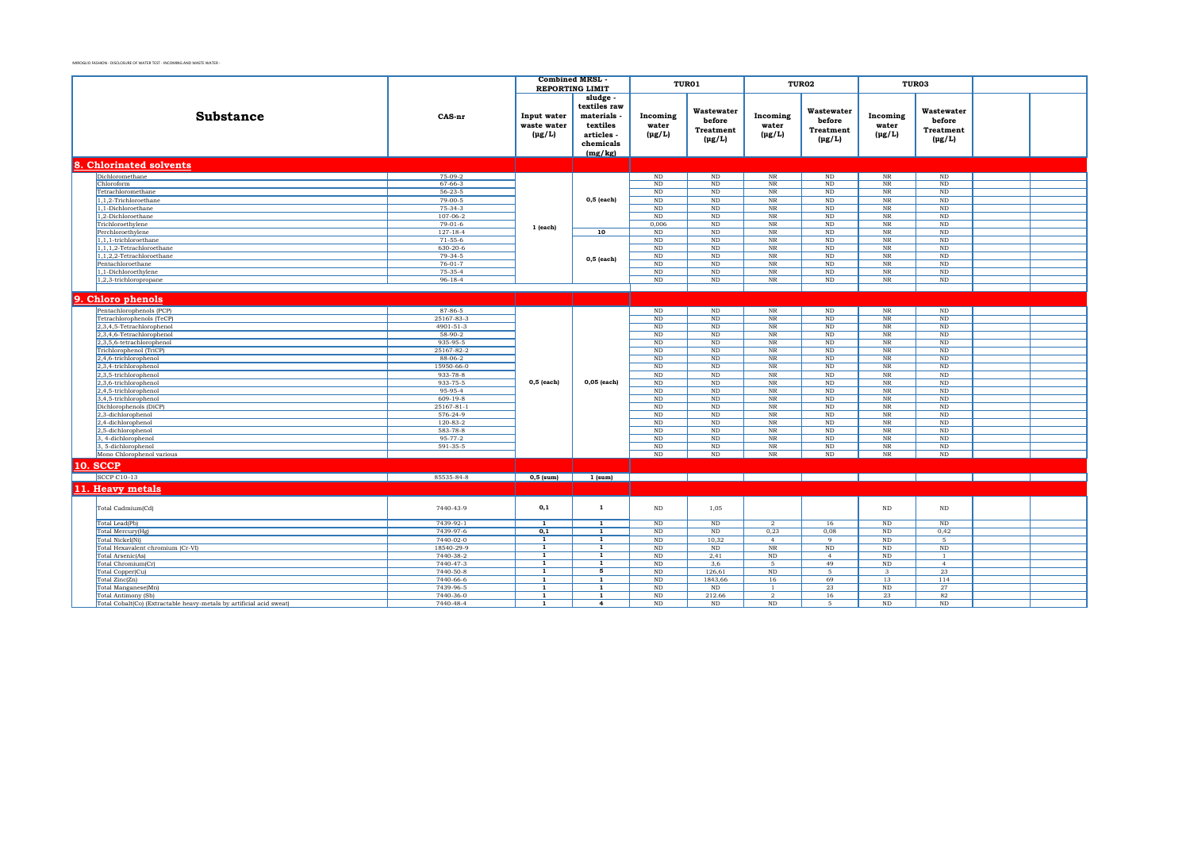MIROGLIO FASHION - DISCLOSURE OF WATER TEST - INCOMING AND WASTE WATER -

| Substance | CAS-nr | Combined MRSL - REPORTING LIMIT | | TUR01 | | TUR02 | | TUR03 | | | |
|---|---|---|---|---|---|---|---|---|---|---|---|
| | | Input water waste water (µg/L) | sludge - textiles raw materials - textiles articles - chemicals (mg/kg) | Incoming water (µg/L) | Wastewater before Treatment (µg/L) | Incoming water (µg/L) | Wastewater before Treatment (µg/L) | Incoming water (µg/L) | Wastewater before Treatment (µg/L) | | |
| **8. Chlorinated solvents** | | | | | | | | | | | |
| Dichloromethane | 75-09-2 | 1 (each) | 0,5 (each) | ND | ND | NR | ND | NR | ND | | |
| Chloroform | 67-66-3 | | | ND | ND | NR | ND | NR | ND | | |
| Tetrachloromethane | 56-23-5 | | | ND | ND | NR | ND | NR | ND | | |
| 1,1,2-Trichloroethane | 79-00-5 | | | ND | ND | NR | ND | NR | ND | | |
| 1,1-Dichloroethane | 75-34-3 | | | ND | ND | NR | ND | NR | ND | | |
| 1,2-Dichloroethane | 107-06-2 | | | ND | ND | NR | ND | NR | ND | | |
| Trichloroethylene | 79-01-6 | | | 0,006 | ND | NR | ND | NR | ND | | |
| Perchloroethylene | 127-18-4 | | 10 | ND | ND | NR | ND | NR | ND | | |
| 1,1,1-trichloroethane | 71-55-6 | | 0,5 (each) | ND | ND | NR | ND | NR | ND | | |
| 1,1,1,2-Tetrachloroethane | 630-20-6 | | | ND | ND | NR | ND | NR | ND | | |
| 1,1,2,2-Tetrachloroethane | 79-34-5 | | | ND | ND | NR | ND | NR | ND | | |
| Pentachloroethane | 76-01-7 | | | ND | ND | NR | ND | NR | ND | | |
| 1,1-Dichloroethylene | 75-35-4 | | | ND | ND | NR | ND | NR | ND | | |
| 1,2,3-trichloropropane | 96-18-4 | | | ND | ND | NR | ND | NR | ND | | |
| **9. Chloro phenols** | | | | | | | | | | | |
| Pentachlorophenols (PCP) | 87-86-5 | 0,5 (each) | 0,05 (each) | ND | ND | NR | ND | NR | ND | | |
| Tetrachlorophenols (TeCP) | 25167-83-3 | | | ND | ND | NR | ND | NR | ND | | |
| 2,3,4,5-Tetrachlorophenol | 4901-51-3 | | | ND | ND | NR | ND | NR | ND | | |
| 2,3,4,6-Tetrachlorophenol | 58-90-2 | | | ND | ND | NR | ND | NR | ND | | |
| 2,3,5,6-tetrachlorophenol | 935-95-5 | | | ND | ND | NR | ND | NR | ND | | |
| Trichlorophenol (TriCP) | 25167-82-2 | | | ND | ND | NR | ND | NR | ND | | |
| 2,4,6-trichlorophenol | 88-06-2 | | | ND | ND | NR | ND | NR | ND | | |
| 2,3,4-trichlorophenol | 15950-66-0 | | | ND | ND | NR | ND | NR | ND | | |
| 2,3,5-trichlorophenol | 933-78-8 | | | ND | ND | NR | ND | NR | ND | | |
| 2,3,6-trichlorophenol | 933-75-5 | | | ND | ND | NR | ND | NR | ND | | |
| 2,4,5-trichlorophenol | 95-95-4 | | | ND | ND | NR | ND | NR | ND | | |
| 3,4,5-trichlorophenol | 609-19-8 | | | ND | ND | NR | ND | NR | ND | | |
| Dichlorophenols (DiCP) | 25167-81-1 | | | ND | ND | NR | ND | NR | ND | | |
| 2,3-dichlorophenol | 576-24-9 | | | ND | ND | NR | ND | NR | ND | | |
| 2,4-dichlorophenol | 120-83-2 | | | ND | ND | NR | ND | NR | ND | | |
| 2,5-dichlorophenol | 583-78-8 | | | ND | ND | NR | ND | NR | ND | | |
| 3, 4-dichlorophenol | 95-77-2 | | | ND | ND | NR | ND | NR | ND | | |
| 3, 5-dichlorophenol | 591-35-5 | | | ND | ND | NR | ND | NR | ND | | |
| Mono Chlorophenol various | | | | ND | ND | NR | ND | NR | ND | | |
| **10. SCCP** | | | | | | | | | | | |
| SCCP C10-13 | 85535-84-8 | 0,5 (sum) | 1 (sum) | | | | | | | | |
| **11. Heavy metals** | | | | | | | | | | | |
| Total Cadmium(Cd) | 7440-43-9 | 0,1 | 1 | ND | 1,05 | | | ND | ND | | |
| Total Lead(Pb) | 7439-92-1 | 1 | 1 | ND | ND | 2 | 16 | ND | ND | | |
| Total Mercury(Hg) | 7439-97-6 | 0,1 | 1 | ND | ND | 0,23 | 0,08 | ND | 0,42 | | |
| Total Nickel(Ni) | 7440-02-0 | 1 | 1 | ND | 10,32 | 4 | 9 | ND | 5 | | |
| Total Hexavalent chromium (Cr-VI) | 18540-29-9 | 1 | 1 | ND | ND | NR | ND | ND | ND | | |
| Total Arsenic(As) | 7440-38-2 | 1 | 1 | ND | 2,41 | ND | 4 | ND | 1 | | |
| Total Chromium(Cr) | 7440-47-3 | 1 | 1 | ND | 3,6 | 5 | 49 | ND | 4 | | |
| Total Copper(Cu) | 7440-50-8 | 1 | 5 | ND | 126,61 | ND | 5 | 3 | 23 | | |
| Total Zinc(Zn) | 7440-66-6 | 1 | 1 | ND | 1843,66 | 16 | 69 | 13 | 114 | | |
| Total Manganese(Mn) | 7439-96-5 | 1 | 1 | ND | ND | 1 | 23 | ND | 27 | | |
| Total Antimony (Sb) | 7440-36-0 | 1 | 1 | ND | 212.66 | 2 | 16 | 23 | 82 | | |
| Total Cobalt(Co) (Extractable heavy-metals by artificial acid sweat) | 7440-48-4 | 1 | 4 | ND | ND | ND | 5 | ND | ND | | |